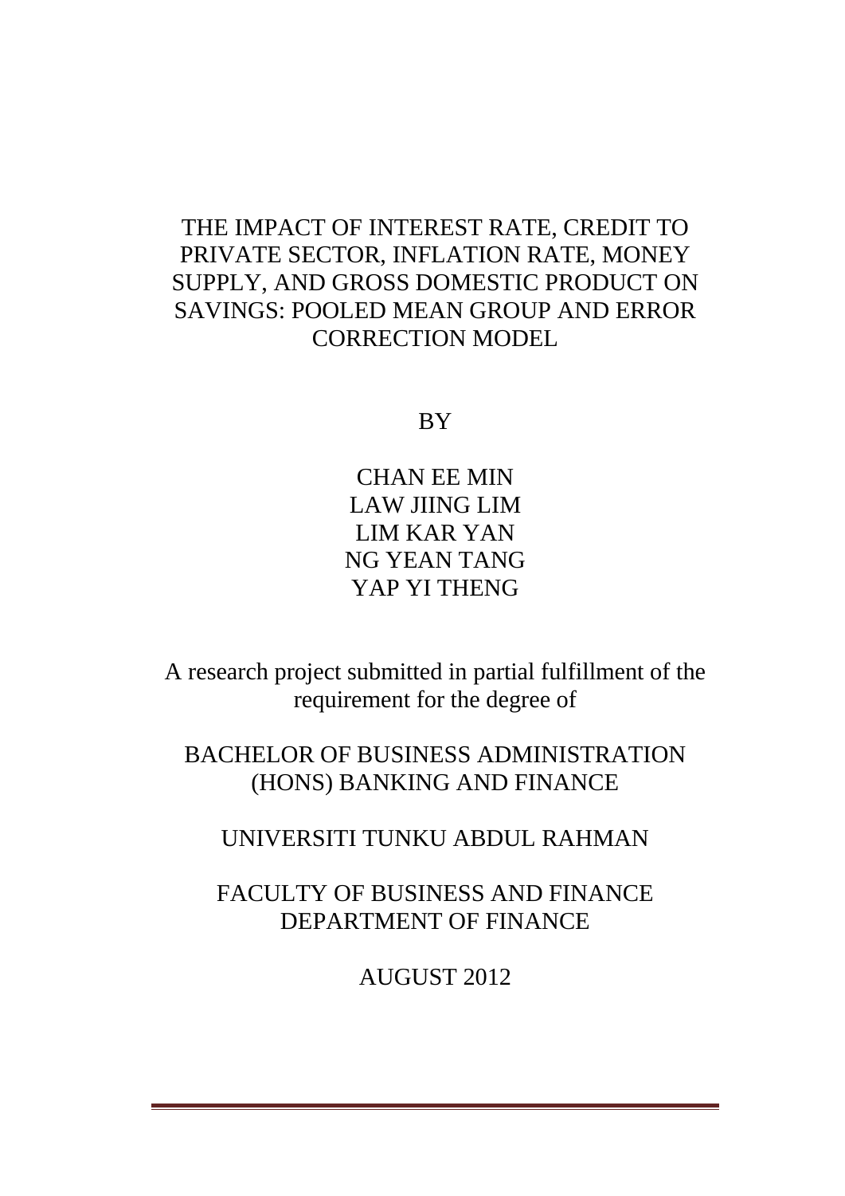# THE IMPACT OF INTEREST RATE, CREDIT TO PRIVATE SECTOR, INFLATION RATE, MONEY SUPPLY, AND GROSS DOMESTIC PRODUCT ON SAVINGS: POOLED MEAN GROUP AND ERROR CORRECTION MODEL

BY

CHAN EE MIN
LAW JIING LIM
LIM KAR YAN
NG YEAN TANG
YAP YI THENG

A research project submitted in partial fulfillment of the requirement for the degree of

BACHELOR OF BUSINESS ADMINISTRATION (HONS) BANKING AND FINANCE

UNIVERSITI TUNKU ABDUL RAHMAN

FACULTY OF BUSINESS AND FINANCE
DEPARTMENT OF FINANCE

AUGUST 2012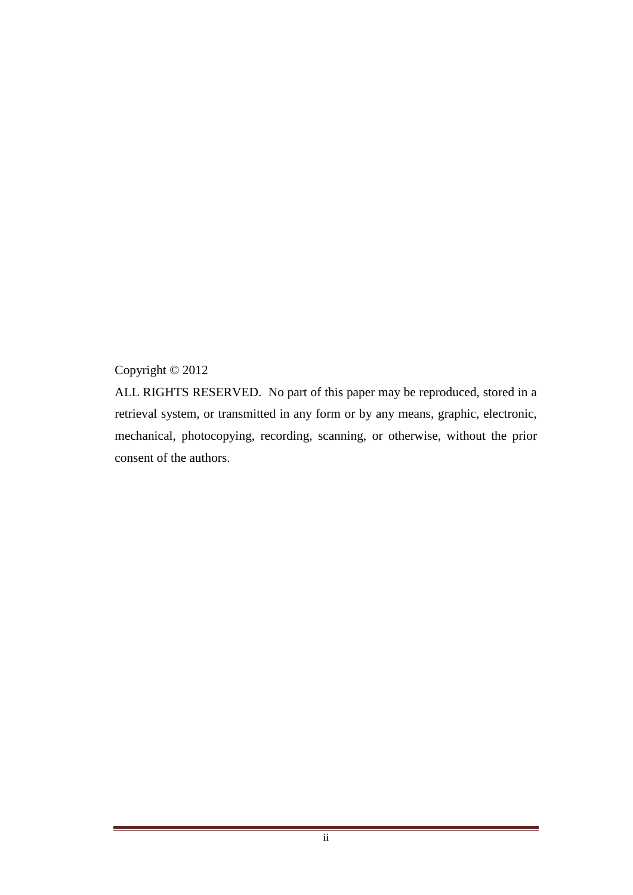Copyright © 2012

ALL RIGHTS RESERVED. No part of this paper may be reproduced, stored in a retrieval system, or transmitted in any form or by any means, graphic, electronic, mechanical, photocopying, recording, scanning, or otherwise, without the prior consent of the authors.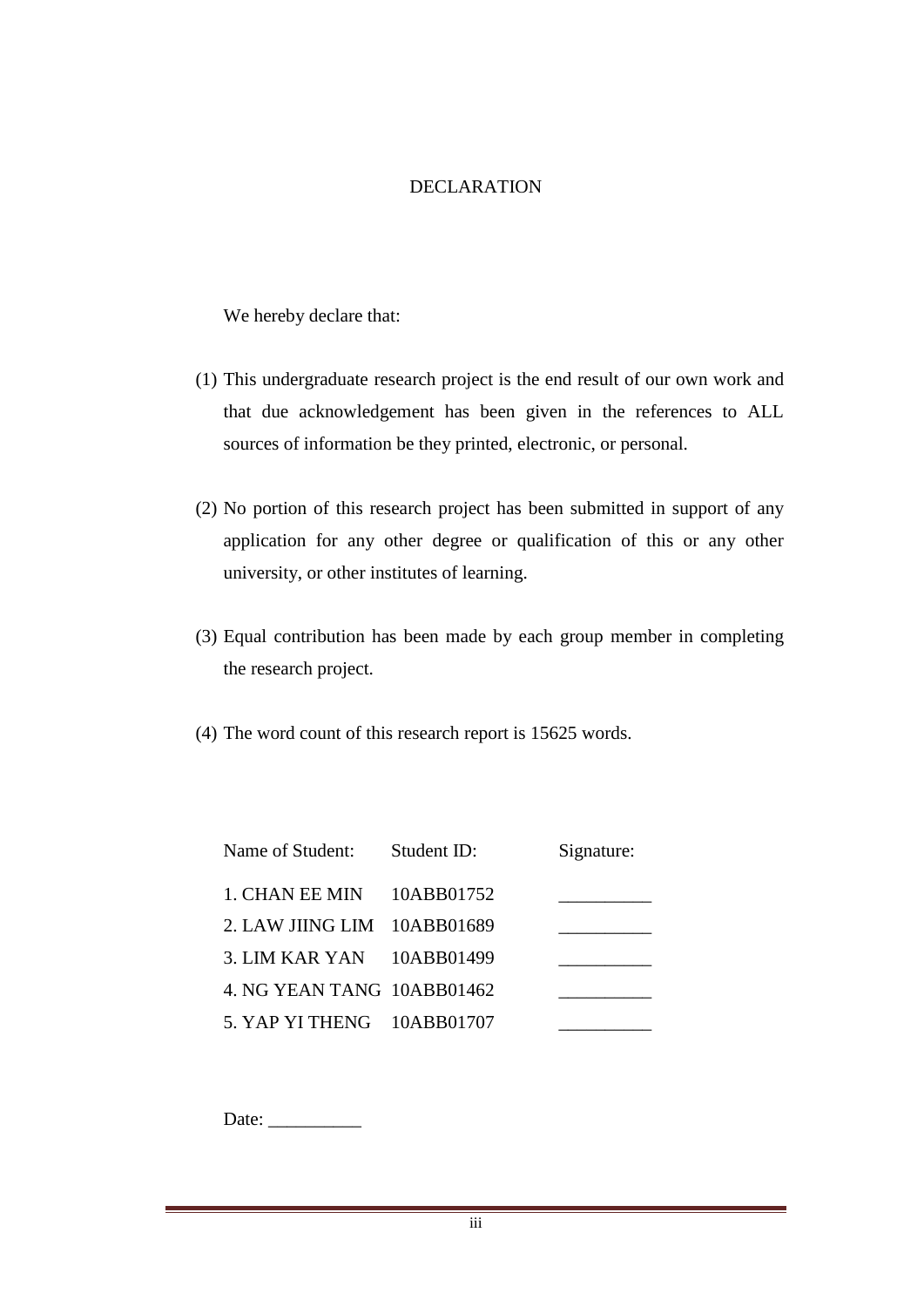# DECLARATION

We hereby declare that:

(1) This undergraduate research project is the end result of our own work and that due acknowledgement has been given in the references to ALL sources of information be they printed, electronic, or personal.

(2) No portion of this research project has been submitted in support of any application for any other degree or qualification of this or any other university, or other institutes of learning.

(3) Equal contribution has been made by each group member in completing the research project.

(4) The word count of this research report is 15625 words.

| Name of Student: | Student ID: | Signature: |
| --- | --- | --- |
| 1. CHAN EE MIN | 10ABB01752 | __________ |
| 2. LAW JIING LIM | 10ABB01689 | __________ |
| 3. LIM KAR YAN | 10ABB01499 | __________ |
| 4. NG YEAN TANG | 10ABB01462 | __________ |
| 5. YAP YI THENG | 10ABB01707 | __________ |

Date: __________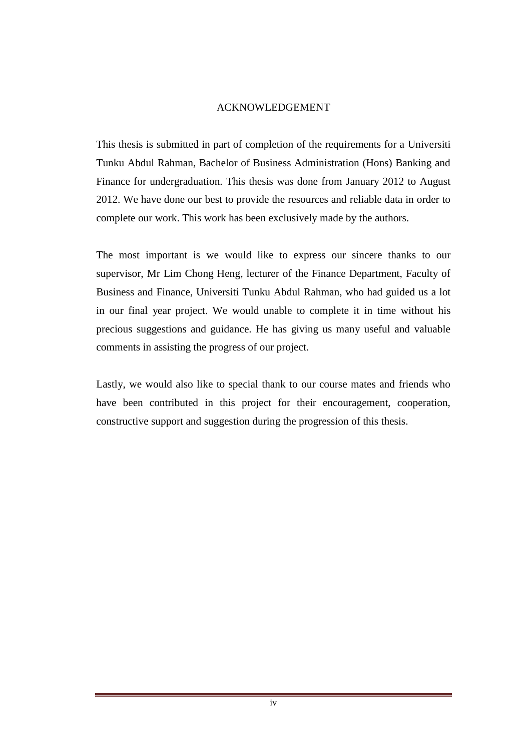# ACKNOWLEDGEMENT

This thesis is submitted in part of completion of the requirements for a Universiti Tunku Abdul Rahman, Bachelor of Business Administration (Hons) Banking and Finance for undergraduation. This thesis was done from January 2012 to August 2012. We have done our best to provide the resources and reliable data in order to complete our work. This work has been exclusively made by the authors.

The most important is we would like to express our sincere thanks to our supervisor, Mr Lim Chong Heng, lecturer of the Finance Department, Faculty of Business and Finance, Universiti Tunku Abdul Rahman, who had guided us a lot in our final year project. We would unable to complete it in time without his precious suggestions and guidance. He has giving us many useful and valuable comments in assisting the progress of our project.

Lastly, we would also like to special thank to our course mates and friends who have been contributed in this project for their encouragement, cooperation, constructive support and suggestion during the progression of this thesis.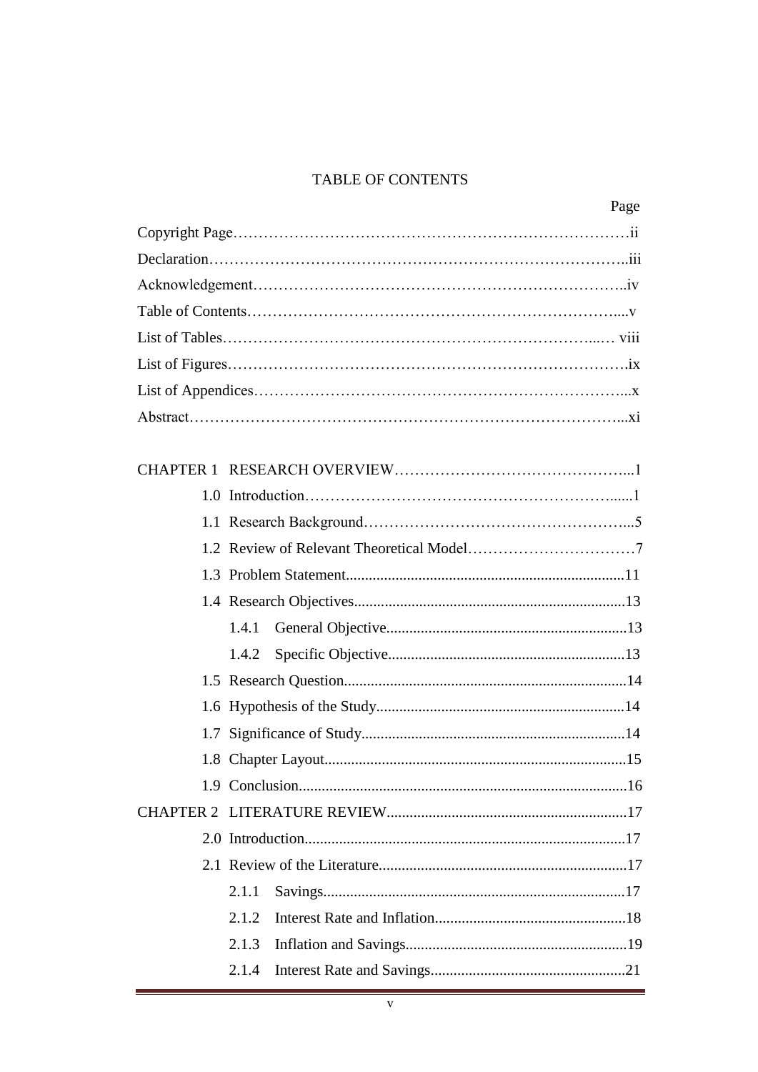# TABLE OF CONTENTS

| | Page |
|---|---|
| Copyright Page | ii |
| Declaration | iii |
| Acknowledgement | iv |
| Table of Contents | v |
| List of Tables | viii |
| List of Figures | ix |
| List of Appendices | x |
| Abstract | xi |

| | | | Page |
|---|---|---|---|
| CHAPTER 1 | RESEARCH OVERVIEW | | 1 |
| | 1.0 | Introduction | 1 |
| | 1.1 | Research Background | 5 |
| | 1.2 | Review of Relevant Theoretical Model | 7 |
| | 1.3 | Problem Statement | 11 |
| | 1.4 | Research Objectives | 13 |
| | | 1.4.1 General Objective | 13 |
| | | 1.4.2 Specific Objective | 13 |
| | 1.5 | Research Question | 14 |
| | 1.6 | Hypothesis of the Study | 14 |
| | 1.7 | Significance of Study | 14 |
| | 1.8 | Chapter Layout | 15 |
| | 1.9 | Conclusion | 16 |
| CHAPTER 2 | LITERATURE REVIEW | | 17 |
| | 2.0 | Introduction | 17 |
| | 2.1 | Review of the Literature | 17 |
| | | 2.1.1 Savings | 17 |
| | | 2.1.2 Interest Rate and Inflation | 18 |
| | | 2.1.3 Inflation and Savings | 19 |
| | | 2.1.4 Interest Rate and Savings | 21 |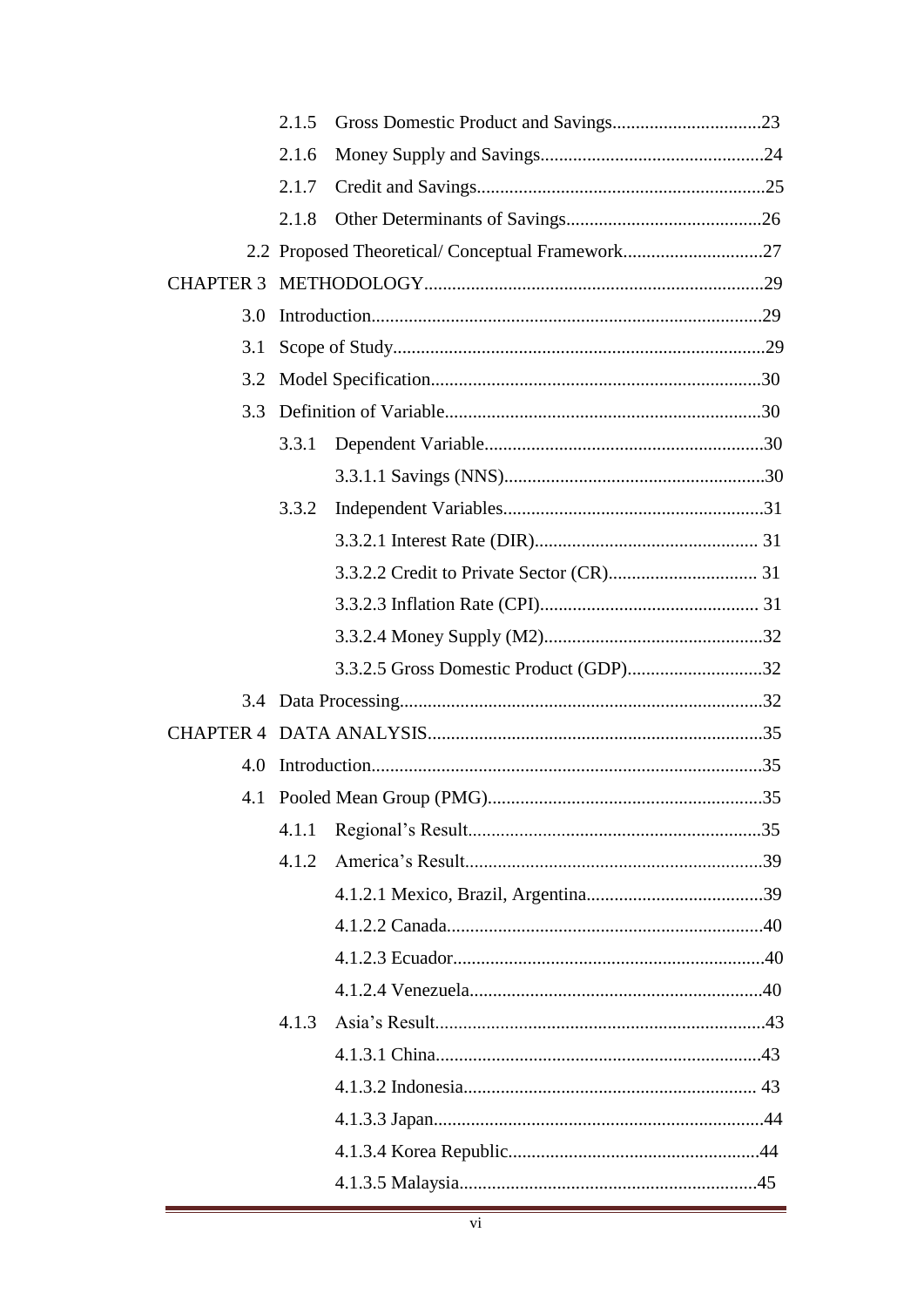2.1.5 Gross Domestic Product and Savings....23

2.1.6 Money Supply and Savings....24

2.1.7 Credit and Savings....25

2.1.8 Other Determinants of Savings....26

2.2 Proposed Theoretical/ Conceptual Framework....27

CHAPTER 3 METHODOLOGY....29

3.0 Introduction....29

3.1 Scope of Study....29

3.2 Model Specification....30

3.3 Definition of Variable....30

3.3.1 Dependent Variable....30

3.3.1.1 Savings (NNS)....30

3.3.2 Independent Variables....31

3.3.2.1 Interest Rate (DIR).... 31

3.3.2.2 Credit to Private Sector (CR).... 31

3.3.2.3 Inflation Rate (CPI).... 31

3.3.2.4 Money Supply (M2)....32

3.3.2.5 Gross Domestic Product (GDP)....32

3.4 Data Processing....32

CHAPTER 4 DATA ANALYSIS....35

4.0 Introduction....35

4.1 Pooled Mean Group (PMG)....35

4.1.1 Regional's Result....35

4.1.2 America's Result....39

4.1.2.1 Mexico, Brazil, Argentina....39

4.1.2.2 Canada....40

4.1.2.3 Ecuador....40

4.1.2.4 Venezuela....40

4.1.3 Asia's Result....43

4.1.3.1 China....43

4.1.3.2 Indonesia.... 43

4.1.3.3 Japan....44

4.1.3.4 Korea Republic....44

4.1.3.5 Malaysia....45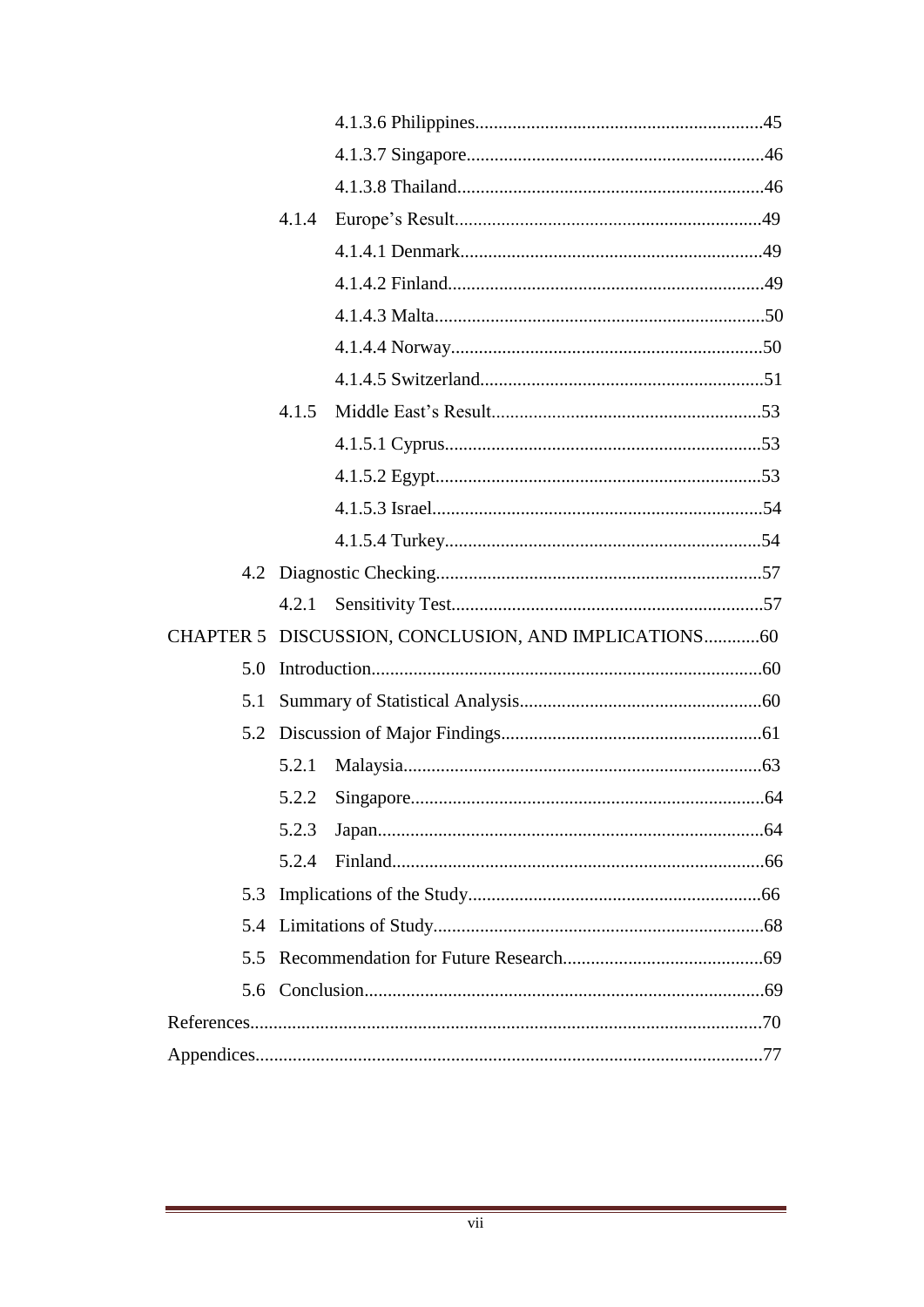4.1.3.6 Philippines.............................................................45

4.1.3.7 Singapore...............................................................46

4.1.3.8 Thailand.................................................................46

4.1.4 Europe's Result.................................................................49

4.1.4.1 Denmark................................................................49

4.1.4.2 Finland...................................................................49

4.1.4.3 Malta.....................................................................50

4.1.4.4 Norway..................................................................50

4.1.4.5 Switzerland............................................................51

4.1.5 Middle East's Result.........................................................53

4.1.5.1 Cyprus...................................................................53

4.1.5.2 Egypt.....................................................................53

4.1.5.3 Israel......................................................................54

4.1.5.4 Turkey...................................................................54

4.2 Diagnostic Checking.....................................................................57

4.2.1 Sensitivity Test..................................................................57

CHAPTER 5 DISCUSSION, CONCLUSION, AND IMPLICATIONS............60

5.0 Introduction..................................................................................60

5.1 Summary of Statistical Analysis...................................................60

5.2 Discussion of Major Findings.......................................................61

5.2.1 Malaysia............................................................................63

5.2.2 Singapore...........................................................................64

5.2.3 Japan..................................................................................64

5.2.4 Finland...............................................................................66

5.3 Implications of the Study..............................................................66

5.4 Limitations of Study......................................................................68

5.5 Recommendation for Future Research..........................................69

5.6 Conclusion.....................................................................................69

References............................................................................................................70

Appendices...........................................................................................................77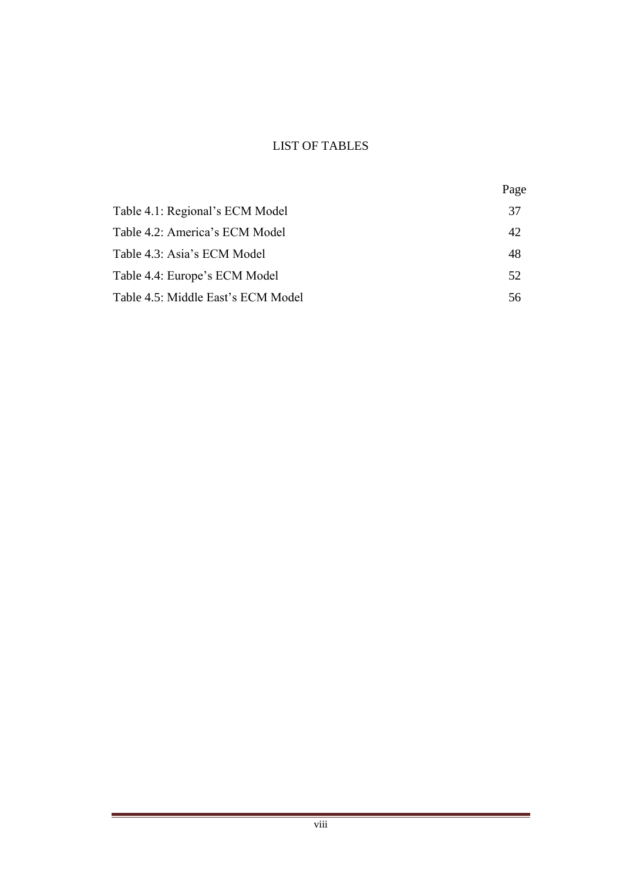# LIST OF TABLES

| | Page |
|---|---|
| Table 4.1: Regional's ECM Model | 37 |
| Table 4.2: America's ECM Model | 42 |
| Table 4.3: Asia's ECM Model | 48 |
| Table 4.4: Europe's ECM Model | 52 |
| Table 4.5: Middle East's ECM Model | 56 |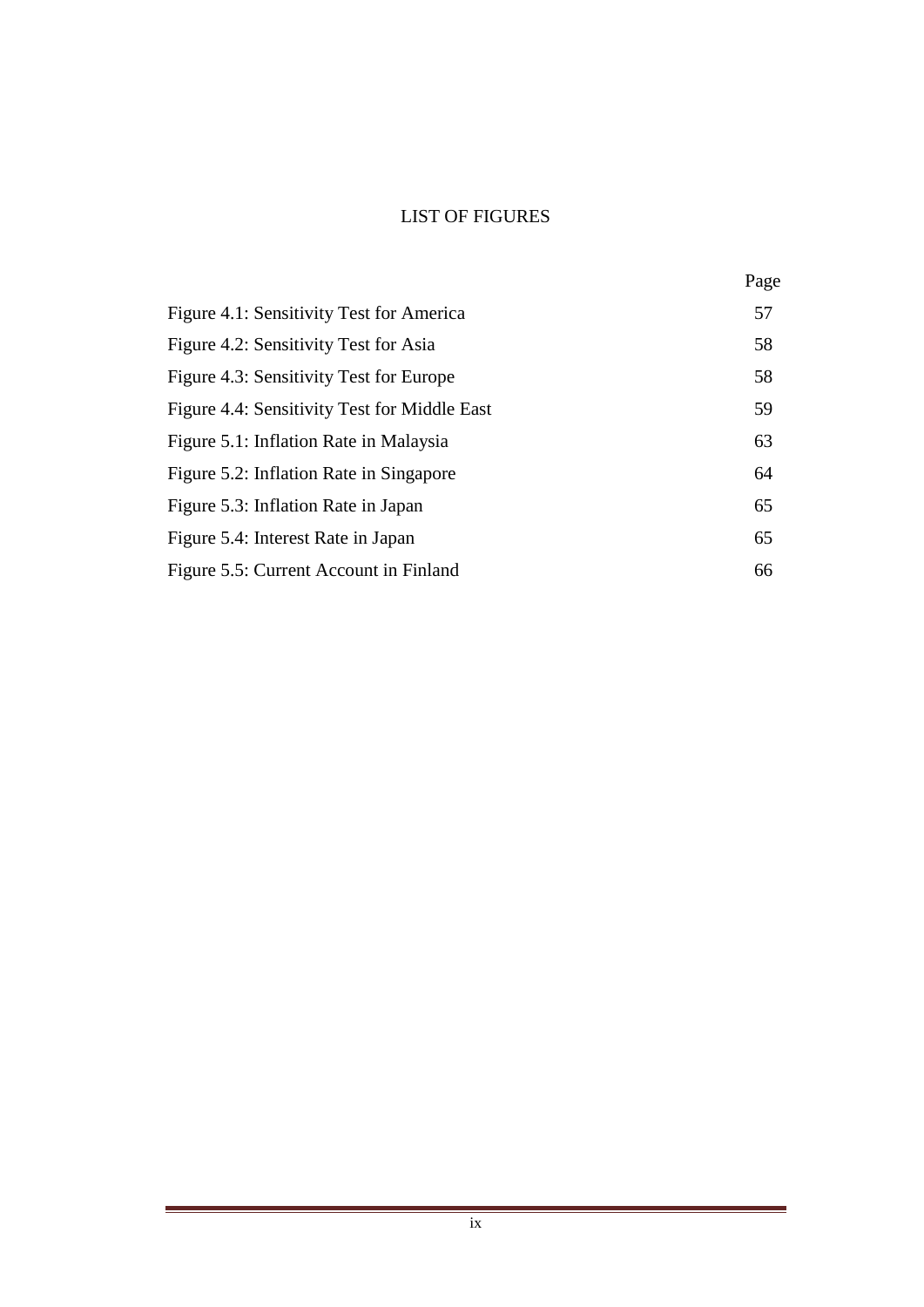# LIST OF FIGURES

| | Page |
|---|---|
| Figure 4.1: Sensitivity Test for America | 57 |
| Figure 4.2: Sensitivity Test for Asia | 58 |
| Figure 4.3: Sensitivity Test for Europe | 58 |
| Figure 4.4: Sensitivity Test for Middle East | 59 |
| Figure 5.1: Inflation Rate in Malaysia | 63 |
| Figure 5.2: Inflation Rate in Singapore | 64 |
| Figure 5.3: Inflation Rate in Japan | 65 |
| Figure 5.4: Interest Rate in Japan | 65 |
| Figure 5.5: Current Account in Finland | 66 |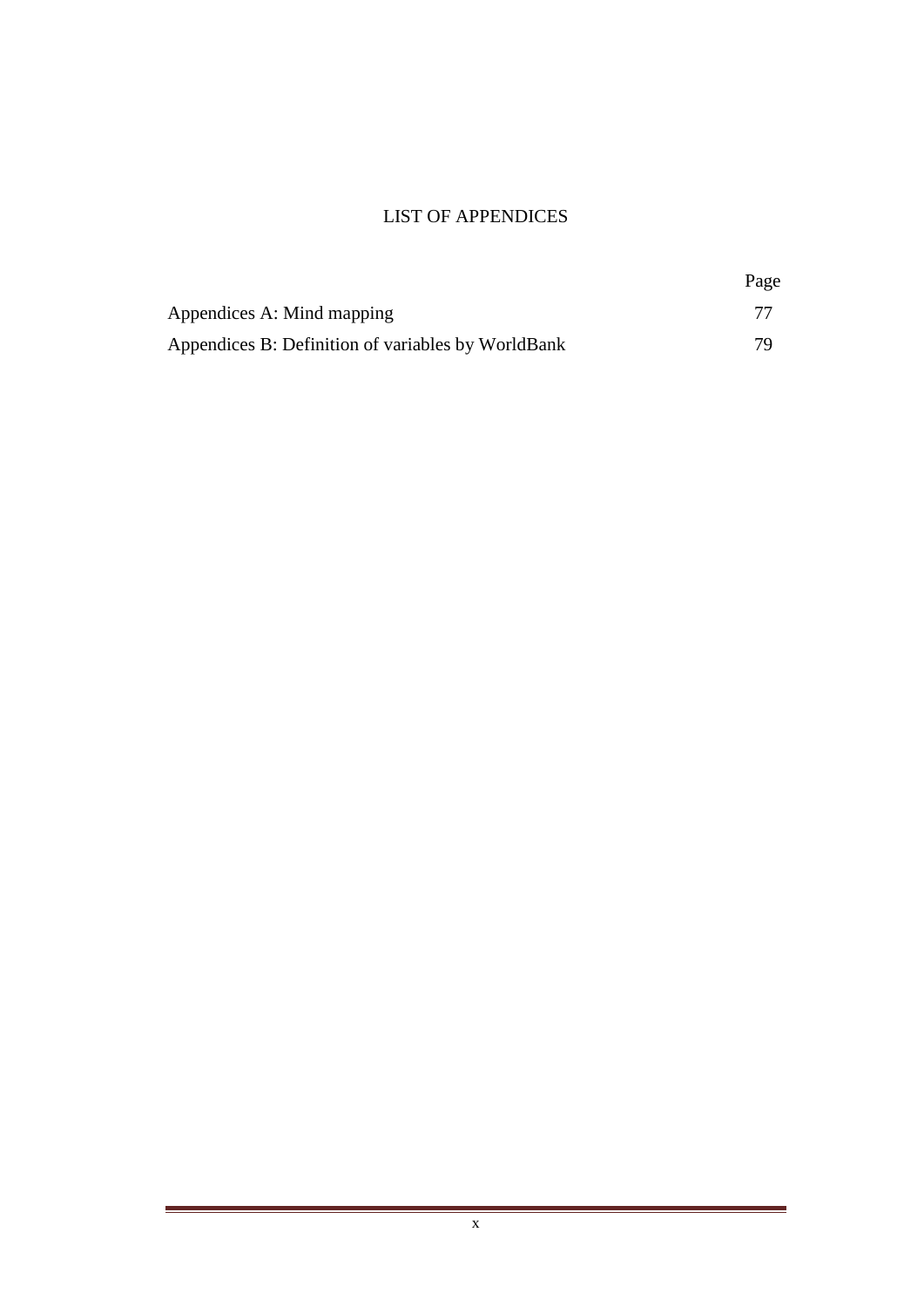# LIST OF APPENDICES

| | Page |
|---|---|
| Appendices A: Mind mapping | 77 |
| Appendices B: Definition of variables by WorldBank | 79 |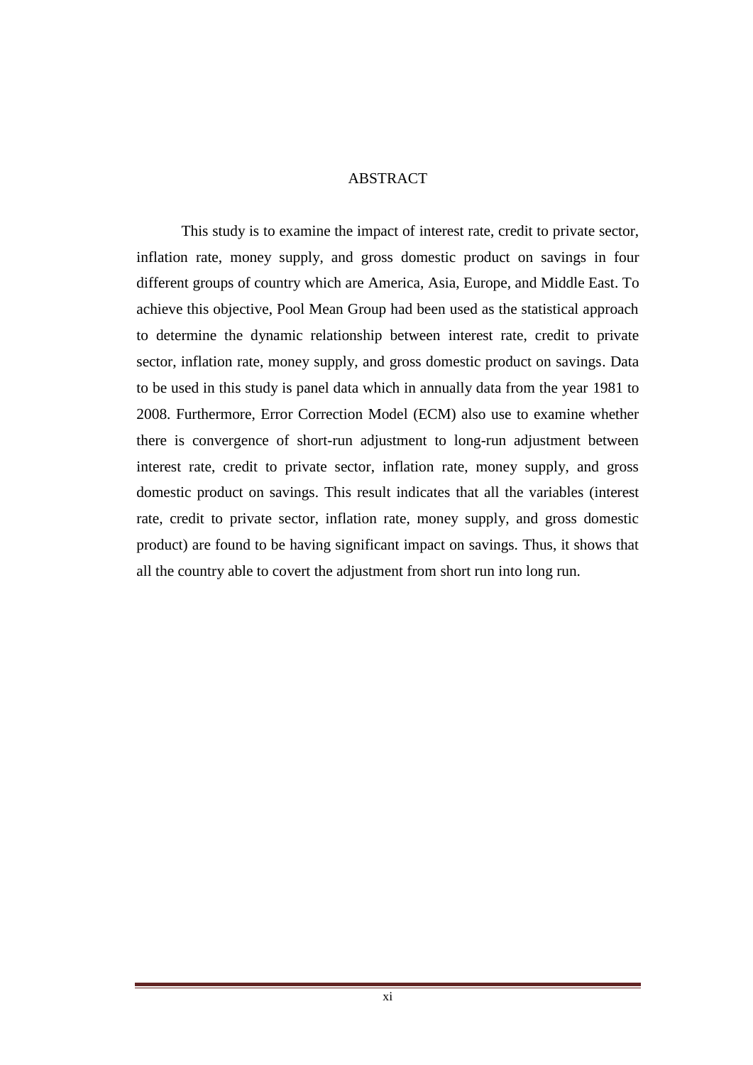# ABSTRACT

This study is to examine the impact of interest rate, credit to private sector, inflation rate, money supply, and gross domestic product on savings in four different groups of country which are America, Asia, Europe, and Middle East. To achieve this objective, Pool Mean Group had been used as the statistical approach to determine the dynamic relationship between interest rate, credit to private sector, inflation rate, money supply, and gross domestic product on savings. Data to be used in this study is panel data which in annually data from the year 1981 to 2008. Furthermore, Error Correction Model (ECM) also use to examine whether there is convergence of short-run adjustment to long-run adjustment between interest rate, credit to private sector, inflation rate, money supply, and gross domestic product on savings. This result indicates that all the variables (interest rate, credit to private sector, inflation rate, money supply, and gross domestic product) are found to be having significant impact on savings. Thus, it shows that all the country able to covert the adjustment from short run into long run.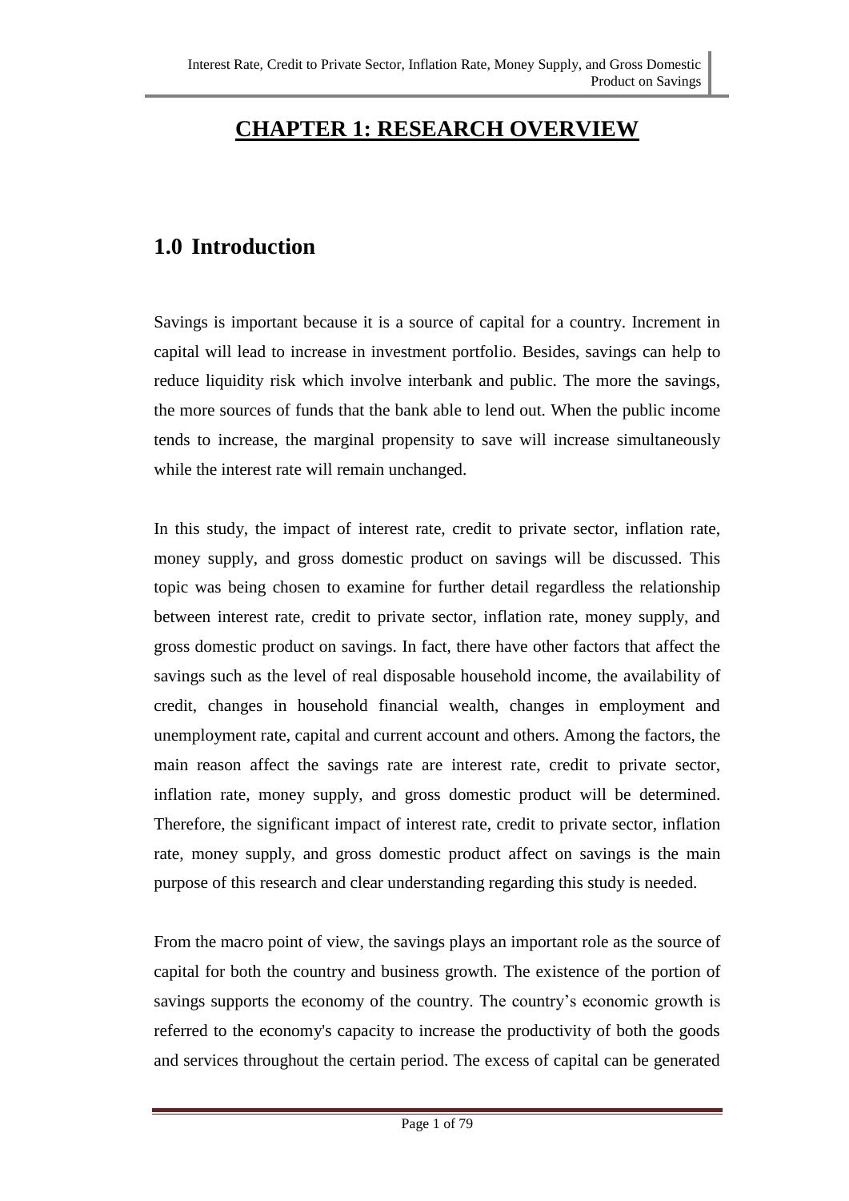# CHAPTER 1: RESEARCH OVERVIEW

## 1.0 Introduction

Savings is important because it is a source of capital for a country. Increment in capital will lead to increase in investment portfolio. Besides, savings can help to reduce liquidity risk which involve interbank and public. The more the savings, the more sources of funds that the bank able to lend out. When the public income tends to increase, the marginal propensity to save will increase simultaneously while the interest rate will remain unchanged.

In this study, the impact of interest rate, credit to private sector, inflation rate, money supply, and gross domestic product on savings will be discussed. This topic was being chosen to examine for further detail regardless the relationship between interest rate, credit to private sector, inflation rate, money supply, and gross domestic product on savings. In fact, there have other factors that affect the savings such as the level of real disposable household income, the availability of credit, changes in household financial wealth, changes in employment and unemployment rate, capital and current account and others. Among the factors, the main reason affect the savings rate are interest rate, credit to private sector, inflation rate, money supply, and gross domestic product will be determined. Therefore, the significant impact of interest rate, credit to private sector, inflation rate, money supply, and gross domestic product affect on savings is the main purpose of this research and clear understanding regarding this study is needed.

From the macro point of view, the savings plays an important role as the source of capital for both the country and business growth. The existence of the portion of savings supports the economy of the country. The country's economic growth is referred to the economy's capacity to increase the productivity of both the goods and services throughout the certain period. The excess of capital can be generated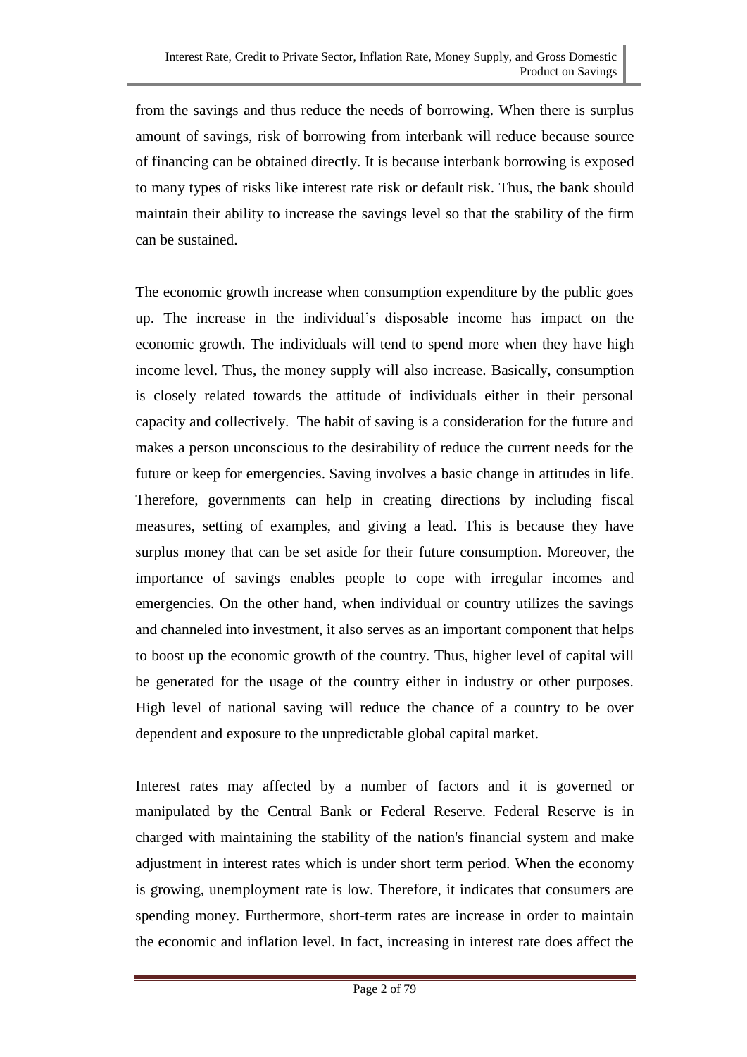from the savings and thus reduce the needs of borrowing. When there is surplus amount of savings, risk of borrowing from interbank will reduce because source of financing can be obtained directly. It is because interbank borrowing is exposed to many types of risks like interest rate risk or default risk. Thus, the bank should maintain their ability to increase the savings level so that the stability of the firm can be sustained.

The economic growth increase when consumption expenditure by the public goes up. The increase in the individual's disposable income has impact on the economic growth. The individuals will tend to spend more when they have high income level. Thus, the money supply will also increase. Basically, consumption is closely related towards the attitude of individuals either in their personal capacity and collectively. The habit of saving is a consideration for the future and makes a person unconscious to the desirability of reduce the current needs for the future or keep for emergencies. Saving involves a basic change in attitudes in life. Therefore, governments can help in creating directions by including fiscal measures, setting of examples, and giving a lead. This is because they have surplus money that can be set aside for their future consumption. Moreover, the importance of savings enables people to cope with irregular incomes and emergencies. On the other hand, when individual or country utilizes the savings and channeled into investment, it also serves as an important component that helps to boost up the economic growth of the country. Thus, higher level of capital will be generated for the usage of the country either in industry or other purposes. High level of national saving will reduce the chance of a country to be over dependent and exposure to the unpredictable global capital market.

Interest rates may affected by a number of factors and it is governed or manipulated by the Central Bank or Federal Reserve. Federal Reserve is in charged with maintaining the stability of the nation's financial system and make adjustment in interest rates which is under short term period. When the economy is growing, unemployment rate is low. Therefore, it indicates that consumers are spending money. Furthermore, short-term rates are increase in order to maintain the economic and inflation level. In fact, increasing in interest rate does affect the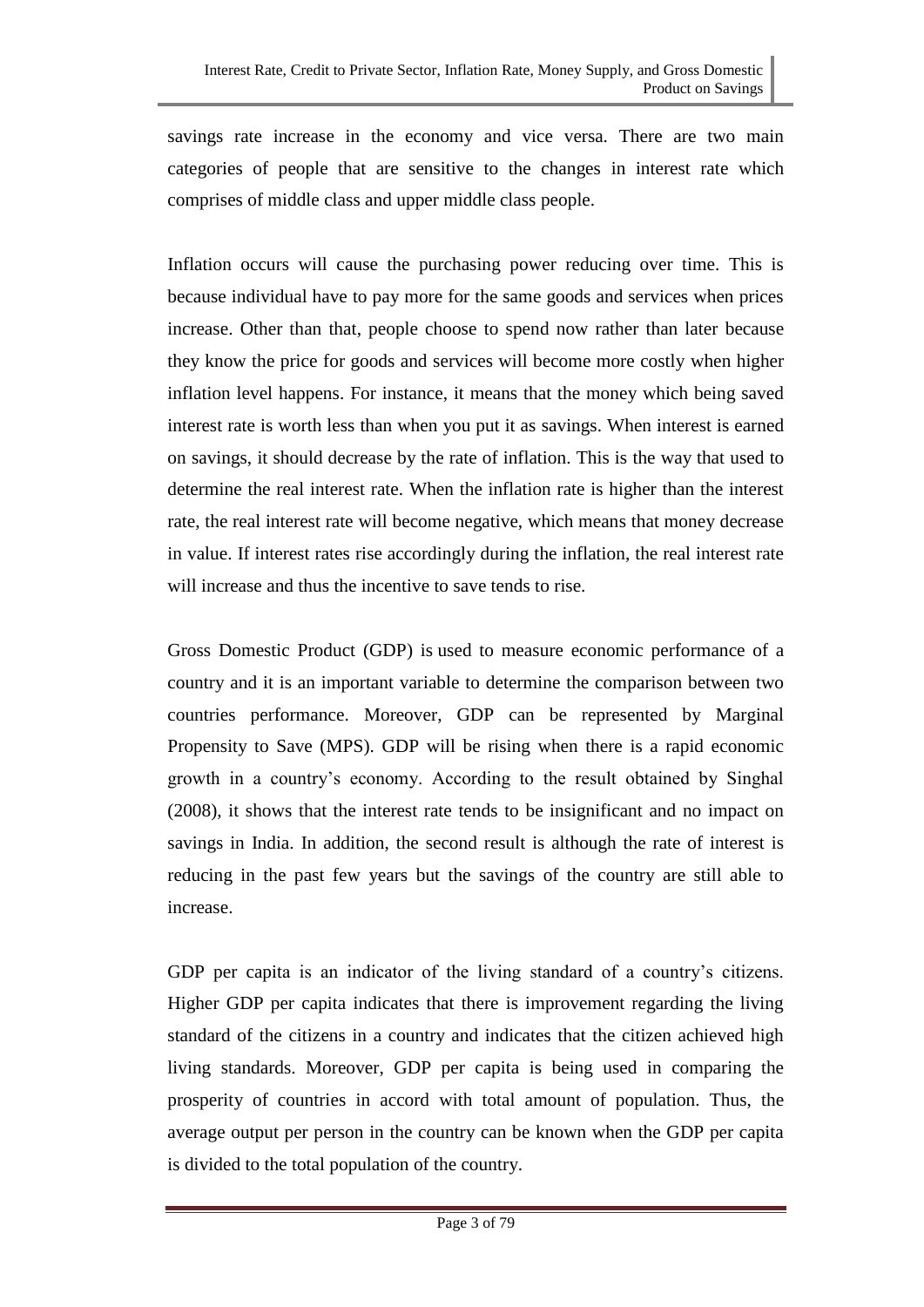savings rate increase in the economy and vice versa. There are two main categories of people that are sensitive to the changes in interest rate which comprises of middle class and upper middle class people.

Inflation occurs will cause the purchasing power reducing over time. This is because individual have to pay more for the same goods and services when prices increase. Other than that, people choose to spend now rather than later because they know the price for goods and services will become more costly when higher inflation level happens. For instance, it means that the money which being saved interest rate is worth less than when you put it as savings. When interest is earned on savings, it should decrease by the rate of inflation. This is the way that used to determine the real interest rate. When the inflation rate is higher than the interest rate, the real interest rate will become negative, which means that money decrease in value. If interest rates rise accordingly during the inflation, the real interest rate will increase and thus the incentive to save tends to rise.

Gross Domestic Product (GDP) is used to measure economic performance of a country and it is an important variable to determine the comparison between two countries performance. Moreover, GDP can be represented by Marginal Propensity to Save (MPS). GDP will be rising when there is a rapid economic growth in a country's economy. According to the result obtained by Singhal (2008), it shows that the interest rate tends to be insignificant and no impact on savings in India. In addition, the second result is although the rate of interest is reducing in the past few years but the savings of the country are still able to increase.

GDP per capita is an indicator of the living standard of a country's citizens. Higher GDP per capita indicates that there is improvement regarding the living standard of the citizens in a country and indicates that the citizen achieved high living standards. Moreover, GDP per capita is being used in comparing the prosperity of countries in accord with total amount of population. Thus, the average output per person in the country can be known when the GDP per capita is divided to the total population of the country.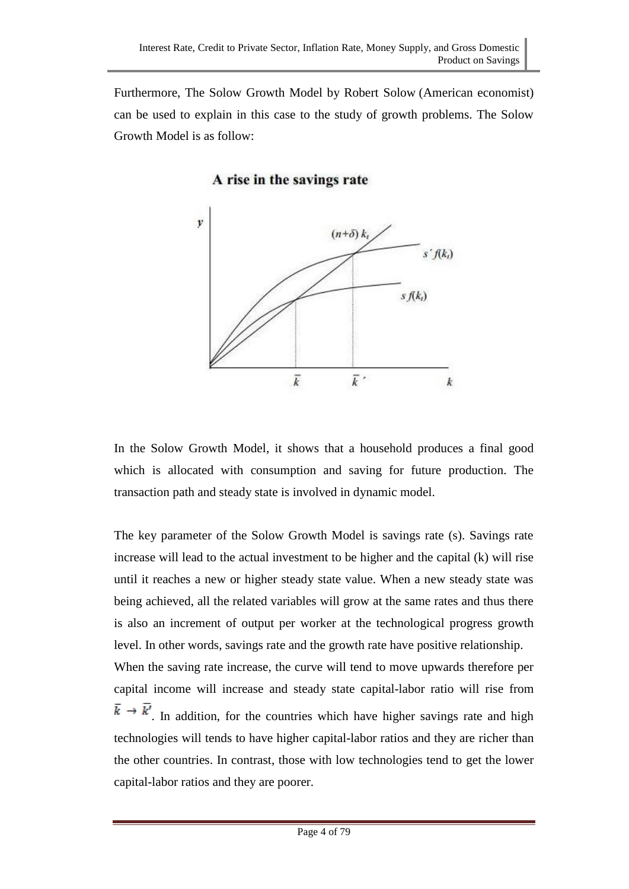Furthermore, The Solow Growth Model by Robert Solow (American economist) can be used to explain in this case to the study of growth problems. The Solow Growth Model is as follow:

A rise in the savings rate

In the Solow Growth Model, it shows that a household produces a final good which is allocated with consumption and saving for future production. The transaction path and steady state is involved in dynamic model.

The key parameter of the Solow Growth Model is savings rate (s). Savings rate increase will lead to the actual investment to be higher and the capital (k) will rise until it reaches a new or higher steady state value. When a new steady state was being achieved, all the related variables will grow at the same rates and thus there is also an increment of output per worker at the technological progress growth level. In other words, savings rate and the growth rate have positive relationship.

When the saving rate increase, the curve will tend to move upwards therefore per capital income will increase and steady state capital-labor ratio will rise from $\bar{k} \rightarrow \bar{k}'$. In addition, for the countries which have higher savings rate and high technologies will tends to have higher capital-labor ratios and they are richer than the other countries. In contrast, those with low technologies tend to get the lower capital-labor ratios and they are poorer.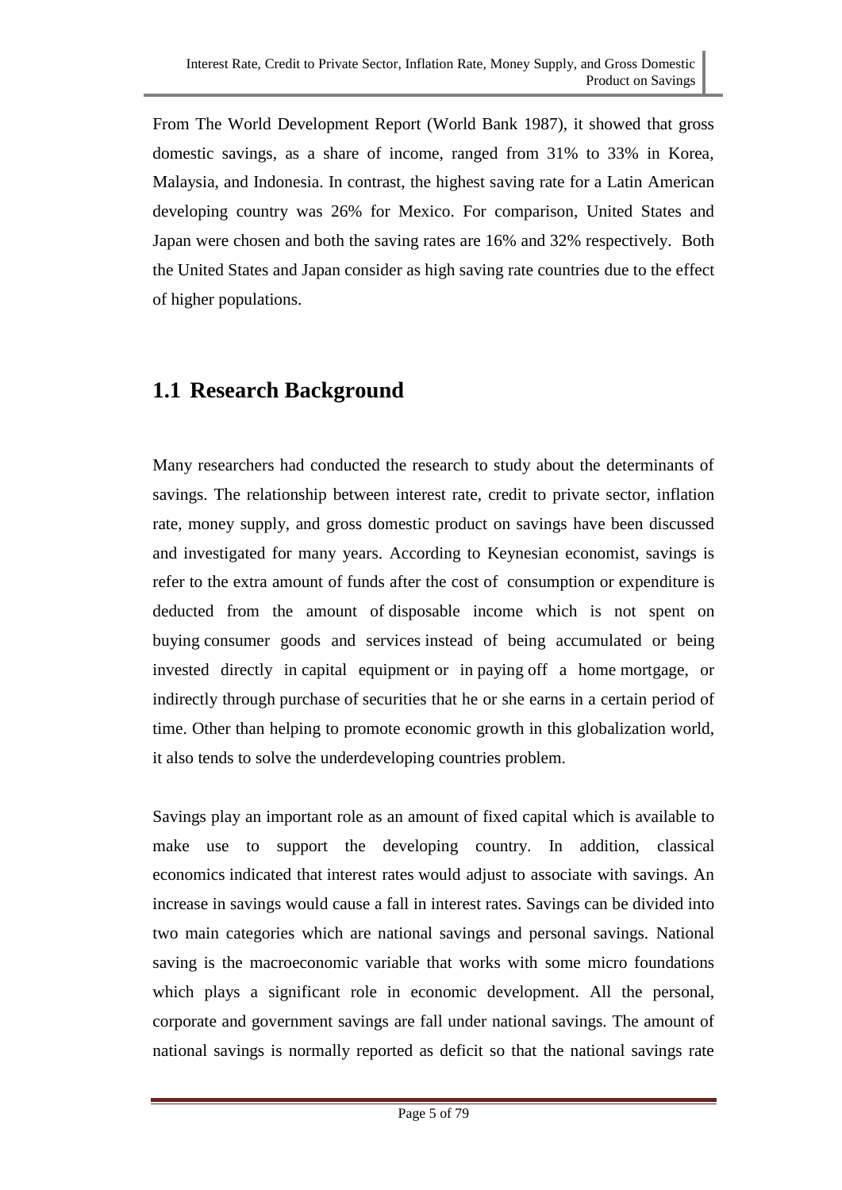From The World Development Report (World Bank 1987), it showed that gross domestic savings, as a share of income, ranged from 31% to 33% in Korea, Malaysia, and Indonesia. In contrast, the highest saving rate for a Latin American developing country was 26% for Mexico. For comparison, United States and Japan were chosen and both the saving rates are 16% and 32% respectively. Both the United States and Japan consider as high saving rate countries due to the effect of higher populations.

## 1.1 Research Background

Many researchers had conducted the research to study about the determinants of savings. The relationship between interest rate, credit to private sector, inflation rate, money supply, and gross domestic product on savings have been discussed and investigated for many years. According to Keynesian economist, savings is refer to the extra amount of funds after the cost of consumption or expenditure is deducted from the amount of disposable income which is not spent on buying consumer goods and services instead of being accumulated or being invested directly in capital equipment or in paying off a home mortgage, or indirectly through purchase of securities that he or she earns in a certain period of time. Other than helping to promote economic growth in this globalization world, it also tends to solve the underdeveloping countries problem.

Savings play an important role as an amount of fixed capital which is available to make use to support the developing country. In addition, classical economics indicated that interest rates would adjust to associate with savings. An increase in savings would cause a fall in interest rates. Savings can be divided into two main categories which are national savings and personal savings. National saving is the macroeconomic variable that works with some micro foundations which plays a significant role in economic development. All the personal, corporate and government savings are fall under national savings. The amount of national savings is normally reported as deficit so that the national savings rate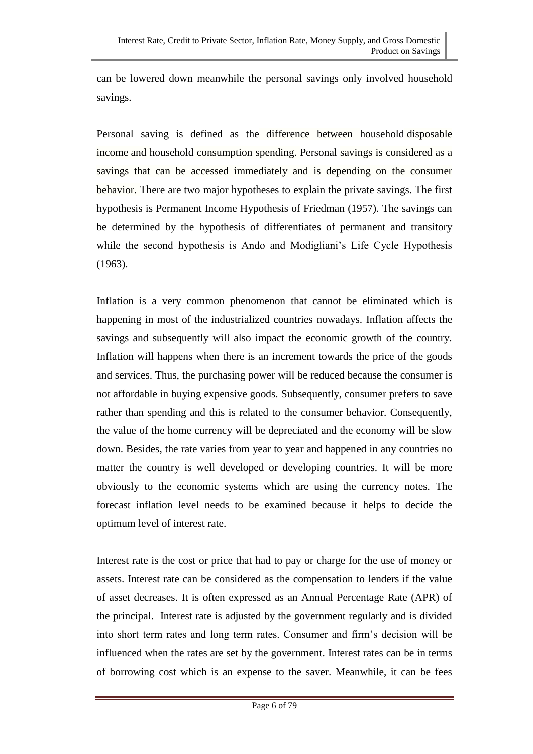can be lowered down meanwhile the personal savings only involved household savings.

Personal saving is defined as the difference between household disposable income and household consumption spending. Personal savings is considered as a savings that can be accessed immediately and is depending on the consumer behavior. There are two major hypotheses to explain the private savings. The first hypothesis is Permanent Income Hypothesis of Friedman (1957). The savings can be determined by the hypothesis of differentiates of permanent and transitory while the second hypothesis is Ando and Modigliani's Life Cycle Hypothesis (1963).

Inflation is a very common phenomenon that cannot be eliminated which is happening in most of the industrialized countries nowadays. Inflation affects the savings and subsequently will also impact the economic growth of the country. Inflation will happens when there is an increment towards the price of the goods and services. Thus, the purchasing power will be reduced because the consumer is not affordable in buying expensive goods. Subsequently, consumer prefers to save rather than spending and this is related to the consumer behavior. Consequently, the value of the home currency will be depreciated and the economy will be slow down. Besides, the rate varies from year to year and happened in any countries no matter the country is well developed or developing countries. It will be more obviously to the economic systems which are using the currency notes. The forecast inflation level needs to be examined because it helps to decide the optimum level of interest rate.

Interest rate is the cost or price that had to pay or charge for the use of money or assets. Interest rate can be considered as the compensation to lenders if the value of asset decreases. It is often expressed as an Annual Percentage Rate (APR) of the principal. Interest rate is adjusted by the government regularly and is divided into short term rates and long term rates. Consumer and firm's decision will be influenced when the rates are set by the government. Interest rates can be in terms of borrowing cost which is an expense to the saver. Meanwhile, it can be fees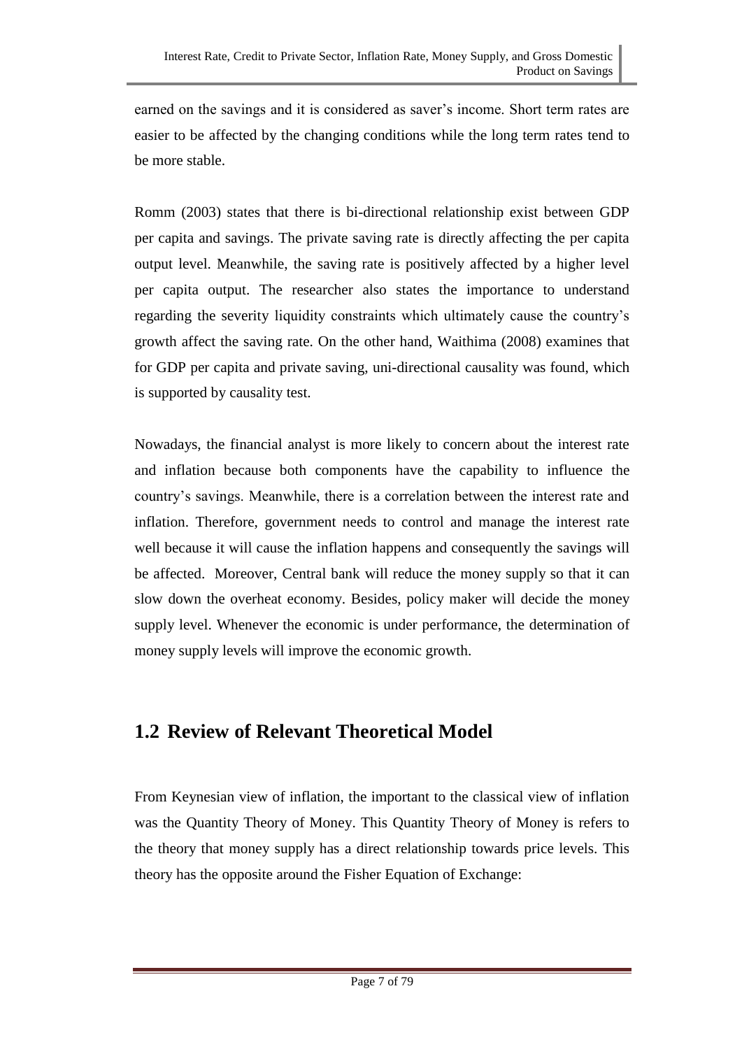earned on the savings and it is considered as saver's income. Short term rates are easier to be affected by the changing conditions while the long term rates tend to be more stable.

Romm (2003) states that there is bi-directional relationship exist between GDP per capita and savings. The private saving rate is directly affecting the per capita output level. Meanwhile, the saving rate is positively affected by a higher level per capita output. The researcher also states the importance to understand regarding the severity liquidity constraints which ultimately cause the country's growth affect the saving rate. On the other hand, Waithima (2008) examines that for GDP per capita and private saving, uni-directional causality was found, which is supported by causality test.

Nowadays, the financial analyst is more likely to concern about the interest rate and inflation because both components have the capability to influence the country's savings. Meanwhile, there is a correlation between the interest rate and inflation. Therefore, government needs to control and manage the interest rate well because it will cause the inflation happens and consequently the savings will be affected. Moreover, Central bank will reduce the money supply so that it can slow down the overheat economy. Besides, policy maker will decide the money supply level. Whenever the economic is under performance, the determination of money supply levels will improve the economic growth.

## 1.2 Review of Relevant Theoretical Model

From Keynesian view of inflation, the important to the classical view of inflation was the Quantity Theory of Money. This Quantity Theory of Money is refers to the theory that money supply has a direct relationship towards price levels. This theory has the opposite around the Fisher Equation of Exchange: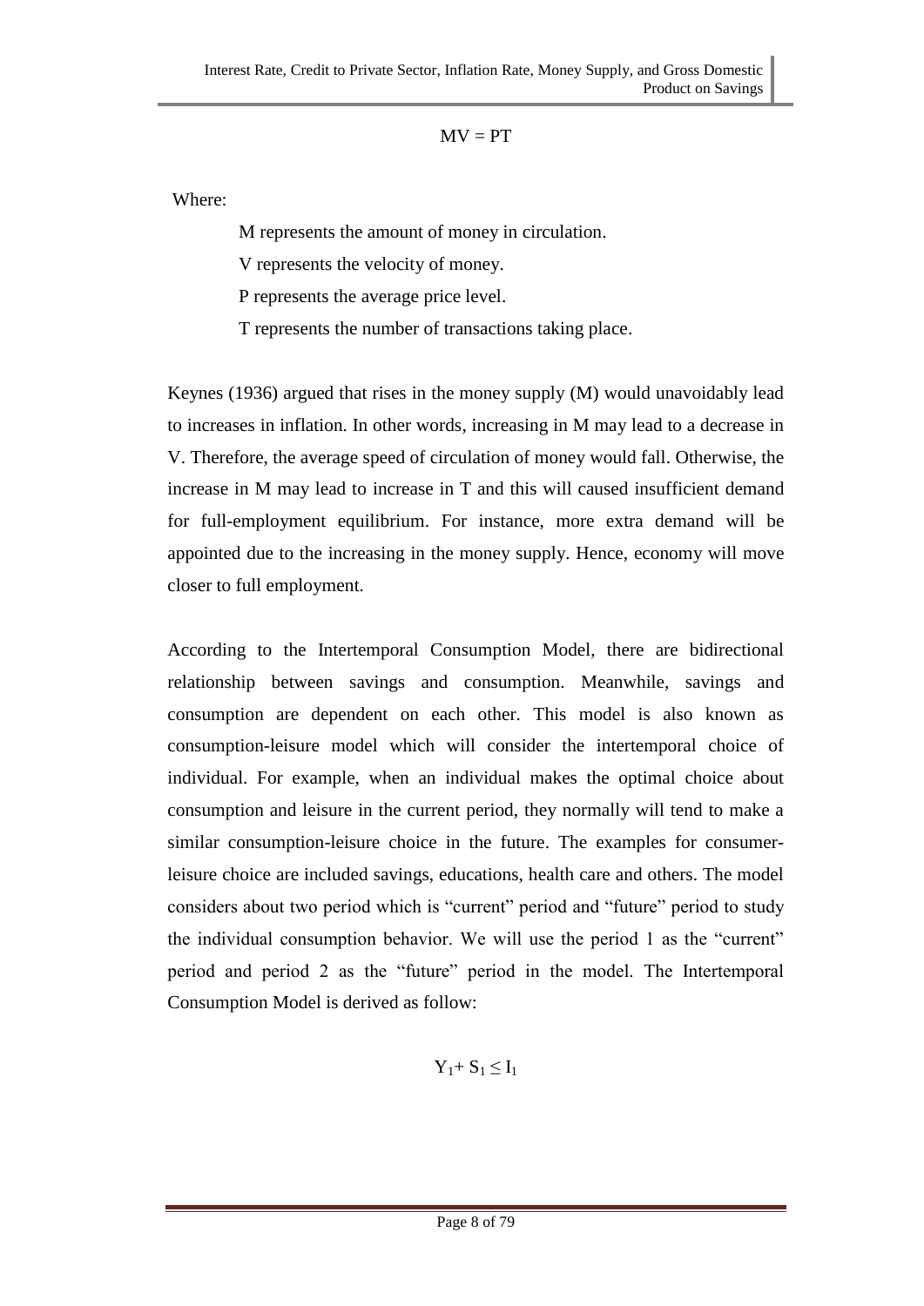$$MV = PT$$

Where:

M represents the amount of money in circulation.

V represents the velocity of money.

P represents the average price level.

T represents the number of transactions taking place.

Keynes (1936) argued that rises in the money supply (M) would unavoidably lead to increases in inflation. In other words, increasing in M may lead to a decrease in V. Therefore, the average speed of circulation of money would fall. Otherwise, the increase in M may lead to increase in T and this will caused insufficient demand for full-employment equilibrium. For instance, more extra demand will be appointed due to the increasing in the money supply. Hence, economy will move closer to full employment.

According to the Intertemporal Consumption Model, there are bidirectional relationship between savings and consumption. Meanwhile, savings and consumption are dependent on each other. This model is also known as consumption-leisure model which will consider the intertemporal choice of individual. For example, when an individual makes the optimal choice about consumption and leisure in the current period, they normally will tend to make a similar consumption-leisure choice in the future. The examples for consumer-leisure choice are included savings, educations, health care and others. The model considers about two period which is "current" period and "future" period to study the individual consumption behavior. We will use the period 1 as the "current" period and period 2 as the "future" period in the model. The Intertemporal Consumption Model is derived as follow:

$$Y_1 + S_1 \leq I_1$$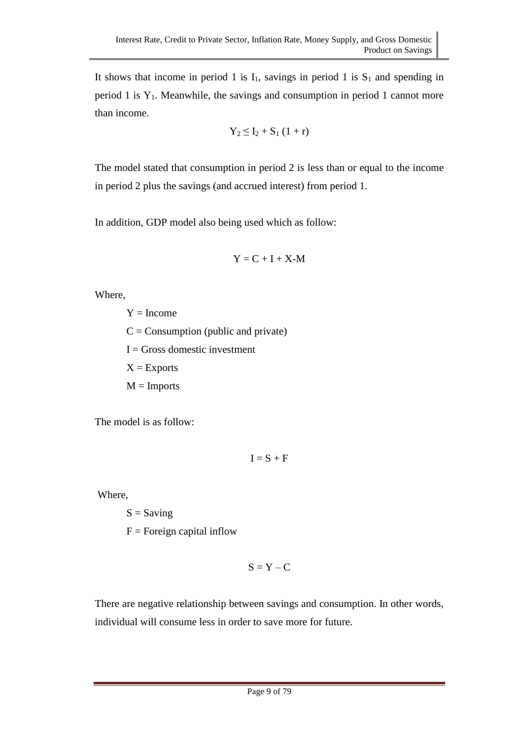It shows that income in period 1 is $I_1$, savings in period 1 is $S_1$ and spending in period 1 is $Y_1$. Meanwhile, the savings and consumption in period 1 cannot more than income.

$$Y_2 \leq I_2 + S_1 (1 + r)$$

The model stated that consumption in period 2 is less than or equal to the income in period 2 plus the savings (and accrued interest) from period 1.

In addition, GDP model also being used which as follow:

$$Y = C + I + X - M$$

Where,

$Y$ = Income

$C$ = Consumption (public and private)

$I$ = Gross domestic investment

$X$ = Exports

$M$ = Imports

The model is as follow:

$$I = S + F$$

Where,

$S$ = Saving

$F$ = Foreign capital inflow

$$S = Y - C$$

There are negative relationship between savings and consumption. In other words, individual will consume less in order to save more for future.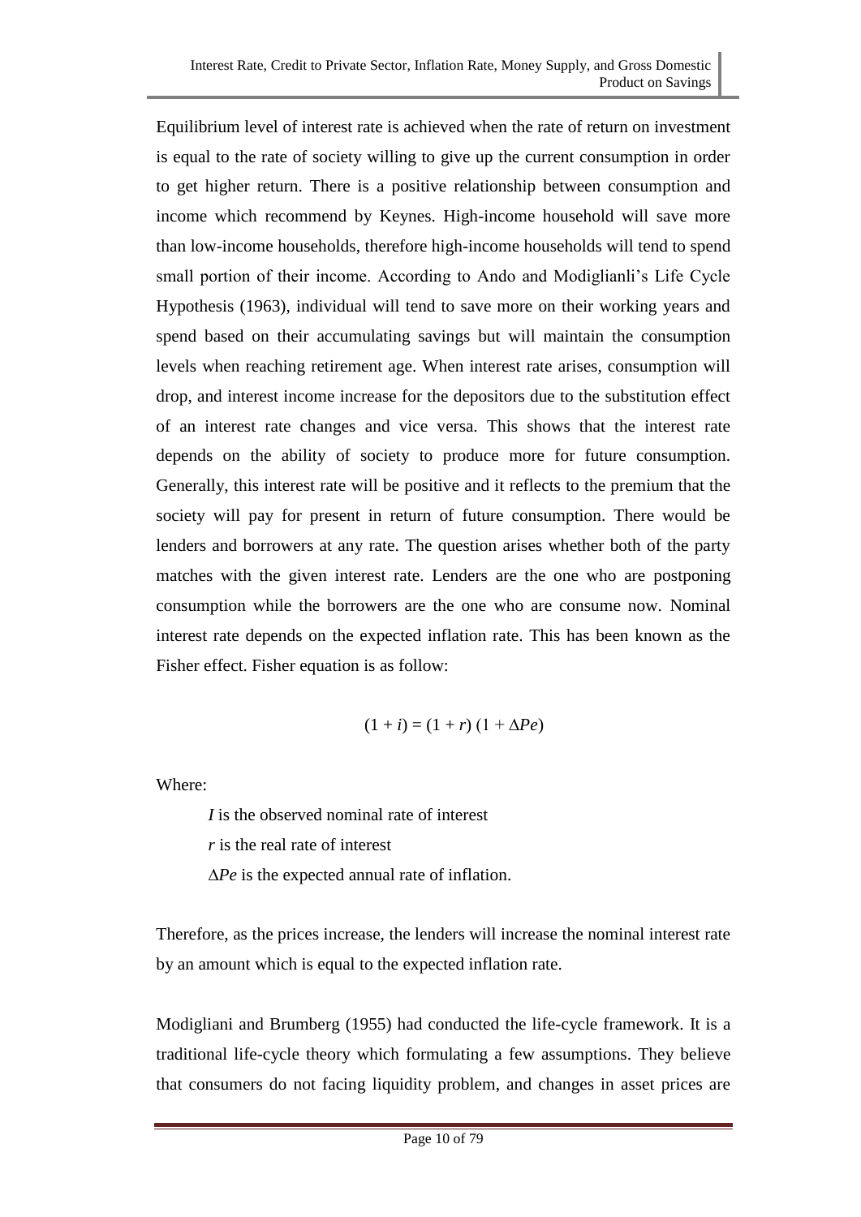Equilibrium level of interest rate is achieved when the rate of return on investment is equal to the rate of society willing to give up the current consumption in order to get higher return. There is a positive relationship between consumption and income which recommend by Keynes. High-income household will save more than low-income households, therefore high-income households will tend to spend small portion of their income. According to Ando and Modiglianli's Life Cycle Hypothesis (1963), individual will tend to save more on their working years and spend based on their accumulating savings but will maintain the consumption levels when reaching retirement age. When interest rate arises, consumption will drop, and interest income increase for the depositors due to the substitution effect of an interest rate changes and vice versa. This shows that the interest rate depends on the ability of society to produce more for future consumption. Generally, this interest rate will be positive and it reflects to the premium that the society will pay for present in return of future consumption. There would be lenders and borrowers at any rate. The question arises whether both of the party matches with the given interest rate. Lenders are the one who are postponing consumption while the borrowers are the one who are consume now. Nominal interest rate depends on the expected inflation rate. This has been known as the Fisher effect. Fisher equation is as follow:

$$(1 + i) = (1 + r)\,(1 + \Delta Pe)$$

Where:

*I* is the observed nominal rate of interest

*r* is the real rate of interest

$\Delta Pe$ is the expected annual rate of inflation.

Therefore, as the prices increase, the lenders will increase the nominal interest rate by an amount which is equal to the expected inflation rate.

Modigliani and Brumberg (1955) had conducted the life-cycle framework. It is a traditional life-cycle theory which formulating a few assumptions. They believe that consumers do not facing liquidity problem, and changes in asset prices are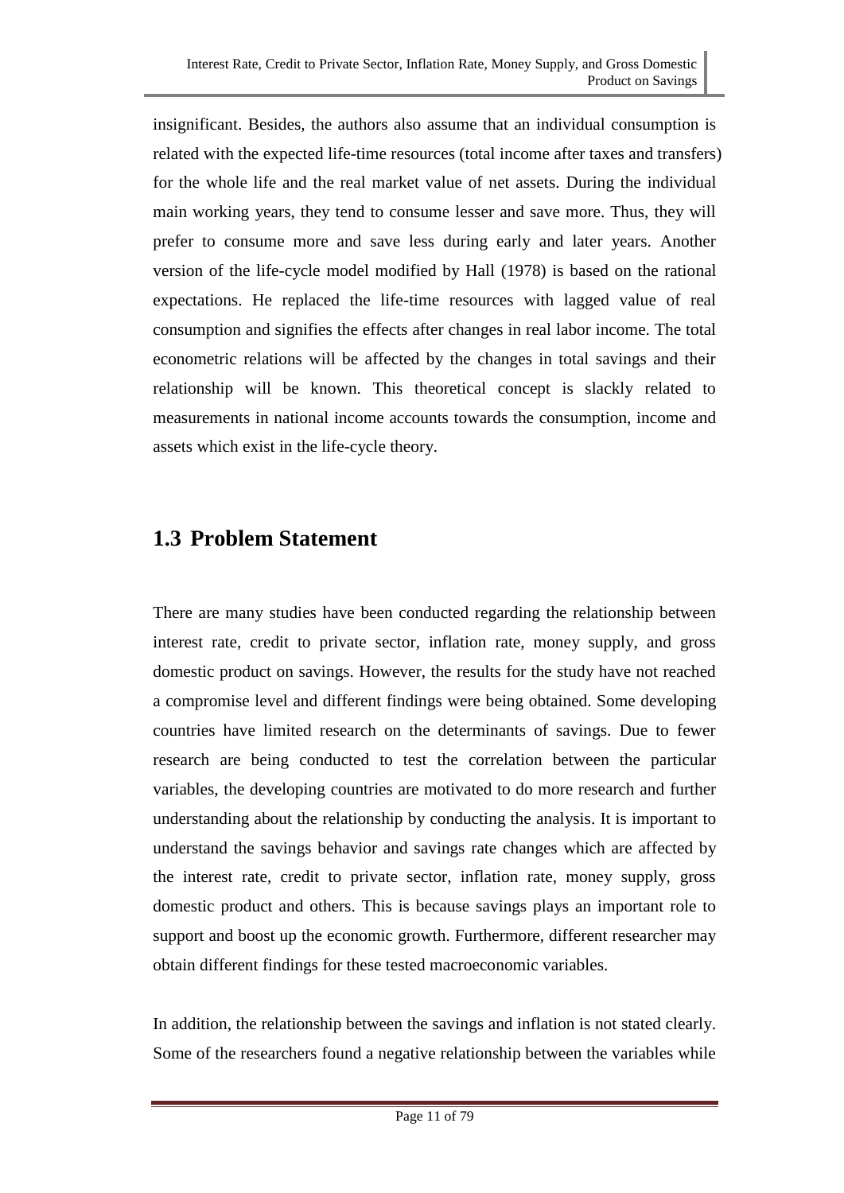insignificant. Besides, the authors also assume that an individual consumption is related with the expected life-time resources (total income after taxes and transfers) for the whole life and the real market value of net assets. During the individual main working years, they tend to consume lesser and save more. Thus, they will prefer to consume more and save less during early and later years. Another version of the life-cycle model modified by Hall (1978) is based on the rational expectations. He replaced the life-time resources with lagged value of real consumption and signifies the effects after changes in real labor income. The total econometric relations will be affected by the changes in total savings and their relationship will be known. This theoretical concept is slackly related to measurements in national income accounts towards the consumption, income and assets which exist in the life-cycle theory.

## 1.3 Problem Statement

There are many studies have been conducted regarding the relationship between interest rate, credit to private sector, inflation rate, money supply, and gross domestic product on savings. However, the results for the study have not reached a compromise level and different findings were being obtained. Some developing countries have limited research on the determinants of savings. Due to fewer research are being conducted to test the correlation between the particular variables, the developing countries are motivated to do more research and further understanding about the relationship by conducting the analysis. It is important to understand the savings behavior and savings rate changes which are affected by the interest rate, credit to private sector, inflation rate, money supply, gross domestic product and others. This is because savings plays an important role to support and boost up the economic growth. Furthermore, different researcher may obtain different findings for these tested macroeconomic variables.

In addition, the relationship between the savings and inflation is not stated clearly. Some of the researchers found a negative relationship between the variables while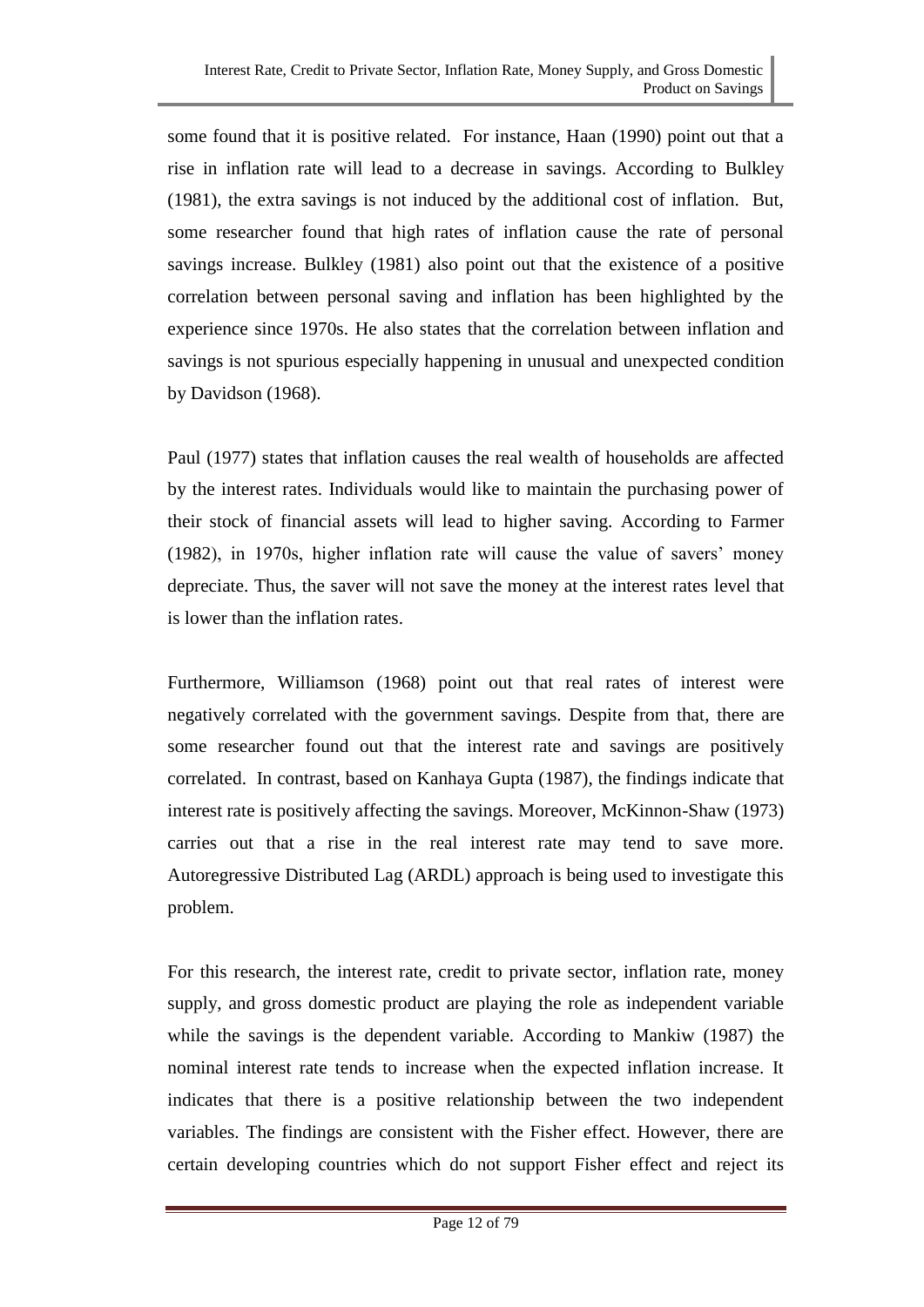some found that it is positive related. For instance, Haan (1990) point out that a rise in inflation rate will lead to a decrease in savings. According to Bulkley (1981), the extra savings is not induced by the additional cost of inflation. But, some researcher found that high rates of inflation cause the rate of personal savings increase. Bulkley (1981) also point out that the existence of a positive correlation between personal saving and inflation has been highlighted by the experience since 1970s. He also states that the correlation between inflation and savings is not spurious especially happening in unusual and unexpected condition by Davidson (1968).

Paul (1977) states that inflation causes the real wealth of households are affected by the interest rates. Individuals would like to maintain the purchasing power of their stock of financial assets will lead to higher saving. According to Farmer (1982), in 1970s, higher inflation rate will cause the value of savers' money depreciate. Thus, the saver will not save the money at the interest rates level that is lower than the inflation rates.

Furthermore, Williamson (1968) point out that real rates of interest were negatively correlated with the government savings. Despite from that, there are some researcher found out that the interest rate and savings are positively correlated. In contrast, based on Kanhaya Gupta (1987), the findings indicate that interest rate is positively affecting the savings. Moreover, McKinnon-Shaw (1973) carries out that a rise in the real interest rate may tend to save more. Autoregressive Distributed Lag (ARDL) approach is being used to investigate this problem.

For this research, the interest rate, credit to private sector, inflation rate, money supply, and gross domestic product are playing the role as independent variable while the savings is the dependent variable. According to Mankiw (1987) the nominal interest rate tends to increase when the expected inflation increase. It indicates that there is a positive relationship between the two independent variables. The findings are consistent with the Fisher effect. However, there are certain developing countries which do not support Fisher effect and reject its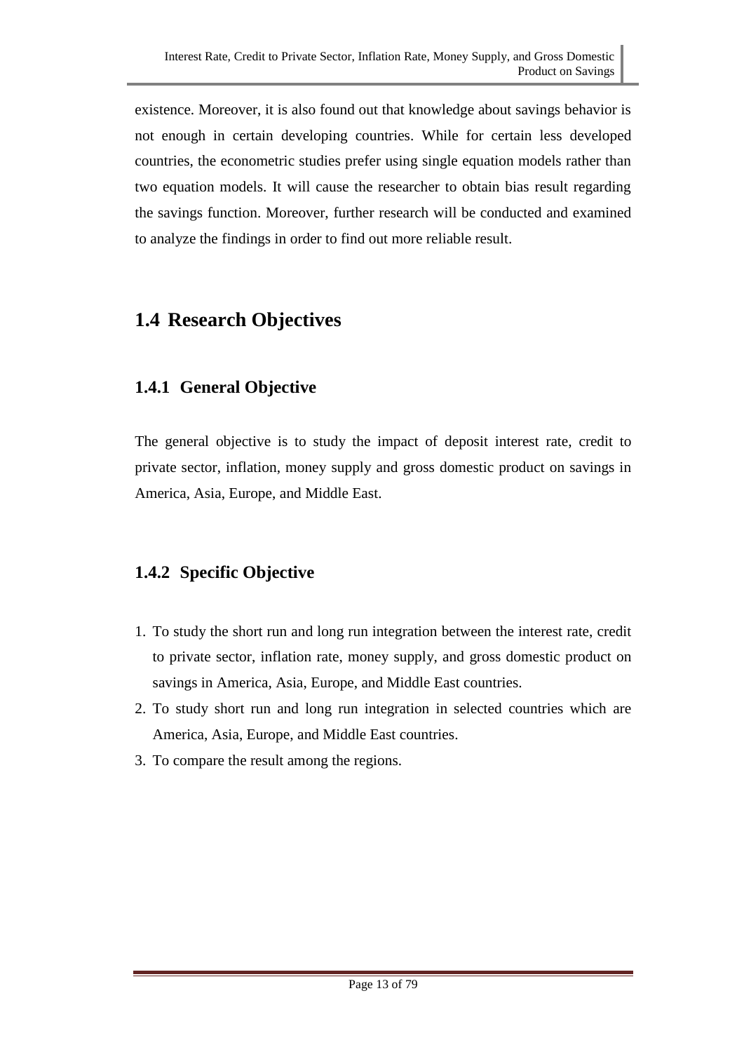existence. Moreover, it is also found out that knowledge about savings behavior is not enough in certain developing countries. While for certain less developed countries, the econometric studies prefer using single equation models rather than two equation models. It will cause the researcher to obtain bias result regarding the savings function. Moreover, further research will be conducted and examined to analyze the findings in order to find out more reliable result.

## 1.4 Research Objectives

### 1.4.1 General Objective

The general objective is to study the impact of deposit interest rate, credit to private sector, inflation, money supply and gross domestic product on savings in America, Asia, Europe, and Middle East.

### 1.4.2 Specific Objective

1. To study the short run and long run integration between the interest rate, credit to private sector, inflation rate, money supply, and gross domestic product on savings in America, Asia, Europe, and Middle East countries.
2. To study short run and long run integration in selected countries which are America, Asia, Europe, and Middle East countries.
3. To compare the result among the regions.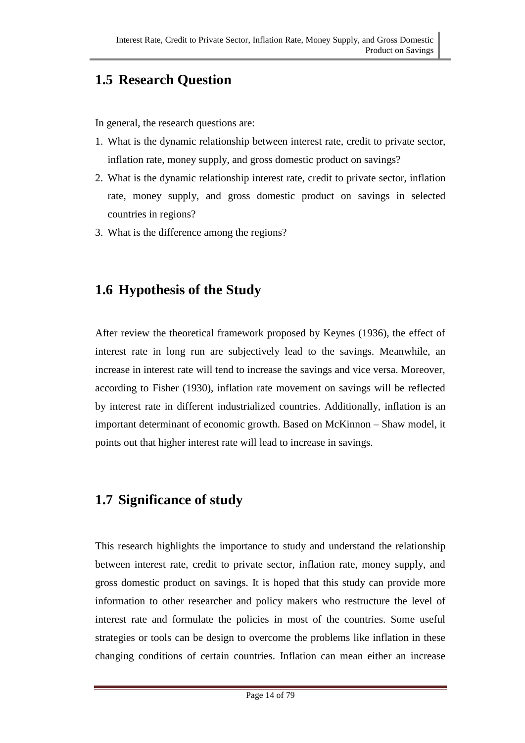## 1.5 Research Question

In general, the research questions are:

1. What is the dynamic relationship between interest rate, credit to private sector, inflation rate, money supply, and gross domestic product on savings?
2. What is the dynamic relationship interest rate, credit to private sector, inflation rate, money supply, and gross domestic product on savings in selected countries in regions?
3. What is the difference among the regions?

## 1.6 Hypothesis of the Study

After review the theoretical framework proposed by Keynes (1936), the effect of interest rate in long run are subjectively lead to the savings. Meanwhile, an increase in interest rate will tend to increase the savings and vice versa. Moreover, according to Fisher (1930), inflation rate movement on savings will be reflected by interest rate in different industrialized countries. Additionally, inflation is an important determinant of economic growth. Based on McKinnon – Shaw model, it points out that higher interest rate will lead to increase in savings.

## 1.7 Significance of study

This research highlights the importance to study and understand the relationship between interest rate, credit to private sector, inflation rate, money supply, and gross domestic product on savings. It is hoped that this study can provide more information to other researcher and policy makers who restructure the level of interest rate and formulate the policies in most of the countries. Some useful strategies or tools can be design to overcome the problems like inflation in these changing conditions of certain countries. Inflation can mean either an increase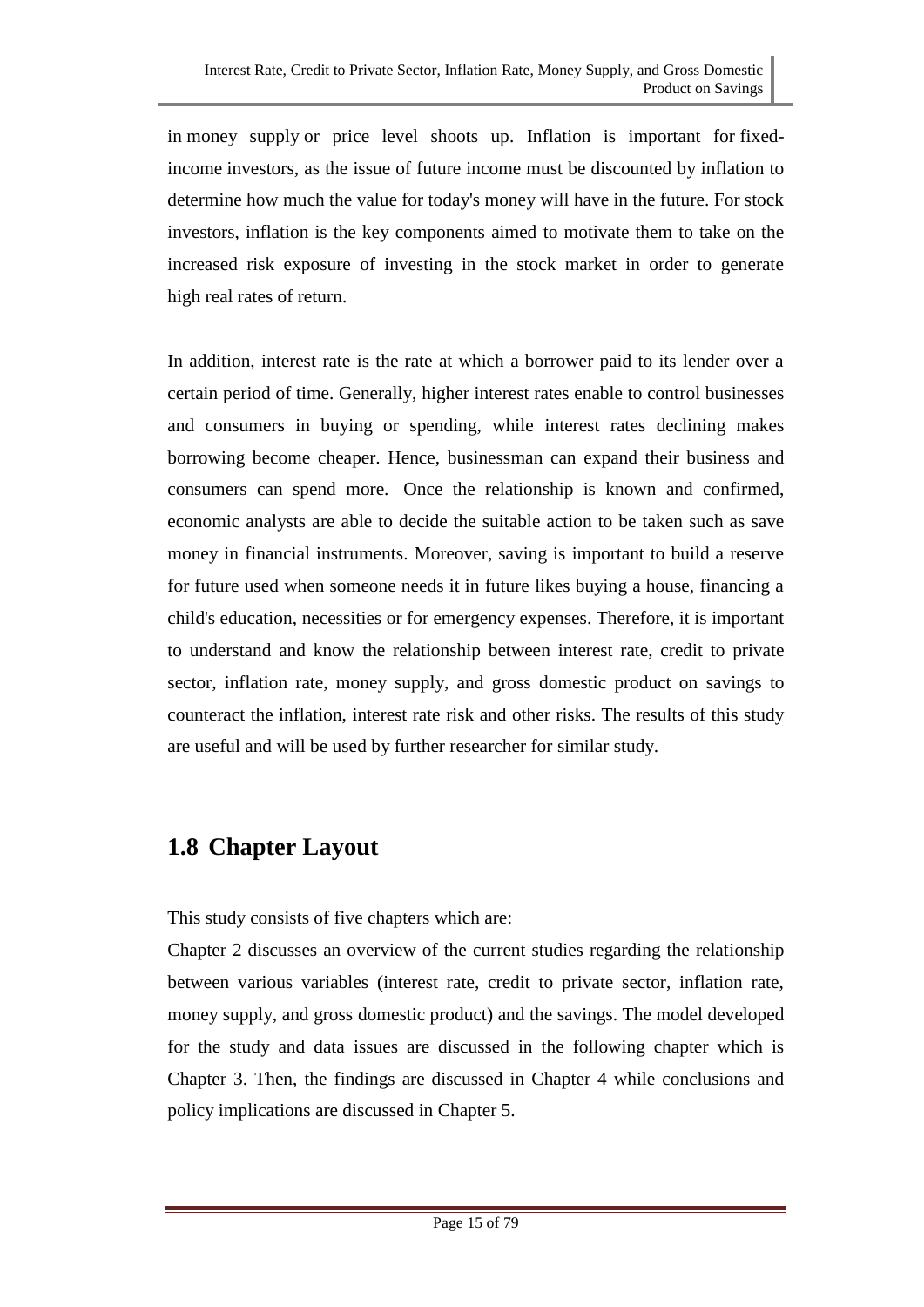in money supply or price level shoots up. Inflation is important for fixed-income investors, as the issue of future income must be discounted by inflation to determine how much the value for today's money will have in the future. For stock investors, inflation is the key components aimed to motivate them to take on the increased risk exposure of investing in the stock market in order to generate high real rates of return.

In addition, interest rate is the rate at which a borrower paid to its lender over a certain period of time. Generally, higher interest rates enable to control businesses and consumers in buying or spending, while interest rates declining makes borrowing become cheaper. Hence, businessman can expand their business and consumers can spend more. Once the relationship is known and confirmed, economic analysts are able to decide the suitable action to be taken such as save money in financial instruments. Moreover, saving is important to build a reserve for future used when someone needs it in future likes buying a house, financing a child's education, necessities or for emergency expenses. Therefore, it is important to understand and know the relationship between interest rate, credit to private sector, inflation rate, money supply, and gross domestic product on savings to counteract the inflation, interest rate risk and other risks. The results of this study are useful and will be used by further researcher for similar study.

## 1.8 Chapter Layout

This study consists of five chapters which are:

Chapter 2 discusses an overview of the current studies regarding the relationship between various variables (interest rate, credit to private sector, inflation rate, money supply, and gross domestic product) and the savings. The model developed for the study and data issues are discussed in the following chapter which is Chapter 3. Then, the findings are discussed in Chapter 4 while conclusions and policy implications are discussed in Chapter 5.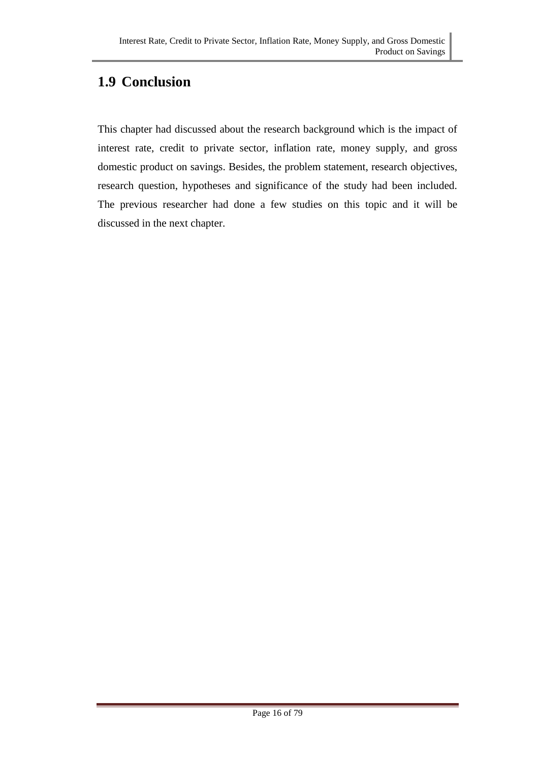## 1.9 Conclusion

This chapter had discussed about the research background which is the impact of interest rate, credit to private sector, inflation rate, money supply, and gross domestic product on savings. Besides, the problem statement, research objectives, research question, hypotheses and significance of the study had been included. The previous researcher had done a few studies on this topic and it will be discussed in the next chapter.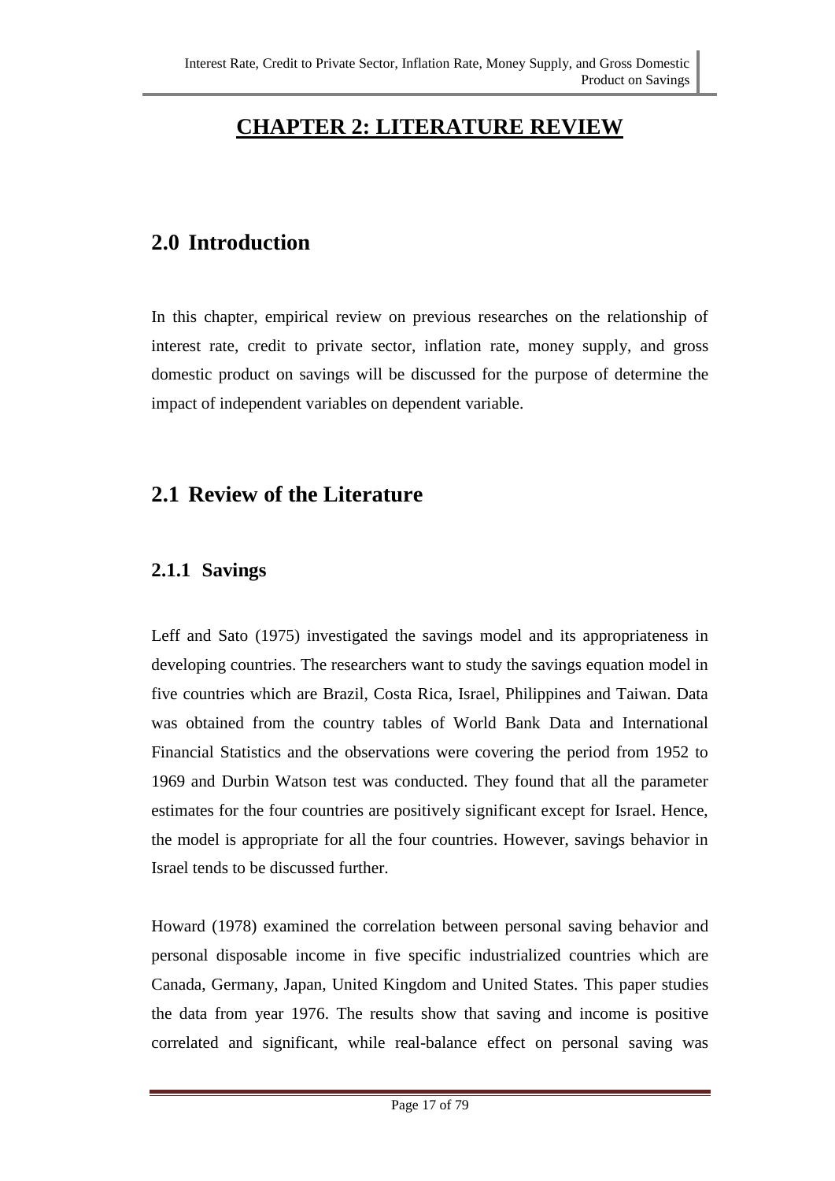# CHAPTER 2: LITERATURE REVIEW

## 2.0 Introduction

In this chapter, empirical review on previous researches on the relationship of interest rate, credit to private sector, inflation rate, money supply, and gross domestic product on savings will be discussed for the purpose of determine the impact of independent variables on dependent variable.

## 2.1 Review of the Literature

### 2.1.1 Savings

Leff and Sato (1975) investigated the savings model and its appropriateness in developing countries. The researchers want to study the savings equation model in five countries which are Brazil, Costa Rica, Israel, Philippines and Taiwan. Data was obtained from the country tables of World Bank Data and International Financial Statistics and the observations were covering the period from 1952 to 1969 and Durbin Watson test was conducted. They found that all the parameter estimates for the four countries are positively significant except for Israel. Hence, the model is appropriate for all the four countries. However, savings behavior in Israel tends to be discussed further.

Howard (1978) examined the correlation between personal saving behavior and personal disposable income in five specific industrialized countries which are Canada, Germany, Japan, United Kingdom and United States. This paper studies the data from year 1976. The results show that saving and income is positive correlated and significant, while real-balance effect on personal saving was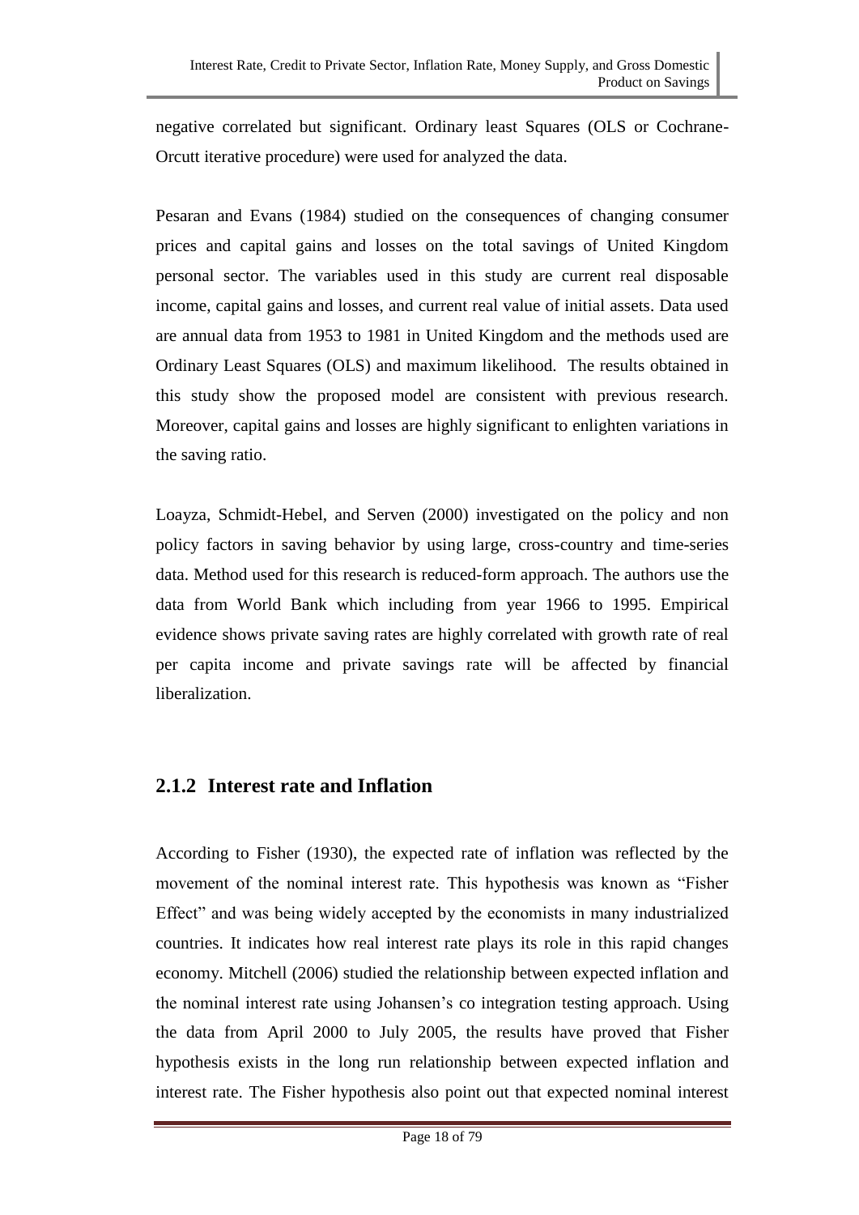negative correlated but significant. Ordinary least Squares (OLS or Cochrane-Orcutt iterative procedure) were used for analyzed the data.

Pesaran and Evans (1984) studied on the consequences of changing consumer prices and capital gains and losses on the total savings of United Kingdom personal sector. The variables used in this study are current real disposable income, capital gains and losses, and current real value of initial assets. Data used are annual data from 1953 to 1981 in United Kingdom and the methods used are Ordinary Least Squares (OLS) and maximum likelihood. The results obtained in this study show the proposed model are consistent with previous research. Moreover, capital gains and losses are highly significant to enlighten variations in the saving ratio.

Loayza, Schmidt-Hebel, and Serven (2000) investigated on the policy and non policy factors in saving behavior by using large, cross-country and time-series data. Method used for this research is reduced-form approach. The authors use the data from World Bank which including from year 1966 to 1995. Empirical evidence shows private saving rates are highly correlated with growth rate of real per capita income and private savings rate will be affected by financial liberalization.

### 2.1.2 Interest rate and Inflation

According to Fisher (1930), the expected rate of inflation was reflected by the movement of the nominal interest rate. This hypothesis was known as "Fisher Effect" and was being widely accepted by the economists in many industrialized countries. It indicates how real interest rate plays its role in this rapid changes economy. Mitchell (2006) studied the relationship between expected inflation and the nominal interest rate using Johansen's co integration testing approach. Using the data from April 2000 to July 2005, the results have proved that Fisher hypothesis exists in the long run relationship between expected inflation and interest rate. The Fisher hypothesis also point out that expected nominal interest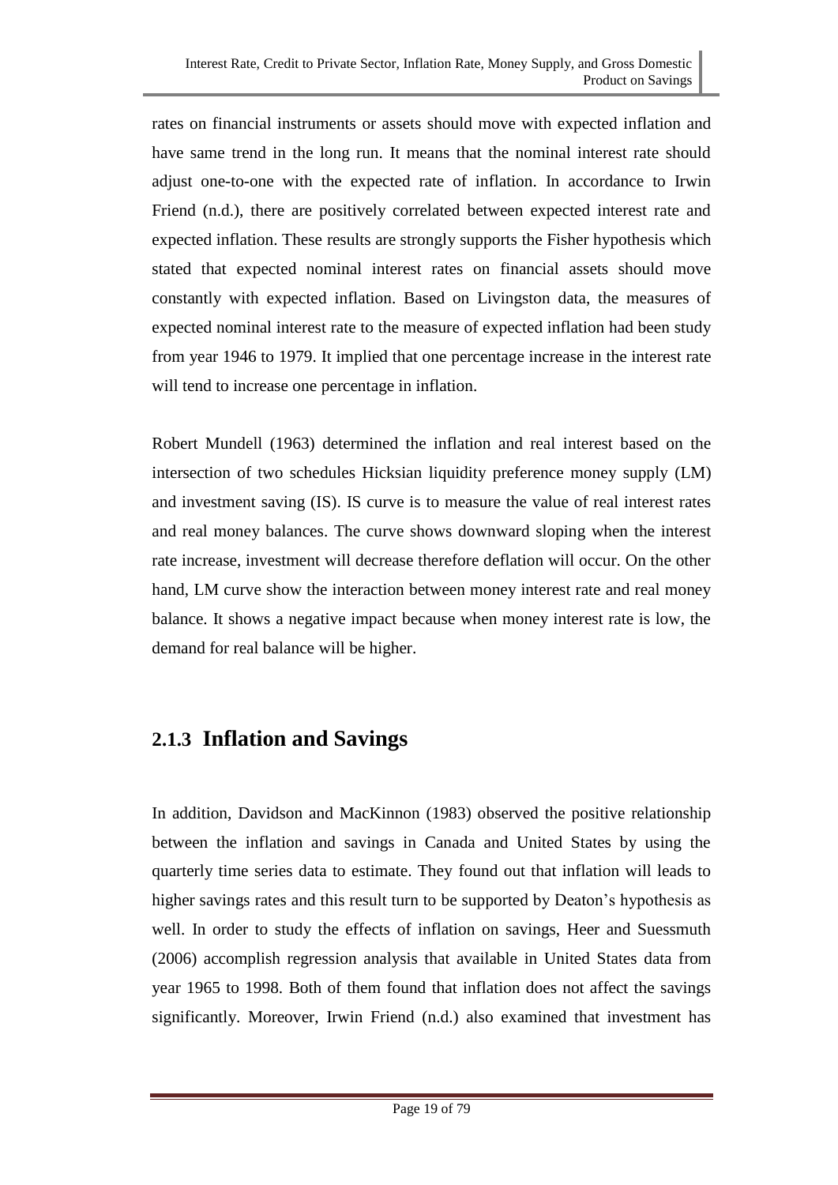rates on financial instruments or assets should move with expected inflation and have same trend in the long run. It means that the nominal interest rate should adjust one-to-one with the expected rate of inflation. In accordance to Irwin Friend (n.d.), there are positively correlated between expected interest rate and expected inflation. These results are strongly supports the Fisher hypothesis which stated that expected nominal interest rates on financial assets should move constantly with expected inflation. Based on Livingston data, the measures of expected nominal interest rate to the measure of expected inflation had been study from year 1946 to 1979. It implied that one percentage increase in the interest rate will tend to increase one percentage in inflation.

Robert Mundell (1963) determined the inflation and real interest based on the intersection of two schedules Hicksian liquidity preference money supply (LM) and investment saving (IS). IS curve is to measure the value of real interest rates and real money balances. The curve shows downward sloping when the interest rate increase, investment will decrease therefore deflation will occur. On the other hand, LM curve show the interaction between money interest rate and real money balance. It shows a negative impact because when money interest rate is low, the demand for real balance will be higher.

### 2.1.3 Inflation and Savings

In addition, Davidson and MacKinnon (1983) observed the positive relationship between the inflation and savings in Canada and United States by using the quarterly time series data to estimate. They found out that inflation will leads to higher savings rates and this result turn to be supported by Deaton's hypothesis as well. In order to study the effects of inflation on savings, Heer and Suessmuth (2006) accomplish regression analysis that available in United States data from year 1965 to 1998. Both of them found that inflation does not affect the savings significantly. Moreover, Irwin Friend (n.d.) also examined that investment has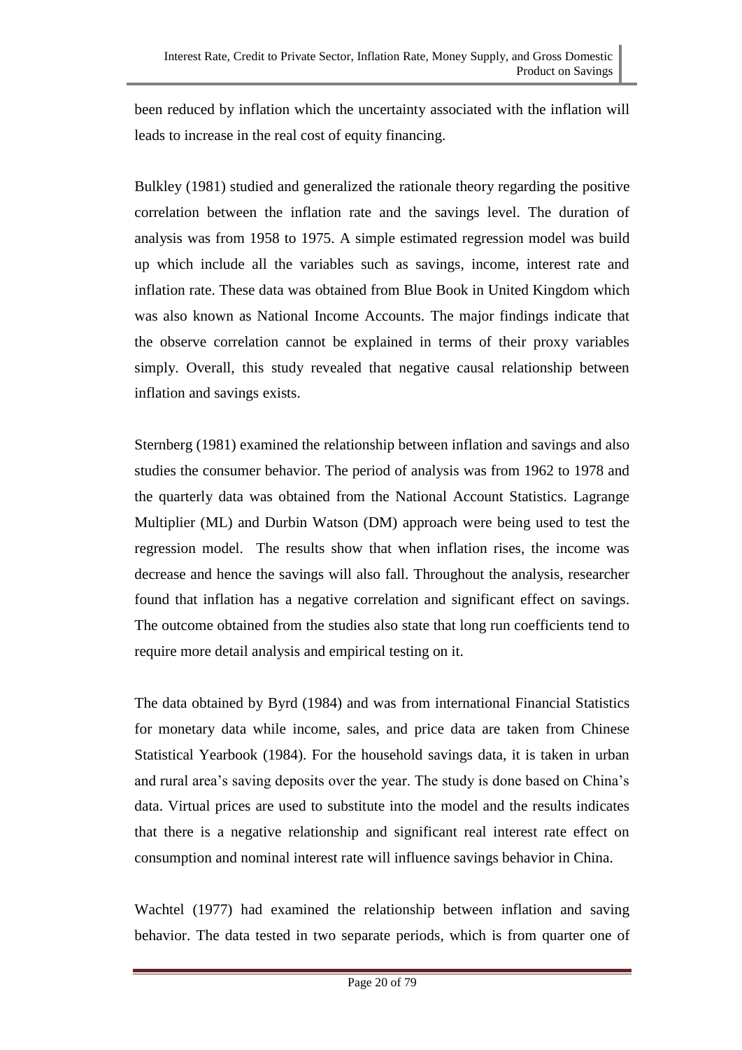been reduced by inflation which the uncertainty associated with the inflation will leads to increase in the real cost of equity financing.

Bulkley (1981) studied and generalized the rationale theory regarding the positive correlation between the inflation rate and the savings level. The duration of analysis was from 1958 to 1975. A simple estimated regression model was build up which include all the variables such as savings, income, interest rate and inflation rate. These data was obtained from Blue Book in United Kingdom which was also known as National Income Accounts. The major findings indicate that the observe correlation cannot be explained in terms of their proxy variables simply. Overall, this study revealed that negative causal relationship between inflation and savings exists.

Sternberg (1981) examined the relationship between inflation and savings and also studies the consumer behavior. The period of analysis was from 1962 to 1978 and the quarterly data was obtained from the National Account Statistics. Lagrange Multiplier (ML) and Durbin Watson (DM) approach were being used to test the regression model. The results show that when inflation rises, the income was decrease and hence the savings will also fall. Throughout the analysis, researcher found that inflation has a negative correlation and significant effect on savings. The outcome obtained from the studies also state that long run coefficients tend to require more detail analysis and empirical testing on it.

The data obtained by Byrd (1984) and was from international Financial Statistics for monetary data while income, sales, and price data are taken from Chinese Statistical Yearbook (1984). For the household savings data, it is taken in urban and rural area's saving deposits over the year. The study is done based on China's data. Virtual prices are used to substitute into the model and the results indicates that there is a negative relationship and significant real interest rate effect on consumption and nominal interest rate will influence savings behavior in China.

Wachtel (1977) had examined the relationship between inflation and saving behavior. The data tested in two separate periods, which is from quarter one of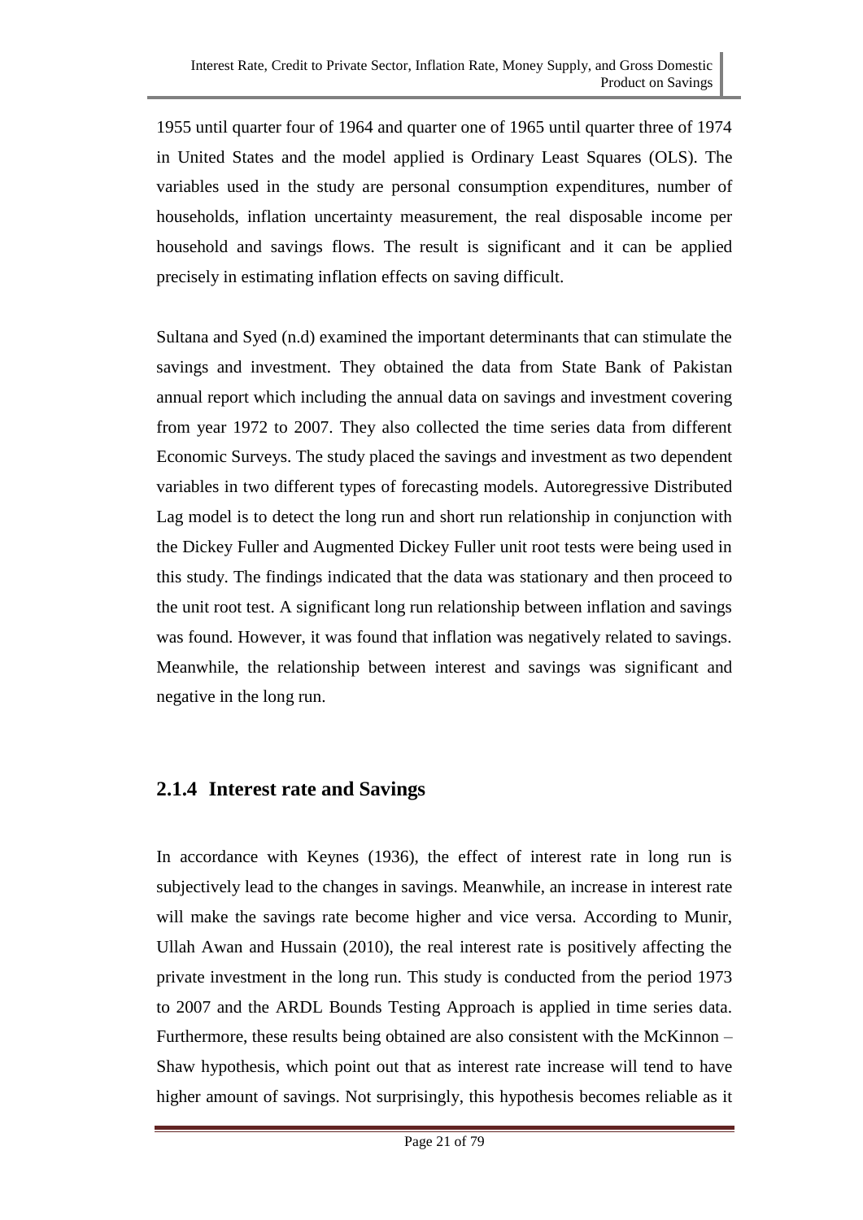1955 until quarter four of 1964 and quarter one of 1965 until quarter three of 1974 in United States and the model applied is Ordinary Least Squares (OLS). The variables used in the study are personal consumption expenditures, number of households, inflation uncertainty measurement, the real disposable income per household and savings flows. The result is significant and it can be applied precisely in estimating inflation effects on saving difficult.

Sultana and Syed (n.d) examined the important determinants that can stimulate the savings and investment. They obtained the data from State Bank of Pakistan annual report which including the annual data on savings and investment covering from year 1972 to 2007. They also collected the time series data from different Economic Surveys. The study placed the savings and investment as two dependent variables in two different types of forecasting models. Autoregressive Distributed Lag model is to detect the long run and short run relationship in conjunction with the Dickey Fuller and Augmented Dickey Fuller unit root tests were being used in this study. The findings indicated that the data was stationary and then proceed to the unit root test. A significant long run relationship between inflation and savings was found. However, it was found that inflation was negatively related to savings. Meanwhile, the relationship between interest and savings was significant and negative in the long run.

### 2.1.4 Interest rate and Savings

In accordance with Keynes (1936), the effect of interest rate in long run is subjectively lead to the changes in savings. Meanwhile, an increase in interest rate will make the savings rate become higher and vice versa. According to Munir, Ullah Awan and Hussain (2010), the real interest rate is positively affecting the private investment in the long run. This study is conducted from the period 1973 to 2007 and the ARDL Bounds Testing Approach is applied in time series data. Furthermore, these results being obtained are also consistent with the McKinnon – Shaw hypothesis, which point out that as interest rate increase will tend to have higher amount of savings. Not surprisingly, this hypothesis becomes reliable as it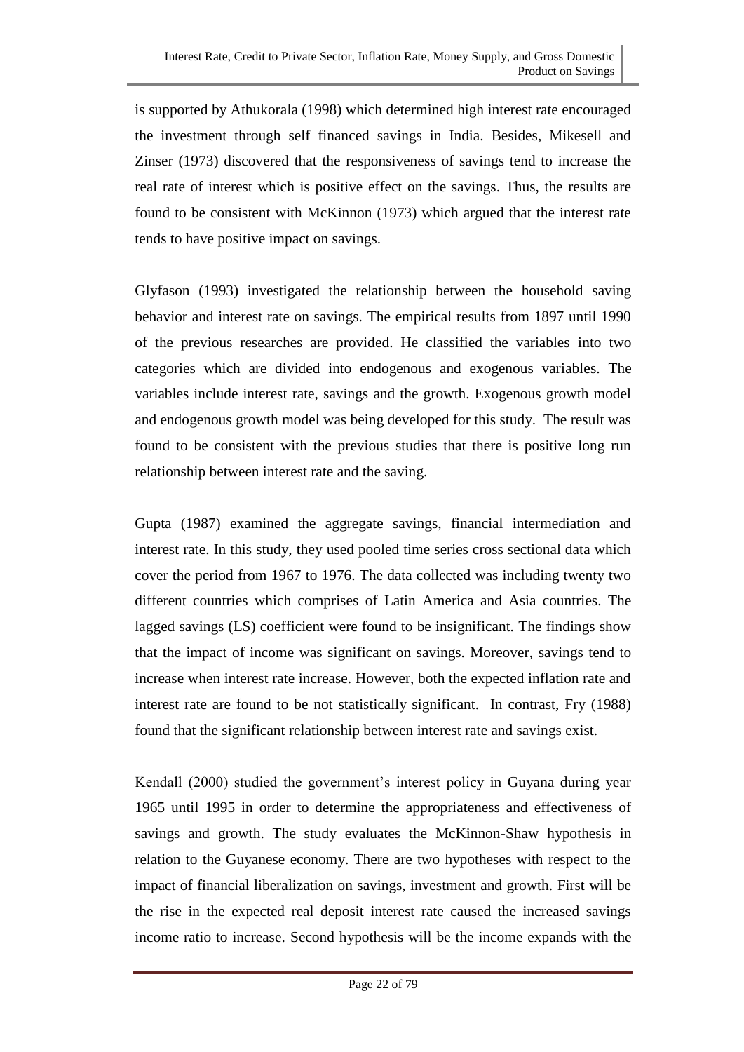is supported by Athukorala (1998) which determined high interest rate encouraged the investment through self financed savings in India. Besides, Mikesell and Zinser (1973) discovered that the responsiveness of savings tend to increase the real rate of interest which is positive effect on the savings. Thus, the results are found to be consistent with McKinnon (1973) which argued that the interest rate tends to have positive impact on savings.

Glyfason (1993) investigated the relationship between the household saving behavior and interest rate on savings. The empirical results from 1897 until 1990 of the previous researches are provided. He classified the variables into two categories which are divided into endogenous and exogenous variables. The variables include interest rate, savings and the growth. Exogenous growth model and endogenous growth model was being developed for this study. The result was found to be consistent with the previous studies that there is positive long run relationship between interest rate and the saving.

Gupta (1987) examined the aggregate savings, financial intermediation and interest rate. In this study, they used pooled time series cross sectional data which cover the period from 1967 to 1976. The data collected was including twenty two different countries which comprises of Latin America and Asia countries. The lagged savings (LS) coefficient were found to be insignificant. The findings show that the impact of income was significant on savings. Moreover, savings tend to increase when interest rate increase. However, both the expected inflation rate and interest rate are found to be not statistically significant. In contrast, Fry (1988) found that the significant relationship between interest rate and savings exist.

Kendall (2000) studied the government's interest policy in Guyana during year 1965 until 1995 in order to determine the appropriateness and effectiveness of savings and growth. The study evaluates the McKinnon-Shaw hypothesis in relation to the Guyanese economy. There are two hypotheses with respect to the impact of financial liberalization on savings, investment and growth. First will be the rise in the expected real deposit interest rate caused the increased savings income ratio to increase. Second hypothesis will be the income expands with the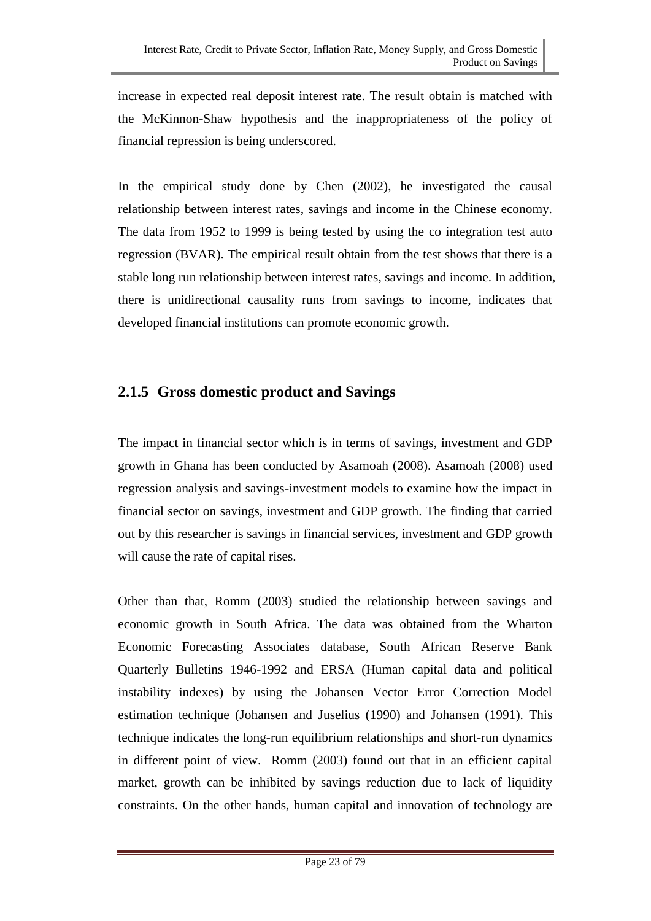increase in expected real deposit interest rate. The result obtain is matched with the McKinnon-Shaw hypothesis and the inappropriateness of the policy of financial repression is being underscored.

In the empirical study done by Chen (2002), he investigated the causal relationship between interest rates, savings and income in the Chinese economy. The data from 1952 to 1999 is being tested by using the co integration test auto regression (BVAR). The empirical result obtain from the test shows that there is a stable long run relationship between interest rates, savings and income. In addition, there is unidirectional causality runs from savings to income, indicates that developed financial institutions can promote economic growth.

### 2.1.5 Gross domestic product and Savings

The impact in financial sector which is in terms of savings, investment and GDP growth in Ghana has been conducted by Asamoah (2008). Asamoah (2008) used regression analysis and savings-investment models to examine how the impact in financial sector on savings, investment and GDP growth. The finding that carried out by this researcher is savings in financial services, investment and GDP growth will cause the rate of capital rises.

Other than that, Romm (2003) studied the relationship between savings and economic growth in South Africa. The data was obtained from the Wharton Economic Forecasting Associates database, South African Reserve Bank Quarterly Bulletins 1946-1992 and ERSA (Human capital data and political instability indexes) by using the Johansen Vector Error Correction Model estimation technique (Johansen and Juselius (1990) and Johansen (1991). This technique indicates the long-run equilibrium relationships and short-run dynamics in different point of view. Romm (2003) found out that in an efficient capital market, growth can be inhibited by savings reduction due to lack of liquidity constraints. On the other hands, human capital and innovation of technology are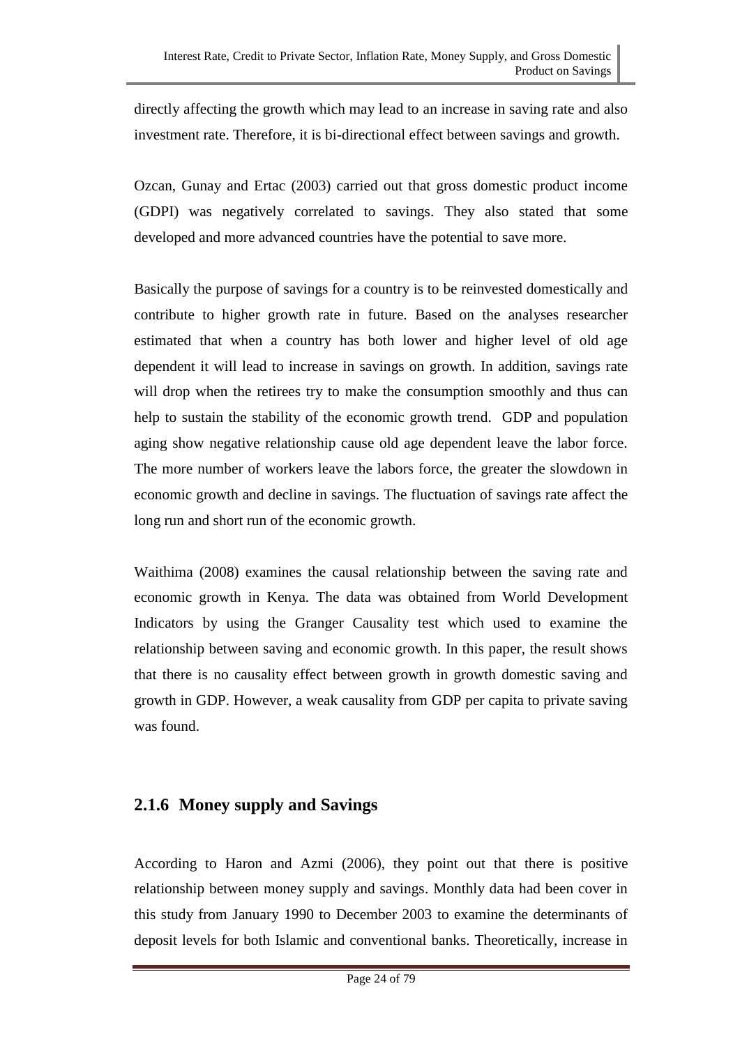directly affecting the growth which may lead to an increase in saving rate and also investment rate. Therefore, it is bi-directional effect between savings and growth.

Ozcan, Gunay and Ertac (2003) carried out that gross domestic product income (GDPI) was negatively correlated to savings. They also stated that some developed and more advanced countries have the potential to save more.

Basically the purpose of savings for a country is to be reinvested domestically and contribute to higher growth rate in future. Based on the analyses researcher estimated that when a country has both lower and higher level of old age dependent it will lead to increase in savings on growth. In addition, savings rate will drop when the retirees try to make the consumption smoothly and thus can help to sustain the stability of the economic growth trend. GDP and population aging show negative relationship cause old age dependent leave the labor force. The more number of workers leave the labors force, the greater the slowdown in economic growth and decline in savings. The fluctuation of savings rate affect the long run and short run of the economic growth.

Waithima (2008) examines the causal relationship between the saving rate and economic growth in Kenya. The data was obtained from World Development Indicators by using the Granger Causality test which used to examine the relationship between saving and economic growth. In this paper, the result shows that there is no causality effect between growth in growth domestic saving and growth in GDP. However, a weak causality from GDP per capita to private saving was found.

### 2.1.6 Money supply and Savings

According to Haron and Azmi (2006), they point out that there is positive relationship between money supply and savings. Monthly data had been cover in this study from January 1990 to December 2003 to examine the determinants of deposit levels for both Islamic and conventional banks. Theoretically, increase in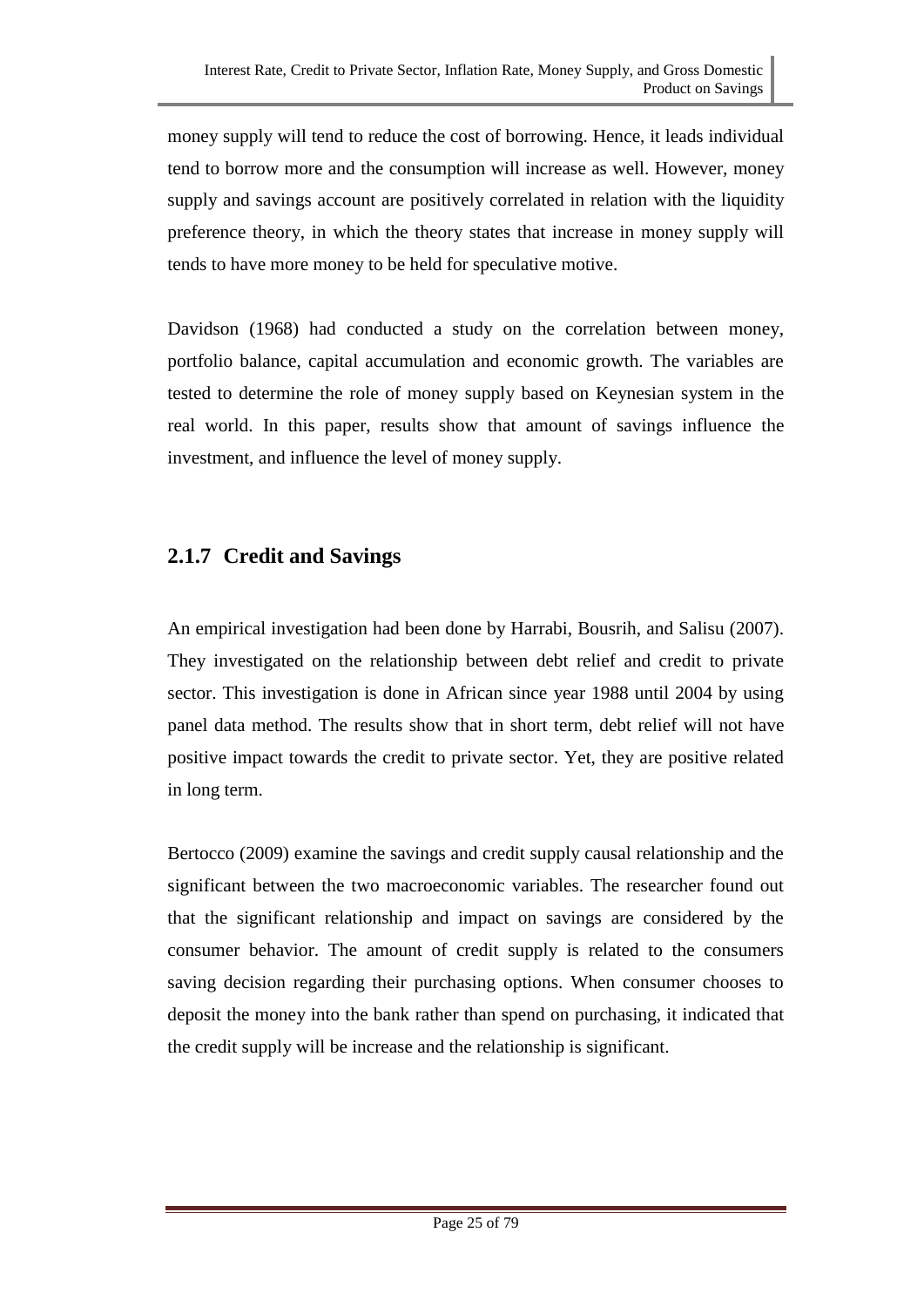money supply will tend to reduce the cost of borrowing. Hence, it leads individual tend to borrow more and the consumption will increase as well. However, money supply and savings account are positively correlated in relation with the liquidity preference theory, in which the theory states that increase in money supply will tends to have more money to be held for speculative motive.

Davidson (1968) had conducted a study on the correlation between money, portfolio balance, capital accumulation and economic growth. The variables are tested to determine the role of money supply based on Keynesian system in the real world. In this paper, results show that amount of savings influence the investment, and influence the level of money supply.

### 2.1.7 Credit and Savings

An empirical investigation had been done by Harrabi, Bousrih, and Salisu (2007). They investigated on the relationship between debt relief and credit to private sector. This investigation is done in African since year 1988 until 2004 by using panel data method. The results show that in short term, debt relief will not have positive impact towards the credit to private sector. Yet, they are positive related in long term.

Bertocco (2009) examine the savings and credit supply causal relationship and the significant between the two macroeconomic variables. The researcher found out that the significant relationship and impact on savings are considered by the consumer behavior. The amount of credit supply is related to the consumers saving decision regarding their purchasing options. When consumer chooses to deposit the money into the bank rather than spend on purchasing, it indicated that the credit supply will be increase and the relationship is significant.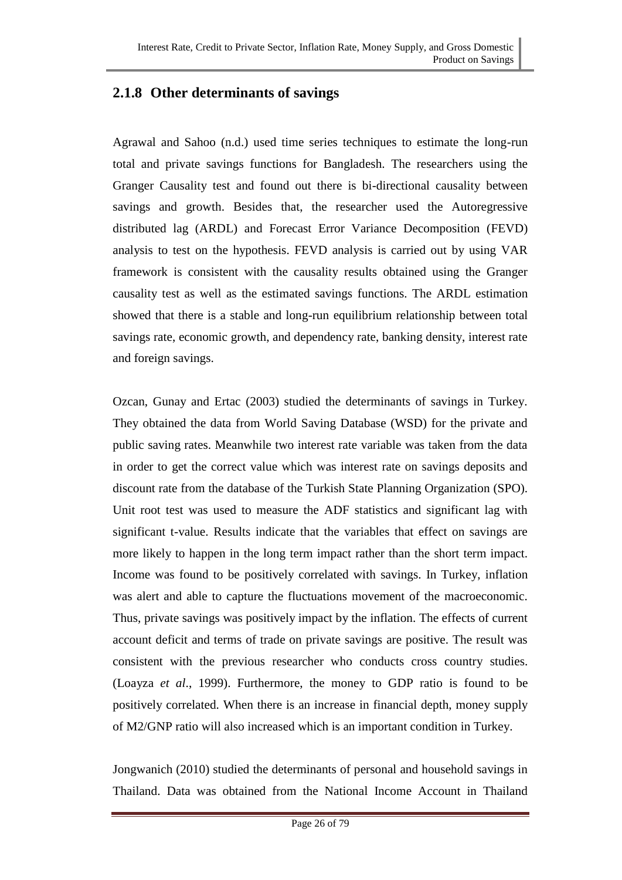## 2.1.8 Other determinants of savings

Agrawal and Sahoo (n.d.) used time series techniques to estimate the long-run total and private savings functions for Bangladesh. The researchers using the Granger Causality test and found out there is bi-directional causality between savings and growth. Besides that, the researcher used the Autoregressive distributed lag (ARDL) and Forecast Error Variance Decomposition (FEVD) analysis to test on the hypothesis. FEVD analysis is carried out by using VAR framework is consistent with the causality results obtained using the Granger causality test as well as the estimated savings functions. The ARDL estimation showed that there is a stable and long-run equilibrium relationship between total savings rate, economic growth, and dependency rate, banking density, interest rate and foreign savings.

Ozcan, Gunay and Ertac (2003) studied the determinants of savings in Turkey. They obtained the data from World Saving Database (WSD) for the private and public saving rates. Meanwhile two interest rate variable was taken from the data in order to get the correct value which was interest rate on savings deposits and discount rate from the database of the Turkish State Planning Organization (SPO). Unit root test was used to measure the ADF statistics and significant lag with significant t-value. Results indicate that the variables that effect on savings are more likely to happen in the long term impact rather than the short term impact. Income was found to be positively correlated with savings. In Turkey, inflation was alert and able to capture the fluctuations movement of the macroeconomic. Thus, private savings was positively impact by the inflation. The effects of current account deficit and terms of trade on private savings are positive. The result was consistent with the previous researcher who conducts cross country studies. (Loayza *et al*., 1999). Furthermore, the money to GDP ratio is found to be positively correlated. When there is an increase in financial depth, money supply of M2/GNP ratio will also increased which is an important condition in Turkey.

Jongwanich (2010) studied the determinants of personal and household savings in Thailand. Data was obtained from the National Income Account in Thailand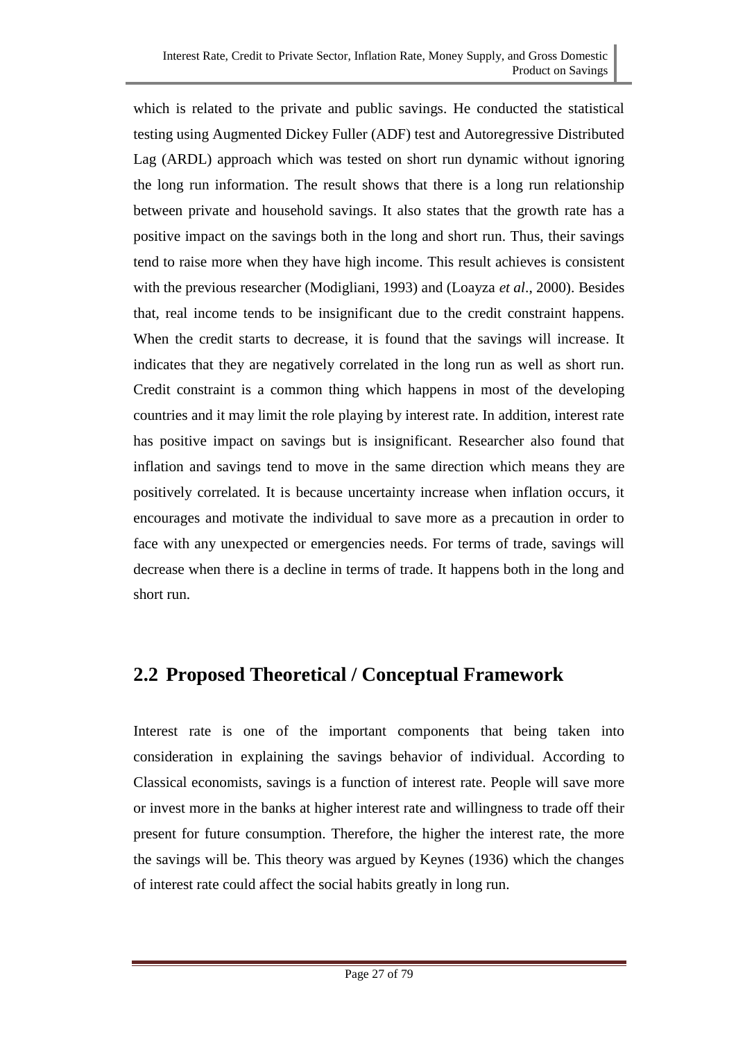which is related to the private and public savings. He conducted the statistical testing using Augmented Dickey Fuller (ADF) test and Autoregressive Distributed Lag (ARDL) approach which was tested on short run dynamic without ignoring the long run information. The result shows that there is a long run relationship between private and household savings. It also states that the growth rate has a positive impact on the savings both in the long and short run. Thus, their savings tend to raise more when they have high income. This result achieves is consistent with the previous researcher (Modigliani, 1993) and (Loayza *et al*., 2000). Besides that, real income tends to be insignificant due to the credit constraint happens. When the credit starts to decrease, it is found that the savings will increase. It indicates that they are negatively correlated in the long run as well as short run. Credit constraint is a common thing which happens in most of the developing countries and it may limit the role playing by interest rate. In addition, interest rate has positive impact on savings but is insignificant. Researcher also found that inflation and savings tend to move in the same direction which means they are positively correlated. It is because uncertainty increase when inflation occurs, it encourages and motivate the individual to save more as a precaution in order to face with any unexpected or emergencies needs. For terms of trade, savings will decrease when there is a decline in terms of trade. It happens both in the long and short run.

## 2.2 Proposed Theoretical / Conceptual Framework

Interest rate is one of the important components that being taken into consideration in explaining the savings behavior of individual. According to Classical economists, savings is a function of interest rate. People will save more or invest more in the banks at higher interest rate and willingness to trade off their present for future consumption. Therefore, the higher the interest rate, the more the savings will be. This theory was argued by Keynes (1936) which the changes of interest rate could affect the social habits greatly in long run.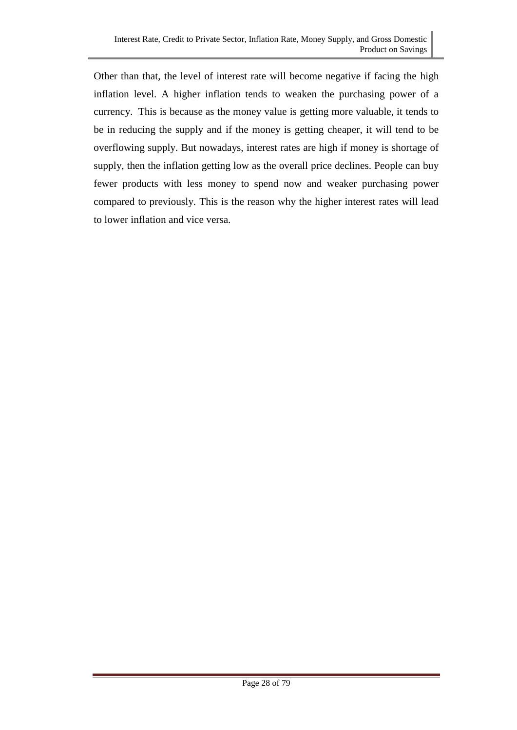Other than that, the level of interest rate will become negative if facing the high inflation level. A higher inflation tends to weaken the purchasing power of a currency. This is because as the money value is getting more valuable, it tends to be in reducing the supply and if the money is getting cheaper, it will tend to be overflowing supply. But nowadays, interest rates are high if money is shortage of supply, then the inflation getting low as the overall price declines. People can buy fewer products with less money to spend now and weaker purchasing power compared to previously. This is the reason why the higher interest rates will lead to lower inflation and vice versa.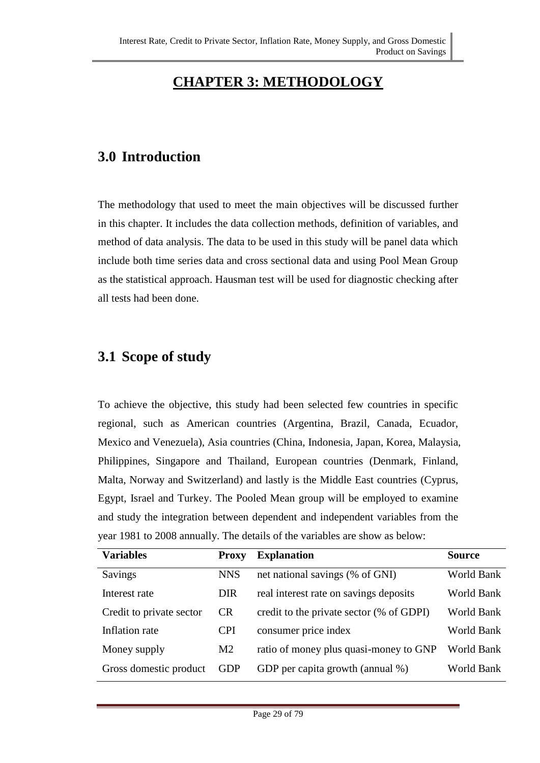# CHAPTER 3: METHODOLOGY

## 3.0 Introduction

The methodology that used to meet the main objectives will be discussed further in this chapter. It includes the data collection methods, definition of variables, and method of data analysis. The data to be used in this study will be panel data which include both time series data and cross sectional data and using Pool Mean Group as the statistical approach. Hausman test will be used for diagnostic checking after all tests had been done.

## 3.1 Scope of study

To achieve the objective, this study had been selected few countries in specific regional, such as American countries (Argentina, Brazil, Canada, Ecuador, Mexico and Venezuela), Asia countries (China, Indonesia, Japan, Korea, Malaysia, Philippines, Singapore and Thailand, European countries (Denmark, Finland, Malta, Norway and Switzerland) and lastly is the Middle East countries (Cyprus, Egypt, Israel and Turkey. The Pooled Mean group will be employed to examine and study the integration between dependent and independent variables from the year 1981 to 2008 annually. The details of the variables are show as below:

| Variables | Proxy | Explanation | Source |
|---|---|---|---|
| Savings | NNS | net national savings (% of GNI) | World Bank |
| Interest rate | DIR | real interest rate on savings deposits | World Bank |
| Credit to private sector | CR | credit to the private sector (% of GDPI) | World Bank |
| Inflation rate | CPI | consumer price index | World Bank |
| Money supply | M2 | ratio of money plus quasi-money to GNP | World Bank |
| Gross domestic product | GDP | GDP per capita growth (annual %) | World Bank |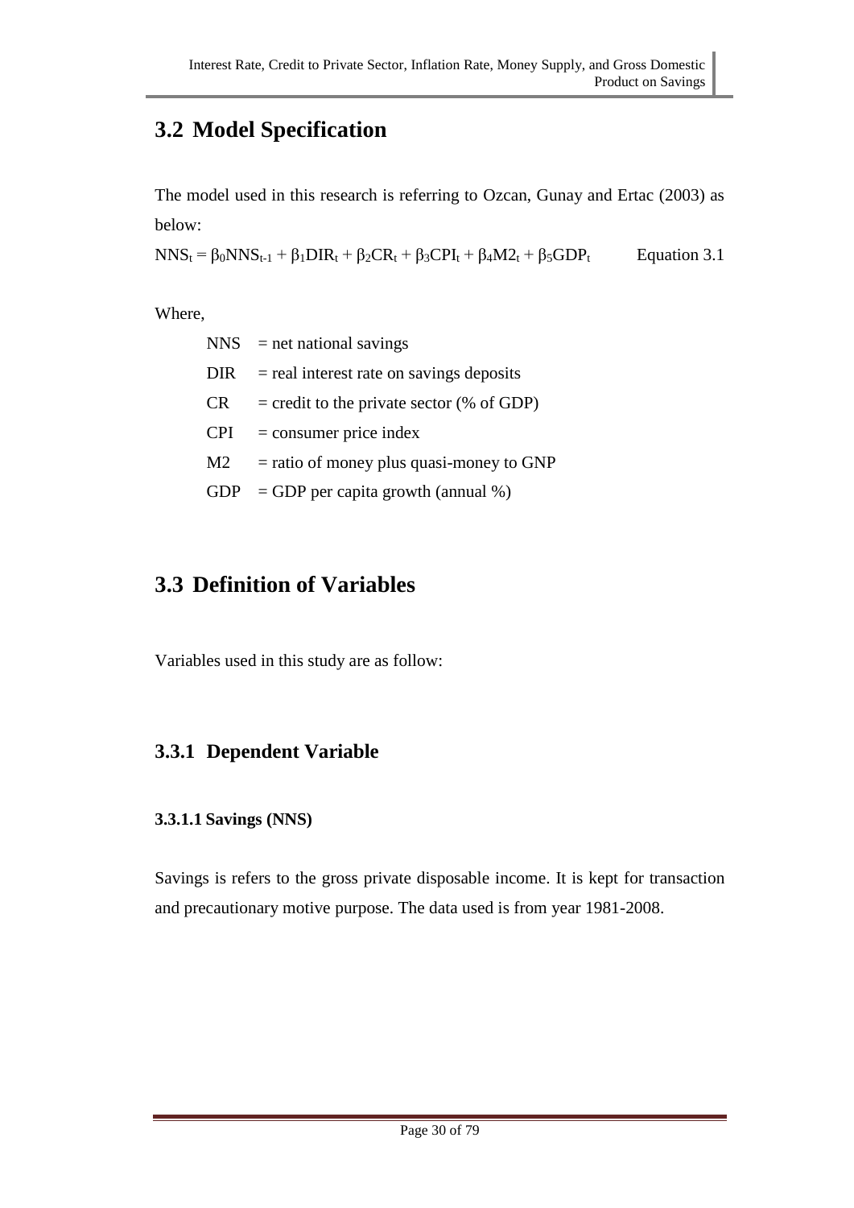## 3.2 Model Specification

The model used in this research is referring to Ozcan, Gunay and Ertac (2003) as below:

$$NNS_t = \beta_0 NNS_{t-1} + \beta_1 DIR_t + \beta_2 CR_t + \beta_3 CPI_t + \beta_4 M2_t + \beta_5 GDP_t \qquad \text{Equation 3.1}$$

Where,

NNS = net national savings
DIR = real interest rate on savings deposits
CR = credit to the private sector (% of GDP)
CPI = consumer price index
M2 = ratio of money plus quasi-money to GNP
GDP = GDP per capita growth (annual %)

## 3.3 Definition of Variables

Variables used in this study are as follow:

### 3.3.1 Dependent Variable

#### 3.3.1.1 Savings (NNS)

Savings is refers to the gross private disposable income. It is kept for transaction and precautionary motive purpose. The data used is from year 1981-2008.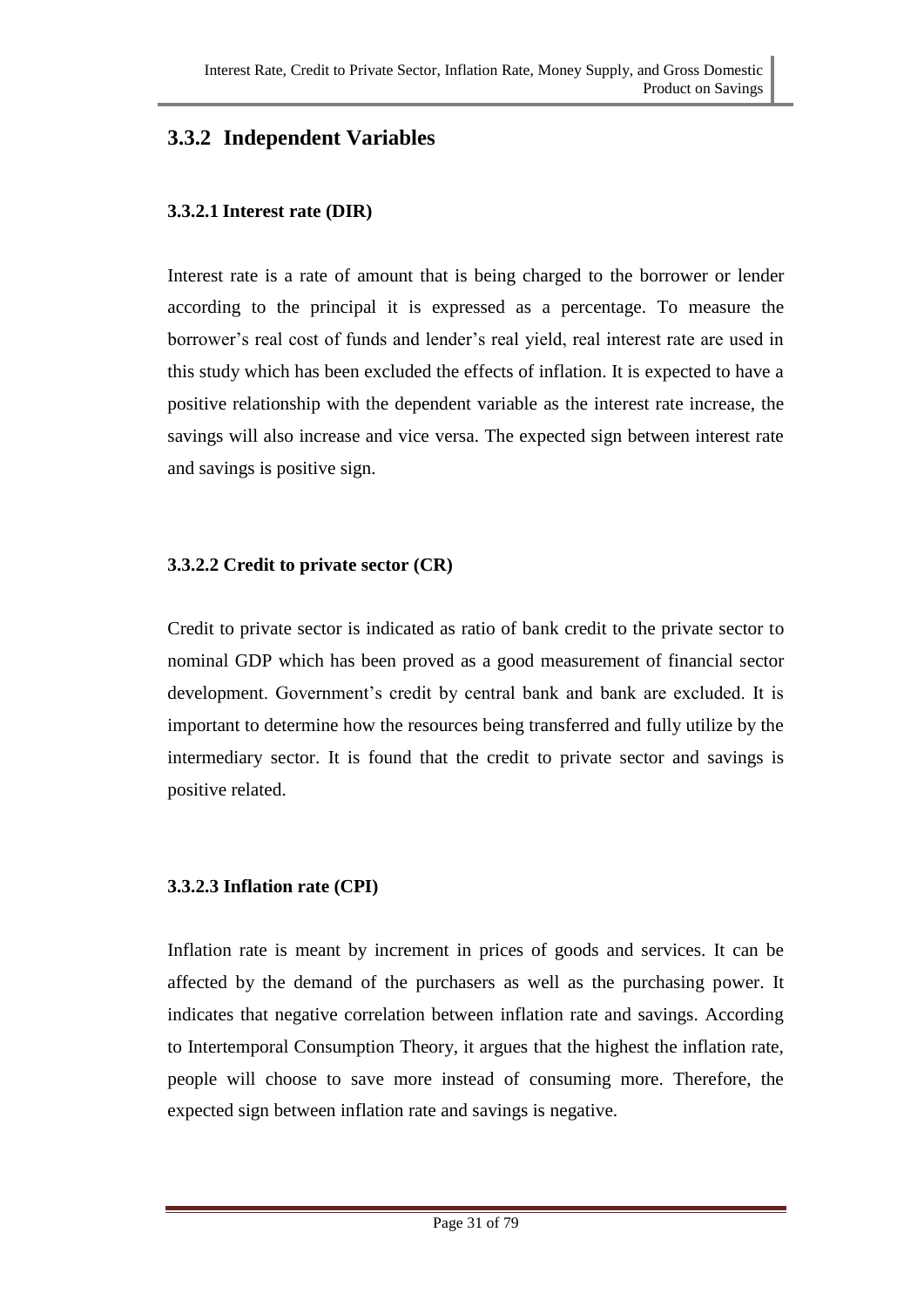## 3.3.2 Independent Variables

### 3.3.2.1 Interest rate (DIR)

Interest rate is a rate of amount that is being charged to the borrower or lender according to the principal it is expressed as a percentage. To measure the borrower's real cost of funds and lender's real yield, real interest rate are used in this study which has been excluded the effects of inflation. It is expected to have a positive relationship with the dependent variable as the interest rate increase, the savings will also increase and vice versa. The expected sign between interest rate and savings is positive sign.

### 3.3.2.2 Credit to private sector (CR)

Credit to private sector is indicated as ratio of bank credit to the private sector to nominal GDP which has been proved as a good measurement of financial sector development. Government's credit by central bank and bank are excluded. It is important to determine how the resources being transferred and fully utilize by the intermediary sector. It is found that the credit to private sector and savings is positive related.

### 3.3.2.3 Inflation rate (CPI)

Inflation rate is meant by increment in prices of goods and services. It can be affected by the demand of the purchasers as well as the purchasing power. It indicates that negative correlation between inflation rate and savings. According to Intertemporal Consumption Theory, it argues that the highest the inflation rate, people will choose to save more instead of consuming more. Therefore, the expected sign between inflation rate and savings is negative.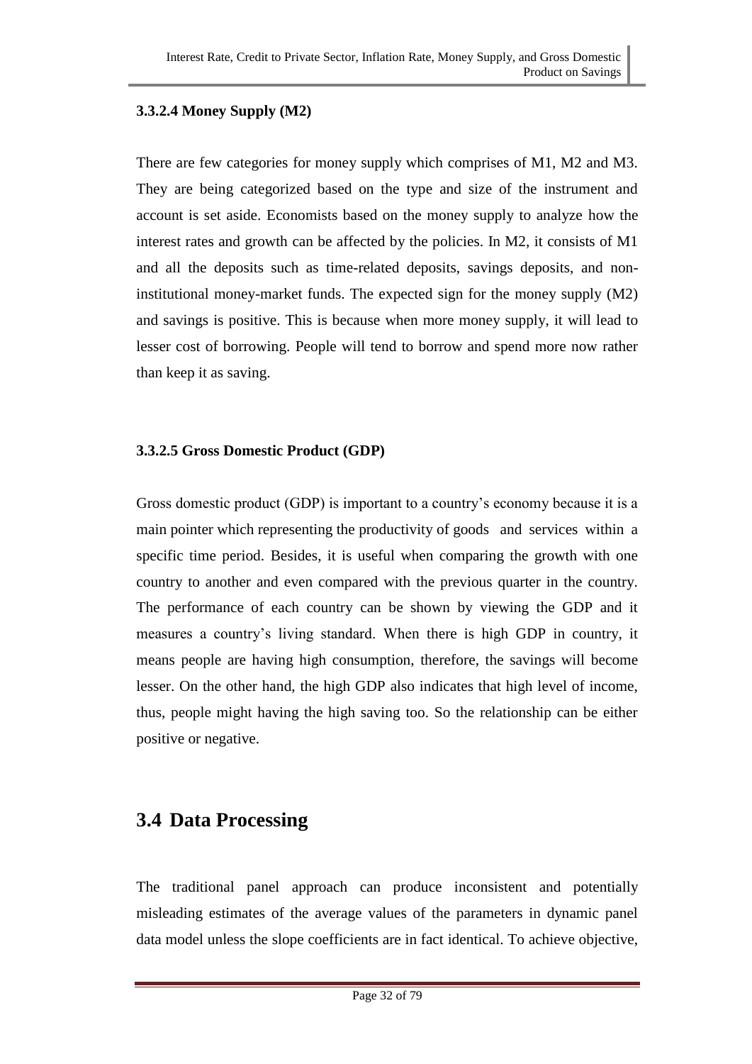#### 3.3.2.4 Money Supply (M2)

There are few categories for money supply which comprises of M1, M2 and M3. They are being categorized based on the type and size of the instrument and account is set aside. Economists based on the money supply to analyze how the interest rates and growth can be affected by the policies. In M2, it consists of M1 and all the deposits such as time-related deposits, savings deposits, and non-institutional money-market funds. The expected sign for the money supply (M2) and savings is positive. This is because when more money supply, it will lead to lesser cost of borrowing. People will tend to borrow and spend more now rather than keep it as saving.

#### 3.3.2.5 Gross Domestic Product (GDP)

Gross domestic product (GDP) is important to a country's economy because it is a main pointer which representing the productivity of goods and services within a specific time period. Besides, it is useful when comparing the growth with one country to another and even compared with the previous quarter in the country. The performance of each country can be shown by viewing the GDP and it measures a country's living standard. When there is high GDP in country, it means people are having high consumption, therefore, the savings will become lesser. On the other hand, the high GDP also indicates that high level of income, thus, people might having the high saving too. So the relationship can be either positive or negative.

## 3.4 Data Processing

The traditional panel approach can produce inconsistent and potentially misleading estimates of the average values of the parameters in dynamic panel data model unless the slope coefficients are in fact identical. To achieve objective,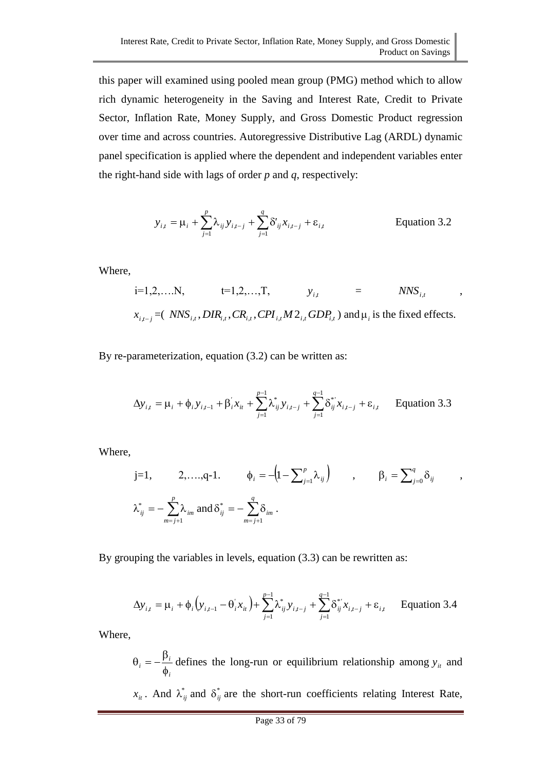this paper will examined using pooled mean group (PMG) method which to allow rich dynamic heterogeneity in the Saving and Interest Rate, Credit to Private Sector, Inflation Rate, Money Supply, and Gross Domestic Product regression over time and across countries. Autoregressive Distributive Lag (ARDL) dynamic panel specification is applied where the dependent and independent variables enter the right-hand side with lags of order *p* and *q*, respectively:

$$y_{i,t} = \mu_i + \sum_{j=1}^{p} \lambda_{ij} y_{i,t-j} + \sum_{j=1}^{q} \delta'_{ij} x_{i,t-j} + \varepsilon_{i,t} \qquad \text{Equation 3.2}$$

Where,

i=1,2,….N, t=1,2,…,T, $y_{i,t} = NNS_{i,t}$, $x_{i,t-j}$=( $NNS_{i,t}, DIR_{i,t}, CR_{i,t}, CPI_{i,t} M2_{i,t} GDP_{i,t}$ ) and $\mu_i$ is the fixed effects.

By re-parameterization, equation (3.2) can be written as:

$$\Delta y_{i,t} = \mu_i + \phi_i y_{i,t-1} + \beta_i^{'} x_{it} + \sum_{j=1}^{p-1} \lambda_{ij}^{*} y_{i,t-j} + \sum_{j=1}^{q-1} \delta_{ij}^{*'} x_{i,t-j} + \varepsilon_{i,t} \qquad \text{Equation 3.3}$$

Where,

j=1, 2,….,q-1. $\phi_i = -\left(1 - \sum_{j=1}^{p} \lambda_{ij}\right)$ , $\beta_i = \sum_{j=0}^{q} \delta_{ij}$ , $\lambda_{ij}^{*} = -\sum_{m=j+1}^{p} \lambda_{im}$ and $\delta_{ij}^{*} = -\sum_{m=j+1}^{q} \delta_{im}$ .

By grouping the variables in levels, equation (3.3) can be rewritten as:

$$\Delta y_{i,t} = \mu_i + \phi_i \left( y_{i,t-1} - \theta_i^{'} x_{it} \right) + \sum_{j=1}^{p-1} \lambda_{ij}^{*} y_{i,t-j} + \sum_{j=1}^{q-1} \delta_{ij}^{*'} x_{i,t-j} + \varepsilon_{i,t} \qquad \text{Equation 3.4}$$

Where,

$\theta_i = -\dfrac{\beta_i}{\phi_i}$ defines the long-run or equilibrium relationship among $y_{it}$ and $x_{it}$. And $\lambda_{ij}^{*}$ and $\delta_{ij}^{*}$ are the short-run coefficients relating Interest Rate,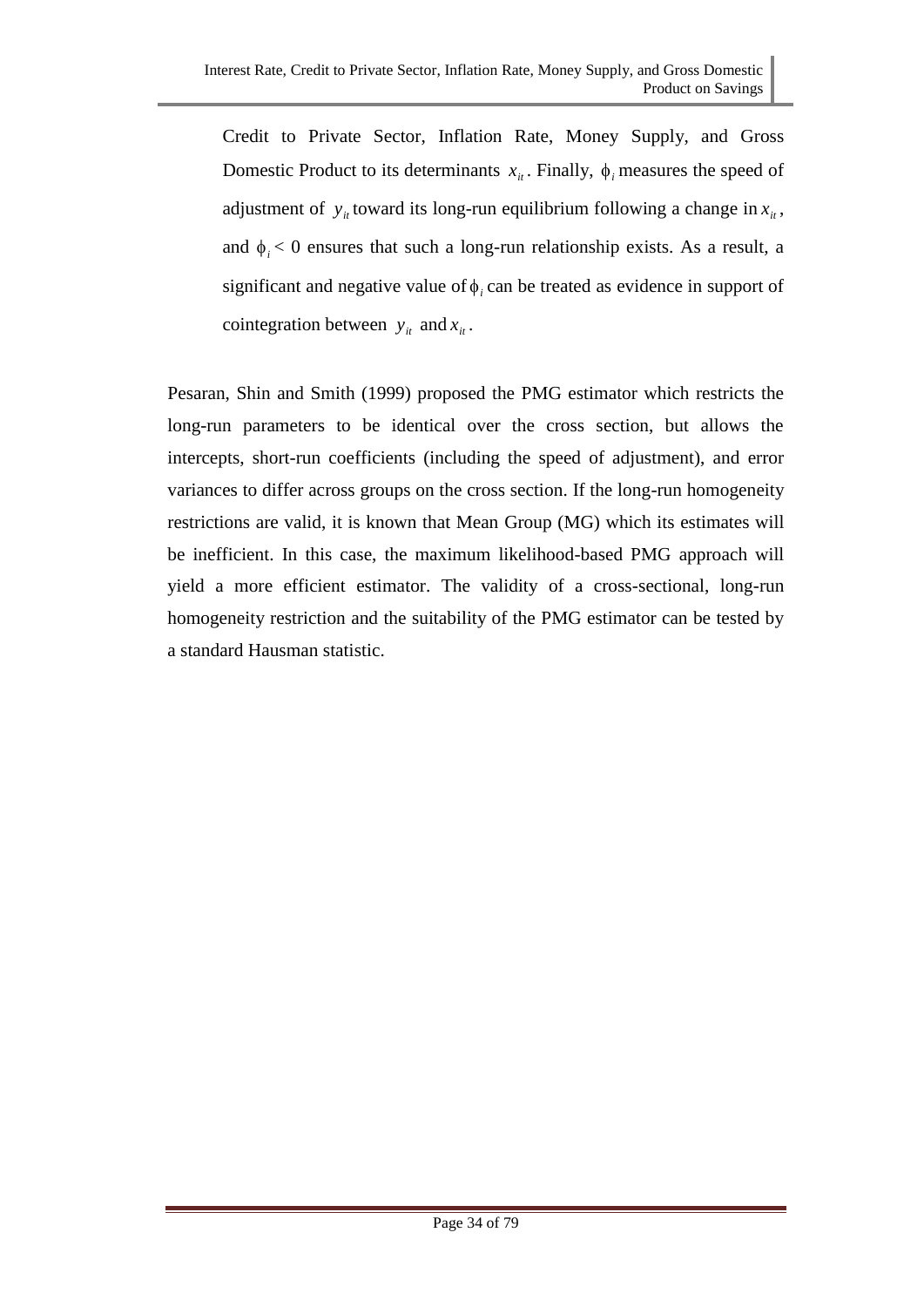Credit to Private Sector, Inflation Rate, Money Supply, and Gross Domestic Product to its determinants $x_{it}$. Finally, $\phi_i$ measures the speed of adjustment of $y_{it}$ toward its long-run equilibrium following a change in $x_{it}$, and $\phi_i < 0$ ensures that such a long-run relationship exists. As a result, a significant and negative value of $\phi_i$ can be treated as evidence in support of cointegration between $y_{it}$ and $x_{it}$.

Pesaran, Shin and Smith (1999) proposed the PMG estimator which restricts the long-run parameters to be identical over the cross section, but allows the intercepts, short-run coefficients (including the speed of adjustment), and error variances to differ across groups on the cross section. If the long-run homogeneity restrictions are valid, it is known that Mean Group (MG) which its estimates will be inefficient. In this case, the maximum likelihood-based PMG approach will yield a more efficient estimator. The validity of a cross-sectional, long-run homogeneity restriction and the suitability of the PMG estimator can be tested by a standard Hausman statistic.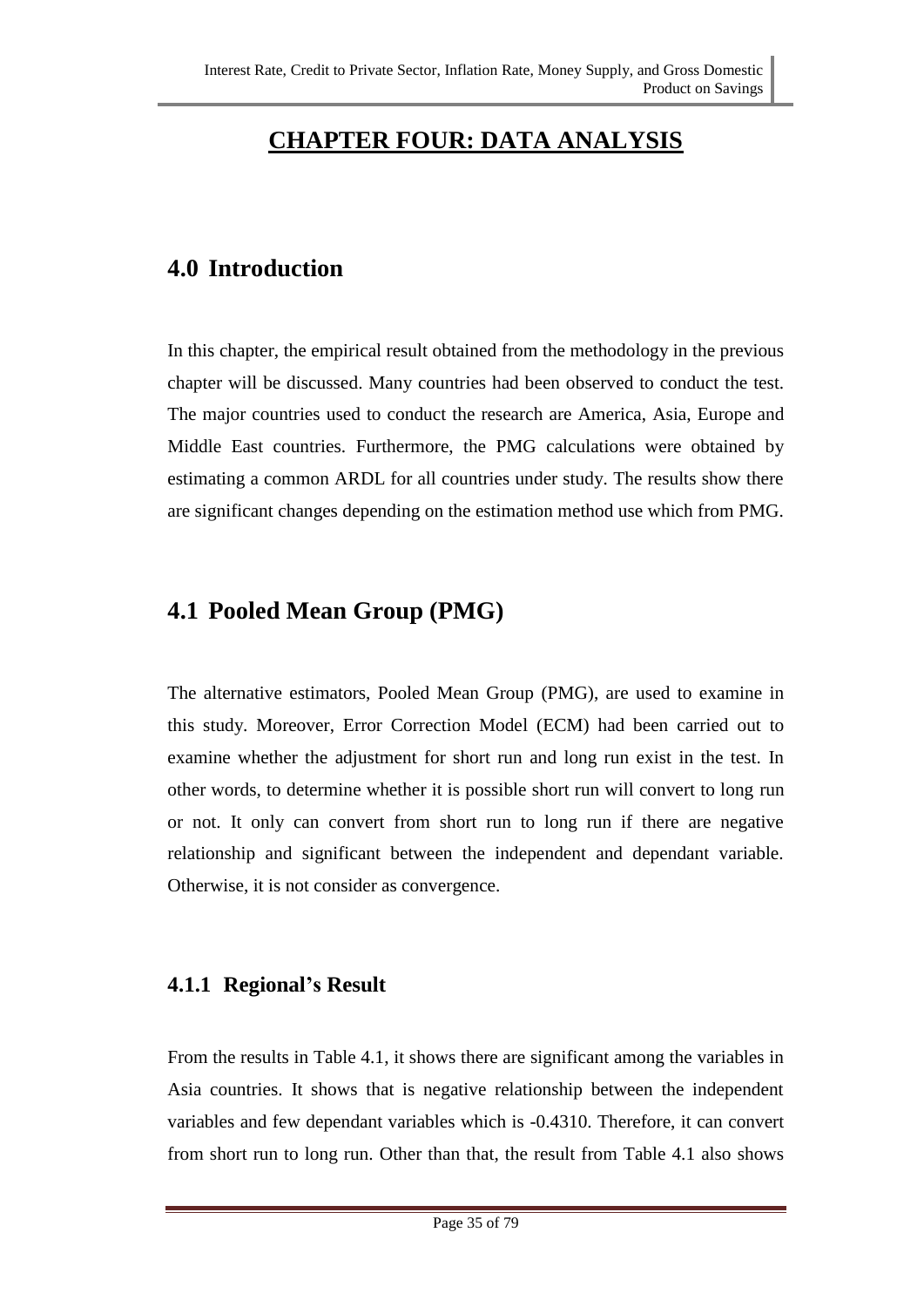# CHAPTER FOUR: DATA ANALYSIS

## 4.0 Introduction

In this chapter, the empirical result obtained from the methodology in the previous chapter will be discussed. Many countries had been observed to conduct the test. The major countries used to conduct the research are America, Asia, Europe and Middle East countries. Furthermore, the PMG calculations were obtained by estimating a common ARDL for all countries under study. The results show there are significant changes depending on the estimation method use which from PMG.

## 4.1 Pooled Mean Group (PMG)

The alternative estimators, Pooled Mean Group (PMG), are used to examine in this study. Moreover, Error Correction Model (ECM) had been carried out to examine whether the adjustment for short run and long run exist in the test. In other words, to determine whether it is possible short run will convert to long run or not. It only can convert from short run to long run if there are negative relationship and significant between the independent and dependant variable. Otherwise, it is not consider as convergence.

### 4.1.1 Regional's Result

From the results in Table 4.1, it shows there are significant among the variables in Asia countries. It shows that is negative relationship between the independent variables and few dependant variables which is -0.4310. Therefore, it can convert from short run to long run. Other than that, the result from Table 4.1 also shows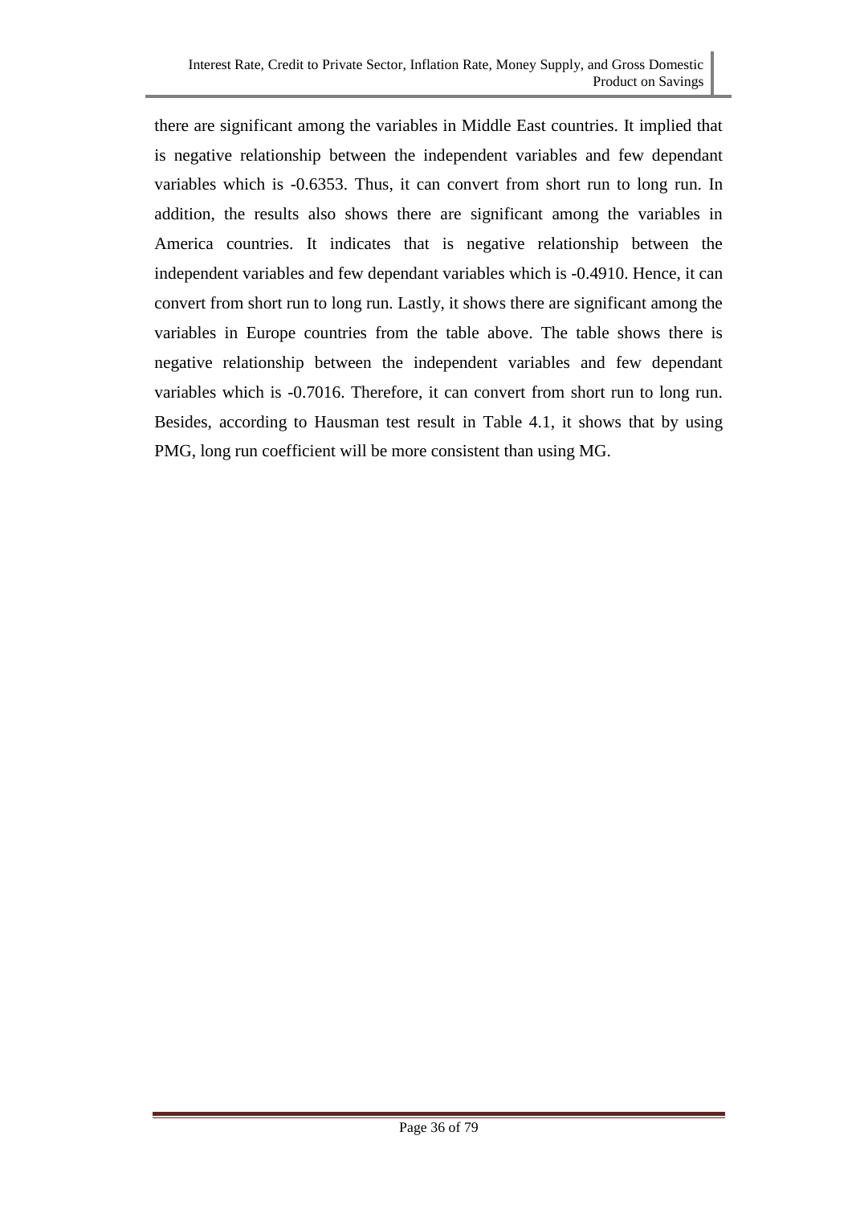there are significant among the variables in Middle East countries. It implied that is negative relationship between the independent variables and few dependant variables which is -0.6353. Thus, it can convert from short run to long run. In addition, the results also shows there are significant among the variables in America countries. It indicates that is negative relationship between the independent variables and few dependant variables which is -0.4910. Hence, it can convert from short run to long run. Lastly, it shows there are significant among the variables in Europe countries from the table above. The table shows there is negative relationship between the independent variables and few dependant variables which is -0.7016. Therefore, it can convert from short run to long run. Besides, according to Hausman test result in Table 4.1, it shows that by using PMG, long run coefficient will be more consistent than using MG.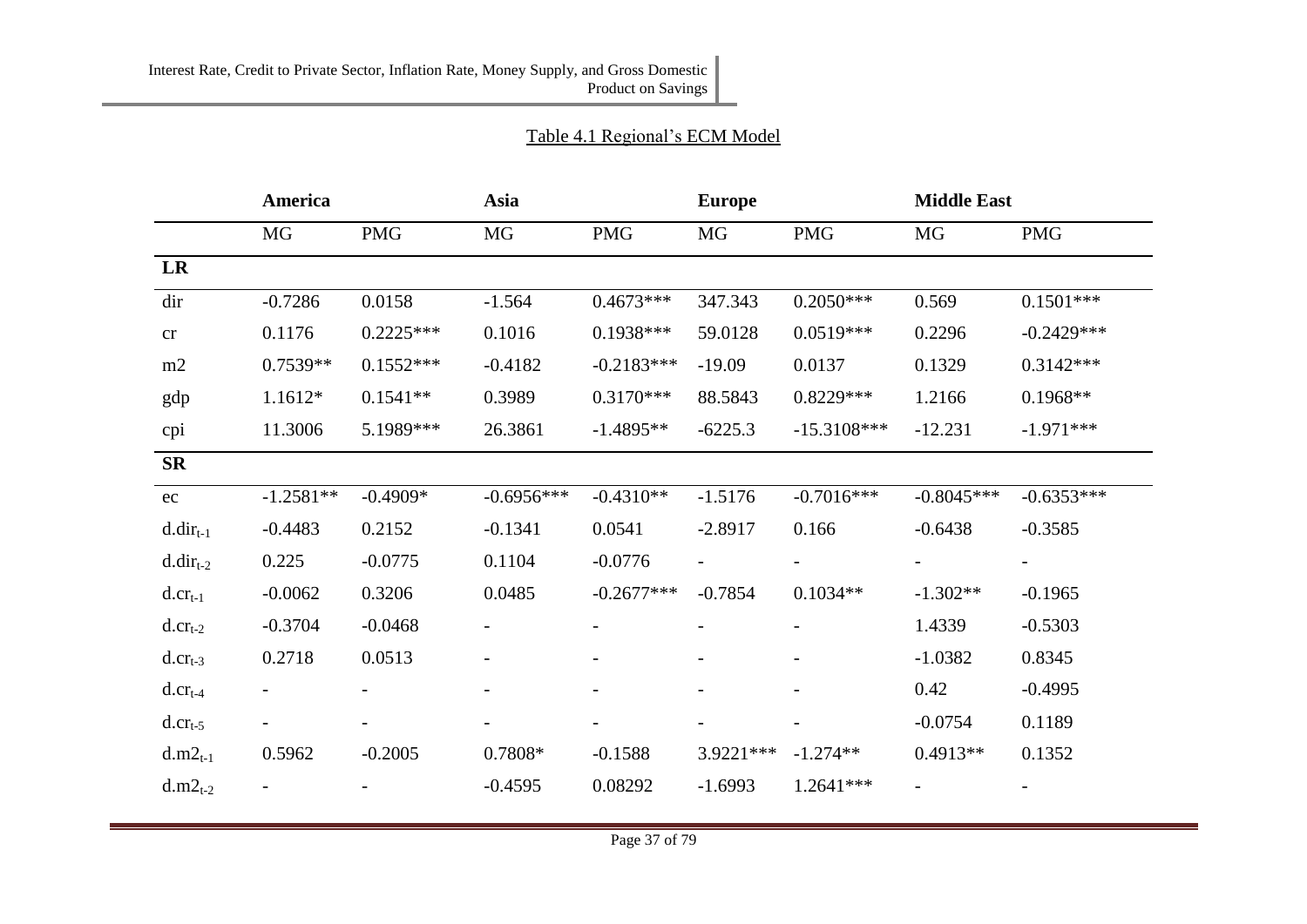Table 4.1 Regional's ECM Model

| | America | | Asia | | Europe | | Middle East | |
|---|---|---|---|---|---|---|---|---|
| | MG | PMG | MG | PMG | MG | PMG | MG | PMG |
| **LR** | | | | | | | | |
| dir | -0.7286 | 0.0158 | -1.564 | 0.4673*** | 347.343 | 0.2050*** | 0.569 | 0.1501*** |
| cr | 0.1176 | 0.2225*** | 0.1016 | 0.1938*** | 59.0128 | 0.0519*** | 0.2296 | -0.2429*** |
| m2 | 0.7539** | 0.1552*** | -0.4182 | -0.2183*** | -19.09 | 0.0137 | 0.1329 | 0.3142*** |
| gdp | 1.1612* | 0.1541** | 0.3989 | 0.3170*** | 88.5843 | 0.8229*** | 1.2166 | 0.1968** |
| cpi | 11.3006 | 5.1989*** | 26.3861 | -1.4895** | -6225.3 | -15.3108*** | -12.231 | -1.971*** |
| **SR** | | | | | | | | |
| ec | -1.2581** | -0.4909* | -0.6956*** | -0.4310** | -1.5176 | -0.7016*** | -0.8045*** | -0.6353*** |
| $d.dir_{t-1}$ | -0.4483 | 0.2152 | -0.1341 | 0.0541 | -2.8917 | 0.166 | -0.6438 | -0.3585 |
| $d.dir_{t-2}$ | 0.225 | -0.0775 | 0.1104 | -0.0776 | - | - | - | - |
| $d.cr_{t-1}$ | -0.0062 | 0.3206 | 0.0485 | -0.2677*** | -0.7854 | 0.1034** | -1.302** | -0.1965 |
| $d.cr_{t-2}$ | -0.3704 | -0.0468 | - | - | - | - | 1.4339 | -0.5303 |
| $d.cr_{t-3}$ | 0.2718 | 0.0513 | - | - | - | - | -1.0382 | 0.8345 |
| $d.cr_{t-4}$ | - | - | - | - | - | - | 0.42 | -0.4995 |
| $d.cr_{t-5}$ | - | - | - | - | - | - | -0.0754 | 0.1189 |
| $d.m2_{t-1}$ | 0.5962 | -0.2005 | 0.7808* | -0.1588 | 3.9221*** | -1.274** | 0.4913** | 0.1352 |
| $d.m2_{t-2}$ | - | - | -0.4595 | 0.08292 | -1.6993 | 1.2641*** | - | - |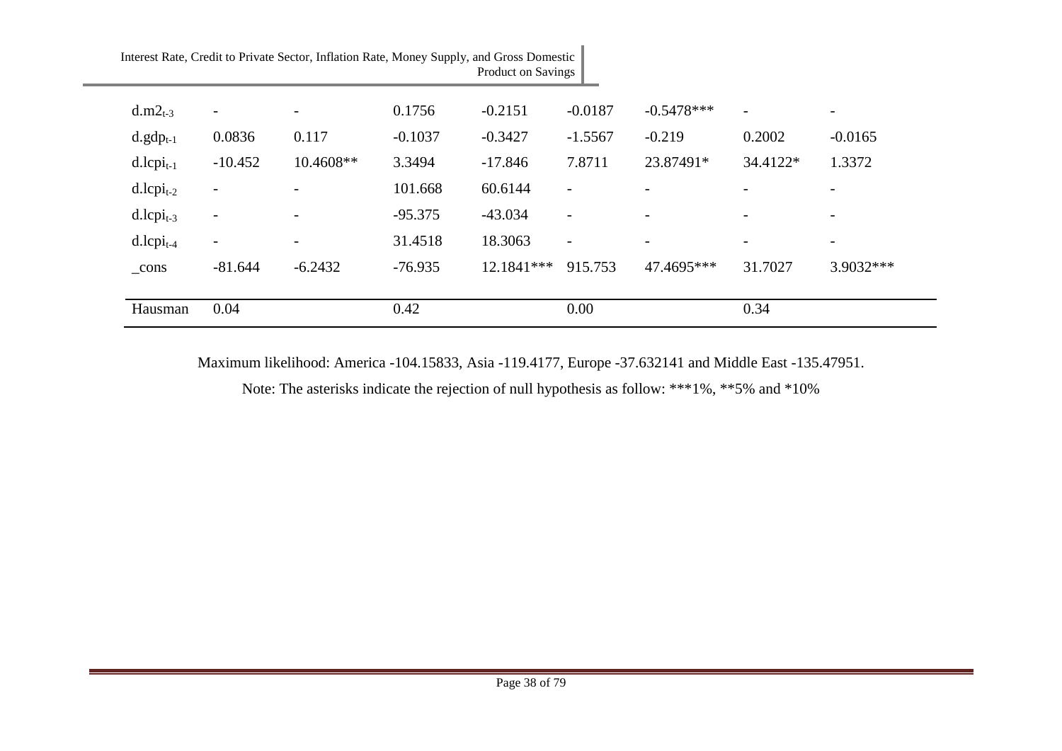| | | | | | | | | |
|---|---|---|---|---|---|---|---|---|
| $d.m2_{t-3}$ | - | - | 0.1756 | -0.2151 | -0.0187 | -0.5478*** | - | - |
| $d.gdp_{t-1}$ | 0.0836 | 0.117 | -0.1037 | -0.3427 | -1.5567 | -0.219 | 0.2002 | -0.0165 |
| $d.lcpi_{t-1}$ | -10.452 | 10.4608** | 3.3494 | -17.846 | 7.8711 | 23.87491* | 34.4122* | 1.3372 |
| $d.lcpi_{t-2}$ | - | - | 101.668 | 60.6144 | - | - | - | - |
| $d.lcpi_{t-3}$ | - | - | -95.375 | -43.034 | - | - | - | - |
| $d.lcpi_{t-4}$ | - | - | 31.4518 | 18.3063 | - | - | - | - |
| _cons | -81.644 | -6.2432 | -76.935 | 12.1841*** | 915.753 | 47.4695*** | 31.7027 | 3.9032*** |
| Hausman | 0.04 | | 0.42 | | 0.00 | | 0.34 | |

Maximum likelihood: America -104.15833, Asia -119.4177, Europe -37.632141 and Middle East -135.47951.

Note: The asterisks indicate the rejection of null hypothesis as follow: ***1%, **5% and *10%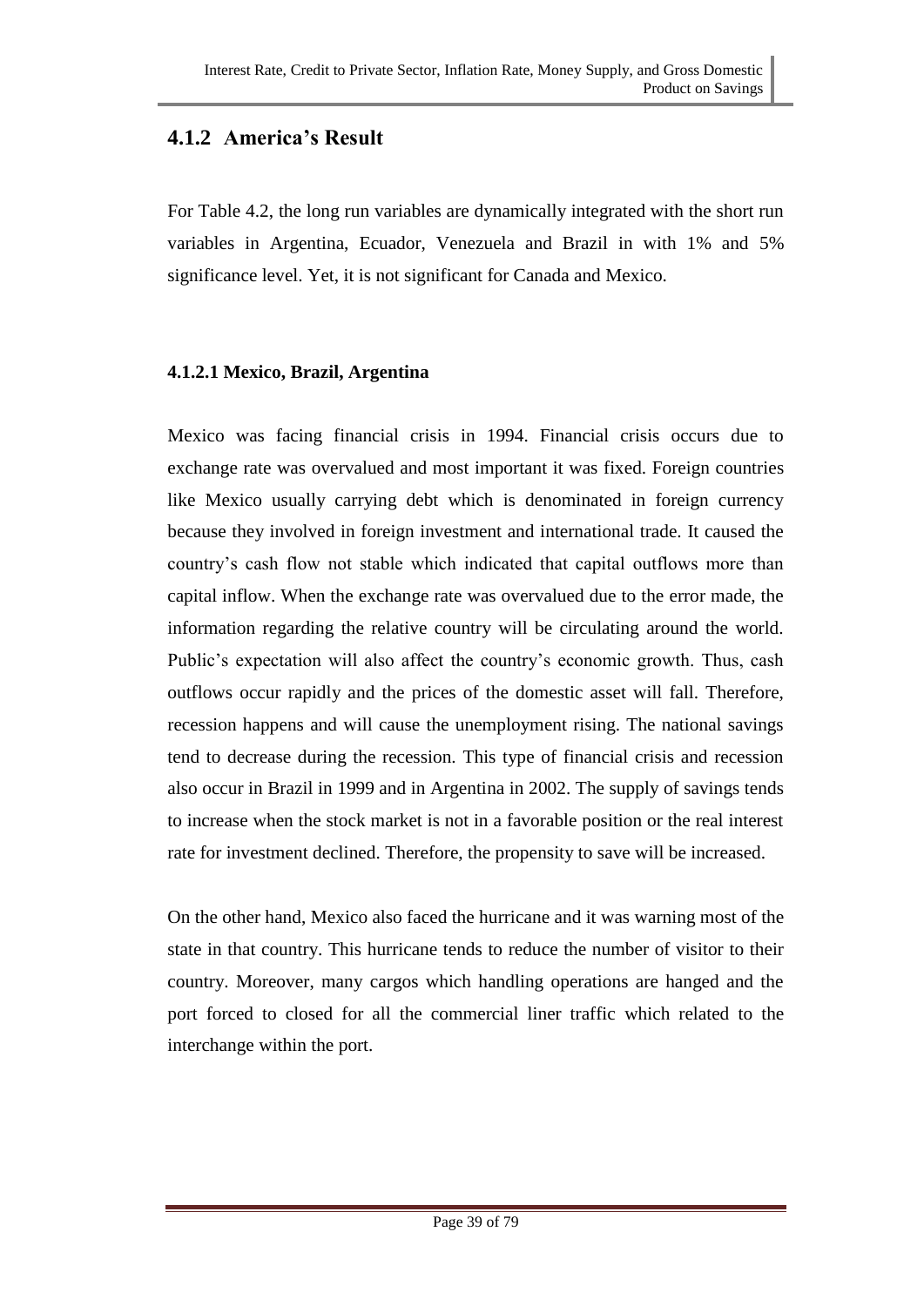## 4.1.2 America's Result

For Table 4.2, the long run variables are dynamically integrated with the short run variables in Argentina, Ecuador, Venezuela and Brazil in with 1% and 5% significance level. Yet, it is not significant for Canada and Mexico.

### 4.1.2.1 Mexico, Brazil, Argentina

Mexico was facing financial crisis in 1994. Financial crisis occurs due to exchange rate was overvalued and most important it was fixed. Foreign countries like Mexico usually carrying debt which is denominated in foreign currency because they involved in foreign investment and international trade. It caused the country's cash flow not stable which indicated that capital outflows more than capital inflow. When the exchange rate was overvalued due to the error made, the information regarding the relative country will be circulating around the world. Public's expectation will also affect the country's economic growth. Thus, cash outflows occur rapidly and the prices of the domestic asset will fall. Therefore, recession happens and will cause the unemployment rising. The national savings tend to decrease during the recession. This type of financial crisis and recession also occur in Brazil in 1999 and in Argentina in 2002. The supply of savings tends to increase when the stock market is not in a favorable position or the real interest rate for investment declined. Therefore, the propensity to save will be increased.

On the other hand, Mexico also faced the hurricane and it was warning most of the state in that country. This hurricane tends to reduce the number of visitor to their country. Moreover, many cargos which handling operations are hanged and the port forced to closed for all the commercial liner traffic which related to the interchange within the port.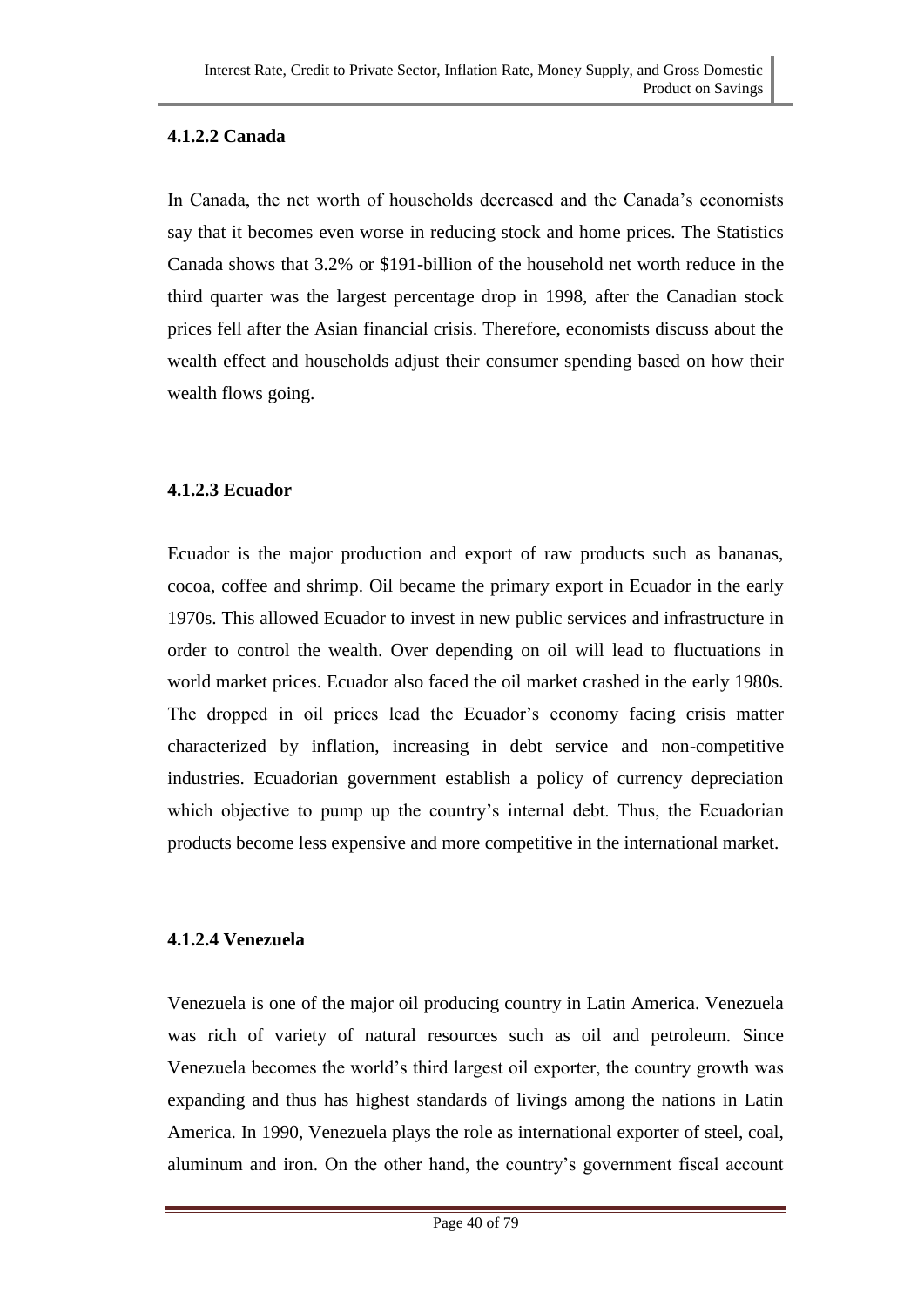#### 4.1.2.2 Canada

In Canada, the net worth of households decreased and the Canada's economists say that it becomes even worse in reducing stock and home prices. The Statistics Canada shows that 3.2% or $191-billion of the household net worth reduce in the third quarter was the largest percentage drop in 1998, after the Canadian stock prices fell after the Asian financial crisis. Therefore, economists discuss about the wealth effect and households adjust their consumer spending based on how their wealth flows going.

#### 4.1.2.3 Ecuador

Ecuador is the major production and export of raw products such as bananas, cocoa, coffee and shrimp. Oil became the primary export in Ecuador in the early 1970s. This allowed Ecuador to invest in new public services and infrastructure in order to control the wealth. Over depending on oil will lead to fluctuations in world market prices. Ecuador also faced the oil market crashed in the early 1980s. The dropped in oil prices lead the Ecuador's economy facing crisis matter characterized by inflation, increasing in debt service and non-competitive industries. Ecuadorian government establish a policy of currency depreciation which objective to pump up the country's internal debt. Thus, the Ecuadorian products become less expensive and more competitive in the international market.

#### 4.1.2.4 Venezuela

Venezuela is one of the major oil producing country in Latin America. Venezuela was rich of variety of natural resources such as oil and petroleum. Since Venezuela becomes the world's third largest oil exporter, the country growth was expanding and thus has highest standards of livings among the nations in Latin America. In 1990, Venezuela plays the role as international exporter of steel, coal, aluminum and iron. On the other hand, the country's government fiscal account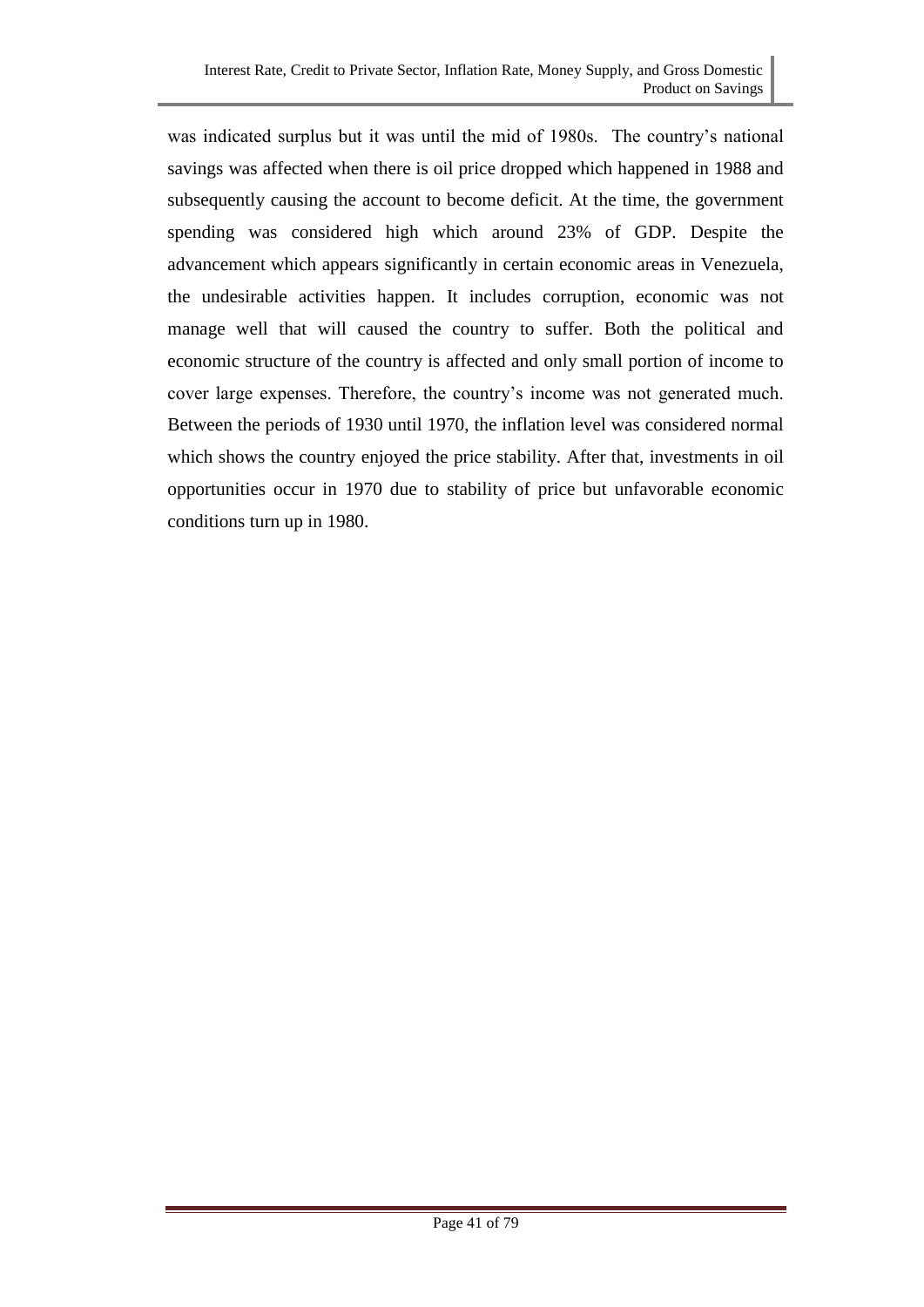was indicated surplus but it was until the mid of 1980s. The country's national savings was affected when there is oil price dropped which happened in 1988 and subsequently causing the account to become deficit. At the time, the government spending was considered high which around 23% of GDP. Despite the advancement which appears significantly in certain economic areas in Venezuela, the undesirable activities happen. It includes corruption, economic was not manage well that will caused the country to suffer. Both the political and economic structure of the country is affected and only small portion of income to cover large expenses. Therefore, the country's income was not generated much. Between the periods of 1930 until 1970, the inflation level was considered normal which shows the country enjoyed the price stability. After that, investments in oil opportunities occur in 1970 due to stability of price but unfavorable economic conditions turn up in 1980.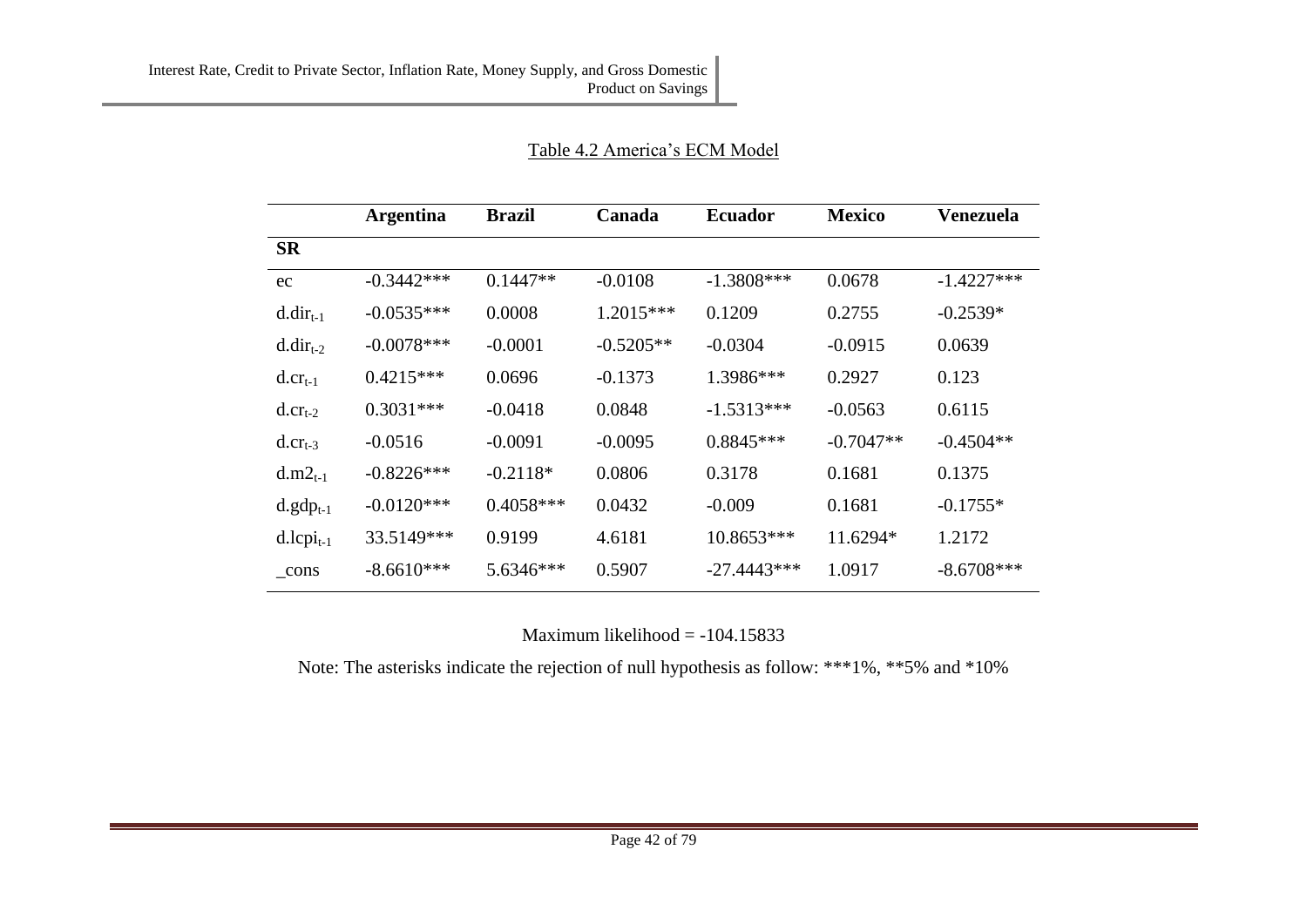Table 4.2 America's ECM Model

| | Argentina | Brazil | Canada | Ecuador | Mexico | Venezuela |
|---|---|---|---|---|---|---|
| **SR** | | | | | | |
| ec | -0.3442*** | 0.1447** | -0.0108 | -1.3808*** | 0.0678 | -1.4227*** |
| $d.dir_{t-1}$ | -0.0535*** | 0.0008 | 1.2015*** | 0.1209 | 0.2755 | -0.2539* |
| $d.dir_{t-2}$ | -0.0078*** | -0.0001 | -0.5205** | -0.0304 | -0.0915 | 0.0639 |
| $d.cr_{t-1}$ | 0.4215*** | 0.0696 | -0.1373 | 1.3986*** | 0.2927 | 0.123 |
| $d.cr_{t-2}$ | 0.3031*** | -0.0418 | 0.0848 | -1.5313*** | -0.0563 | 0.6115 |
| $d.cr_{t-3}$ | -0.0516 | -0.0091 | -0.0095 | 0.8845*** | -0.7047** | -0.4504** |
| $d.m2_{t-1}$ | -0.8226*** | -0.2118* | 0.0806 | 0.3178 | 0.1681 | 0.1375 |
| $d.gdp_{t-1}$ | -0.0120*** | 0.4058*** | 0.0432 | -0.009 | 0.1681 | -0.1755* |
| $d.lcpi_{t-1}$ | 33.5149*** | 0.9199 | 4.6181 | 10.8653*** | 11.6294* | 1.2172 |
| _cons | -8.6610*** | 5.6346*** | 0.5907 | -27.4443*** | 1.0917 | -8.6708*** |

Maximum likelihood = -104.15833

Note: The asterisks indicate the rejection of null hypothesis as follow: ***1%, **5% and *10%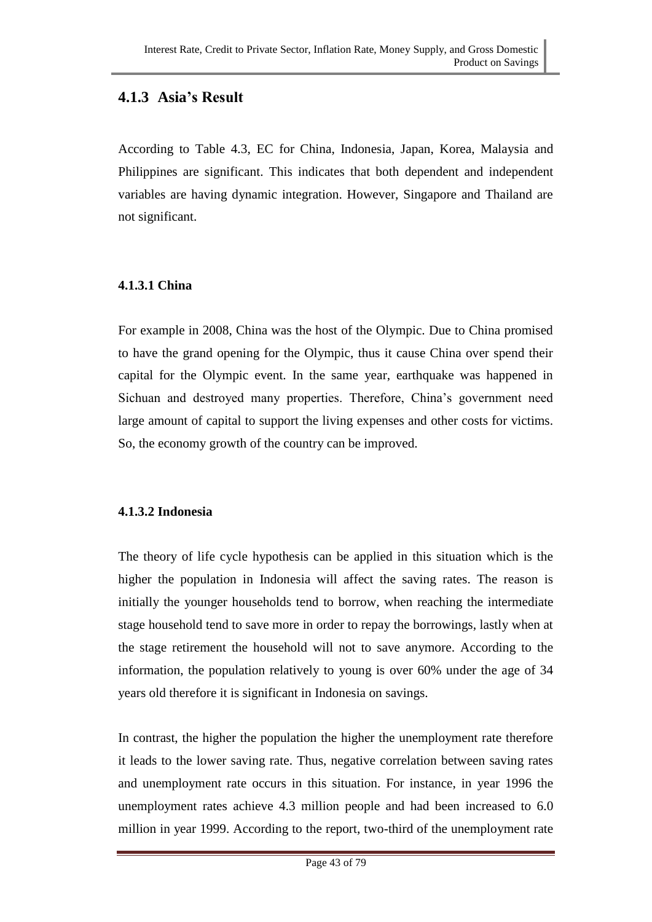## 4.1.3 Asia's Result

According to Table 4.3, EC for China, Indonesia, Japan, Korea, Malaysia and Philippines are significant. This indicates that both dependent and independent variables are having dynamic integration. However, Singapore and Thailand are not significant.

### 4.1.3.1 China

For example in 2008, China was the host of the Olympic. Due to China promised to have the grand opening for the Olympic, thus it cause China over spend their capital for the Olympic event. In the same year, earthquake was happened in Sichuan and destroyed many properties. Therefore, China's government need large amount of capital to support the living expenses and other costs for victims. So, the economy growth of the country can be improved.

### 4.1.3.2 Indonesia

The theory of life cycle hypothesis can be applied in this situation which is the higher the population in Indonesia will affect the saving rates. The reason is initially the younger households tend to borrow, when reaching the intermediate stage household tend to save more in order to repay the borrowings, lastly when at the stage retirement the household will not to save anymore. According to the information, the population relatively to young is over 60% under the age of 34 years old therefore it is significant in Indonesia on savings.

In contrast, the higher the population the higher the unemployment rate therefore it leads to the lower saving rate. Thus, negative correlation between saving rates and unemployment rate occurs in this situation. For instance, in year 1996 the unemployment rates achieve 4.3 million people and had been increased to 6.0 million in year 1999. According to the report, two-third of the unemployment rate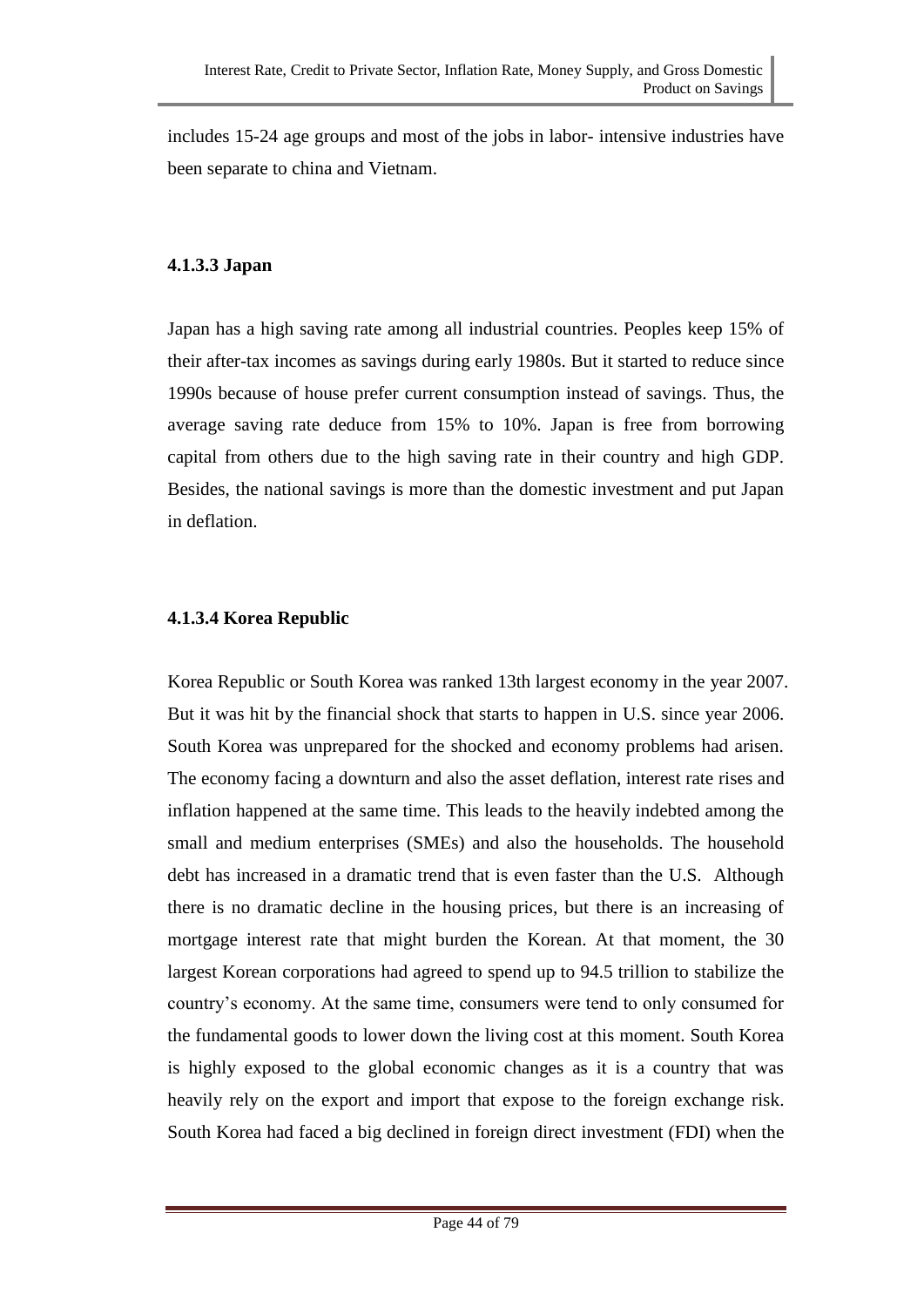includes 15-24 age groups and most of the jobs in labor- intensive industries have been separate to china and Vietnam.

#### 4.1.3.3 Japan

Japan has a high saving rate among all industrial countries. Peoples keep 15% of their after-tax incomes as savings during early 1980s. But it started to reduce since 1990s because of house prefer current consumption instead of savings. Thus, the average saving rate deduce from 15% to 10%. Japan is free from borrowing capital from others due to the high saving rate in their country and high GDP. Besides, the national savings is more than the domestic investment and put Japan in deflation.

#### 4.1.3.4 Korea Republic

Korea Republic or South Korea was ranked 13th largest economy in the year 2007. But it was hit by the financial shock that starts to happen in U.S. since year 2006. South Korea was unprepared for the shocked and economy problems had arisen. The economy facing a downturn and also the asset deflation, interest rate rises and inflation happened at the same time. This leads to the heavily indebted among the small and medium enterprises (SMEs) and also the households. The household debt has increased in a dramatic trend that is even faster than the U.S. Although there is no dramatic decline in the housing prices, but there is an increasing of mortgage interest rate that might burden the Korean. At that moment, the 30 largest Korean corporations had agreed to spend up to 94.5 trillion to stabilize the country's economy. At the same time, consumers were tend to only consumed for the fundamental goods to lower down the living cost at this moment. South Korea is highly exposed to the global economic changes as it is a country that was heavily rely on the export and import that expose to the foreign exchange risk. South Korea had faced a big declined in foreign direct investment (FDI) when the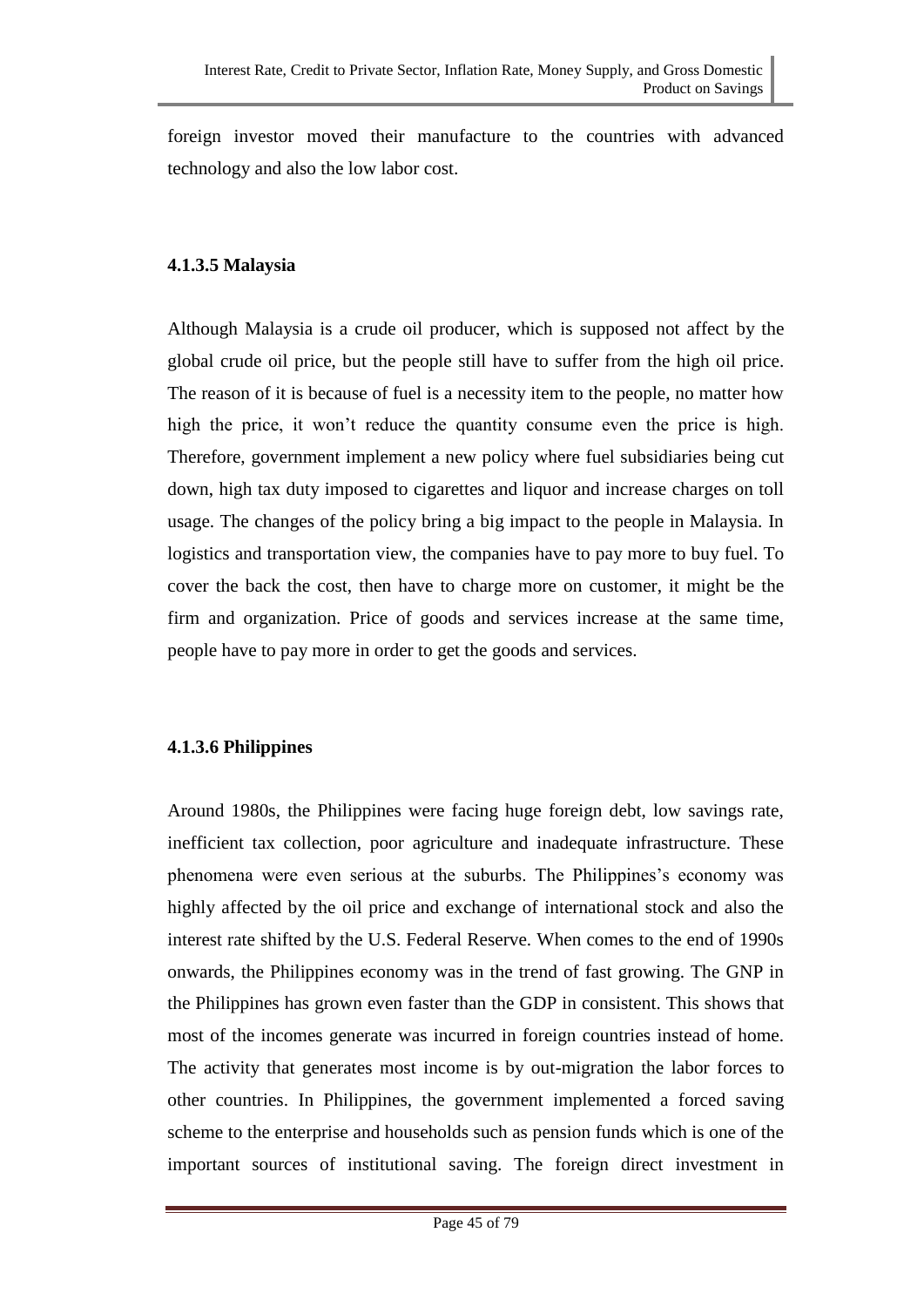foreign investor moved their manufacture to the countries with advanced technology and also the low labor cost.

#### 4.1.3.5 Malaysia

Although Malaysia is a crude oil producer, which is supposed not affect by the global crude oil price, but the people still have to suffer from the high oil price. The reason of it is because of fuel is a necessity item to the people, no matter how high the price, it won't reduce the quantity consume even the price is high. Therefore, government implement a new policy where fuel subsidiaries being cut down, high tax duty imposed to cigarettes and liquor and increase charges on toll usage. The changes of the policy bring a big impact to the people in Malaysia. In logistics and transportation view, the companies have to pay more to buy fuel. To cover the back the cost, then have to charge more on customer, it might be the firm and organization. Price of goods and services increase at the same time, people have to pay more in order to get the goods and services.

#### 4.1.3.6 Philippines

Around 1980s, the Philippines were facing huge foreign debt, low savings rate, inefficient tax collection, poor agriculture and inadequate infrastructure. These phenomena were even serious at the suburbs. The Philippines's economy was highly affected by the oil price and exchange of international stock and also the interest rate shifted by the U.S. Federal Reserve. When comes to the end of 1990s onwards, the Philippines economy was in the trend of fast growing. The GNP in the Philippines has grown even faster than the GDP in consistent. This shows that most of the incomes generate was incurred in foreign countries instead of home. The activity that generates most income is by out-migration the labor forces to other countries. In Philippines, the government implemented a forced saving scheme to the enterprise and households such as pension funds which is one of the important sources of institutional saving. The foreign direct investment in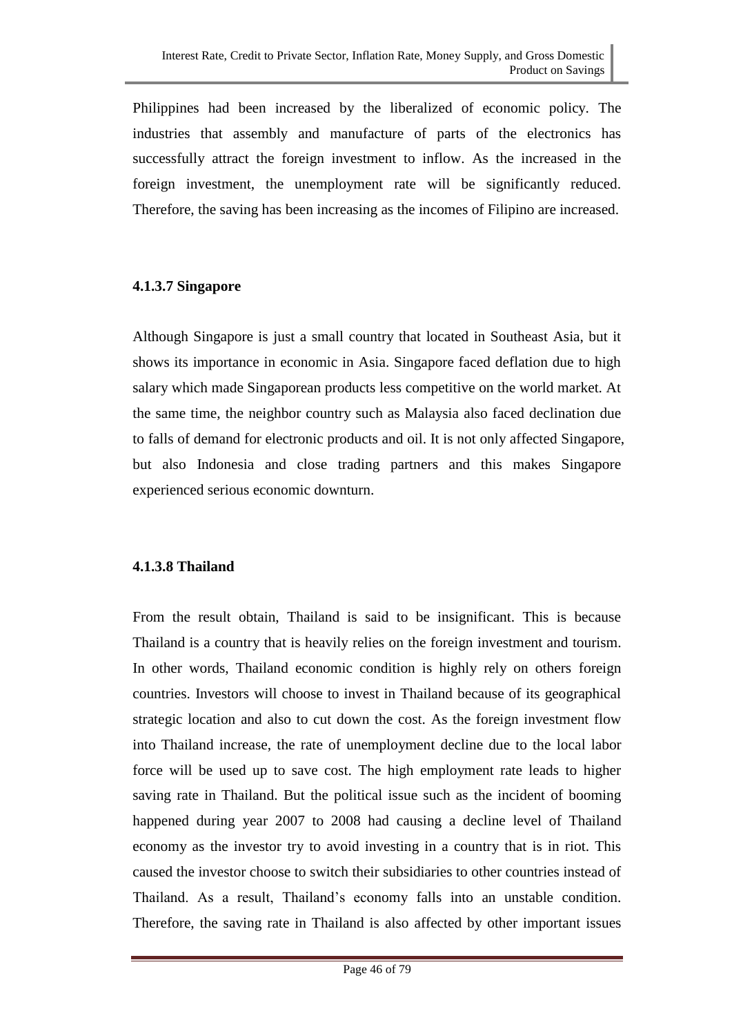Philippines had been increased by the liberalized of economic policy. The industries that assembly and manufacture of parts of the electronics has successfully attract the foreign investment to inflow. As the increased in the foreign investment, the unemployment rate will be significantly reduced. Therefore, the saving has been increasing as the incomes of Filipino are increased.

#### 4.1.3.7 Singapore

Although Singapore is just a small country that located in Southeast Asia, but it shows its importance in economic in Asia. Singapore faced deflation due to high salary which made Singaporean products less competitive on the world market. At the same time, the neighbor country such as Malaysia also faced declination due to falls of demand for electronic products and oil. It is not only affected Singapore, but also Indonesia and close trading partners and this makes Singapore experienced serious economic downturn.

#### 4.1.3.8 Thailand

From the result obtain, Thailand is said to be insignificant. This is because Thailand is a country that is heavily relies on the foreign investment and tourism. In other words, Thailand economic condition is highly rely on others foreign countries. Investors will choose to invest in Thailand because of its geographical strategic location and also to cut down the cost. As the foreign investment flow into Thailand increase, the rate of unemployment decline due to the local labor force will be used up to save cost. The high employment rate leads to higher saving rate in Thailand. But the political issue such as the incident of booming happened during year 2007 to 2008 had causing a decline level of Thailand economy as the investor try to avoid investing in a country that is in riot. This caused the investor choose to switch their subsidiaries to other countries instead of Thailand. As a result, Thailand's economy falls into an unstable condition. Therefore, the saving rate in Thailand is also affected by other important issues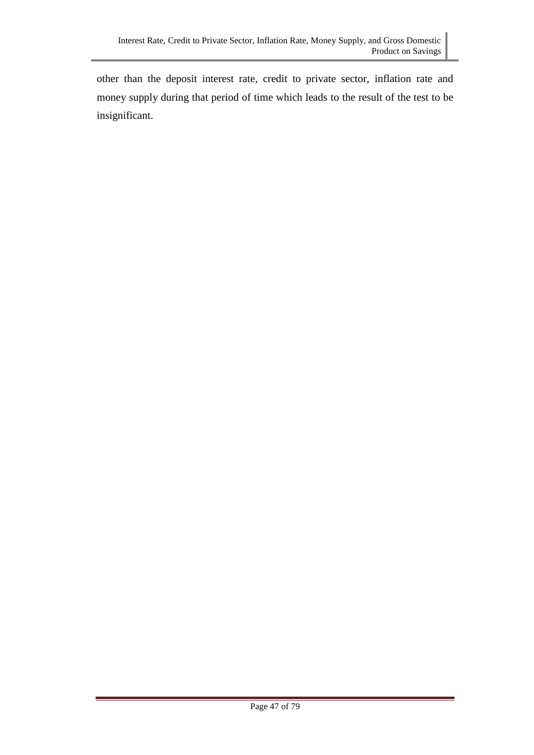other than the deposit interest rate, credit to private sector, inflation rate and money supply during that period of time which leads to the result of the test to be insignificant.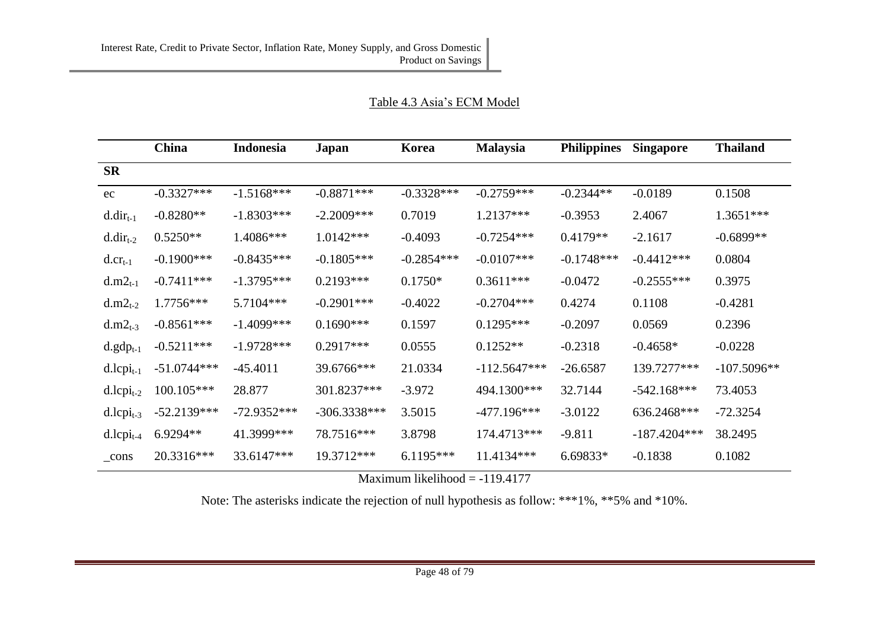Table 4.3 Asia's ECM Model

| | China | Indonesia | Japan | Korea | Malaysia | Philippines | Singapore | Thailand |
|---|---|---|---|---|---|---|---|---|
| **SR** | | | | | | | | |
| ec | -0.3327*** | -1.5168*** | -0.8871*** | -0.3328*** | -0.2759*** | -0.2344** | -0.0189 | 0.1508 |
| $d.dir_{t-1}$ | -0.8280** | -1.8303*** | -2.2009*** | 0.7019 | 1.2137*** | -0.3953 | 2.4067 | 1.3651*** |
| $d.dir_{t-2}$ | 0.5250** | 1.4086*** | 1.0142*** | -0.4093 | -0.7254*** | 0.4179** | -2.1617 | -0.6899** |
| $d.cr_{t-1}$ | -0.1900*** | -0.8435*** | -0.1805*** | -0.2854*** | -0.0107*** | -0.1748*** | -0.4412*** | 0.0804 |
| $d.m2_{t-1}$ | -0.7411*** | -1.3795*** | 0.2193*** | 0.1750* | 0.3611*** | -0.0472 | -0.2555*** | 0.3975 |
| $d.m2_{t-2}$ | 1.7756*** | 5.7104*** | -0.2901*** | -0.4022 | -0.2704*** | 0.4274 | 0.1108 | -0.4281 |
| $d.m2_{t-3}$ | -0.8561*** | -1.4099*** | 0.1690*** | 0.1597 | 0.1295*** | -0.2097 | 0.0569 | 0.2396 |
| $d.gdp_{t-1}$ | -0.5211*** | -1.9728*** | 0.2917*** | 0.0555 | 0.1252** | -0.2318 | -0.4658* | -0.0228 |
| $d.lcpi_{t-1}$ | -51.0744*** | -45.4011 | 39.6766*** | 21.0334 | -112.5647*** | -26.6587 | 139.7277*** | -107.5096** |
| $d.lcpi_{t-2}$ | 100.105*** | 28.877 | 301.8237*** | -3.972 | 494.1300*** | 32.7144 | -542.168*** | 73.4053 |
| $d.lcpi_{t-3}$ | -52.2139*** | -72.9352*** | -306.3338*** | 3.5015 | -477.196*** | -3.0122 | 636.2468*** | -72.3254 |
| $d.lcpi_{t-4}$ | 6.9294** | 41.3999*** | 78.7516*** | 3.8798 | 174.4713*** | -9.811 | -187.4204*** | 38.2495 |
| _cons | 20.3316*** | 33.6147*** | 19.3712*** | 6.1195*** | 11.4134*** | 6.69833* | -0.1838 | 0.1082 |

Maximum likelihood = -119.4177

Note: The asterisks indicate the rejection of null hypothesis as follow: ***1%, **5% and *10%.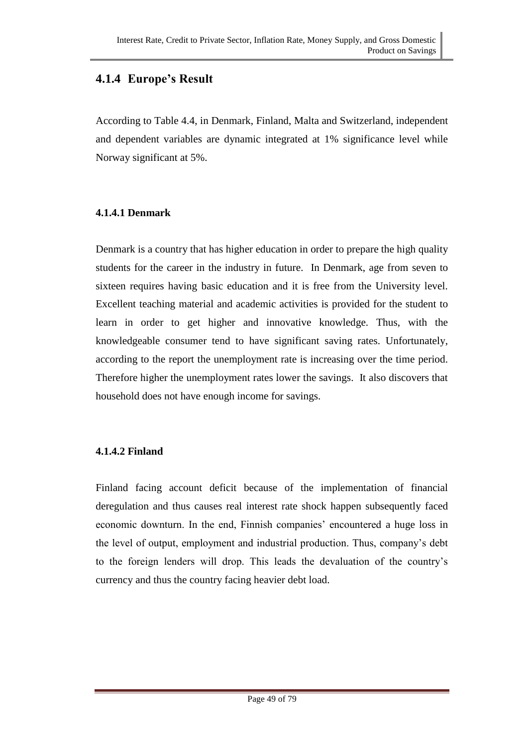## 4.1.4 Europe's Result

According to Table 4.4, in Denmark, Finland, Malta and Switzerland, independent and dependent variables are dynamic integrated at 1% significance level while Norway significant at 5%.

### 4.1.4.1 Denmark

Denmark is a country that has higher education in order to prepare the high quality students for the career in the industry in future. In Denmark, age from seven to sixteen requires having basic education and it is free from the University level. Excellent teaching material and academic activities is provided for the student to learn in order to get higher and innovative knowledge. Thus, with the knowledgeable consumer tend to have significant saving rates. Unfortunately, according to the report the unemployment rate is increasing over the time period. Therefore higher the unemployment rates lower the savings. It also discovers that household does not have enough income for savings.

### 4.1.4.2 Finland

Finland facing account deficit because of the implementation of financial deregulation and thus causes real interest rate shock happen subsequently faced economic downturn. In the end, Finnish companies' encountered a huge loss in the level of output, employment and industrial production. Thus, company's debt to the foreign lenders will drop. This leads the devaluation of the country's currency and thus the country facing heavier debt load.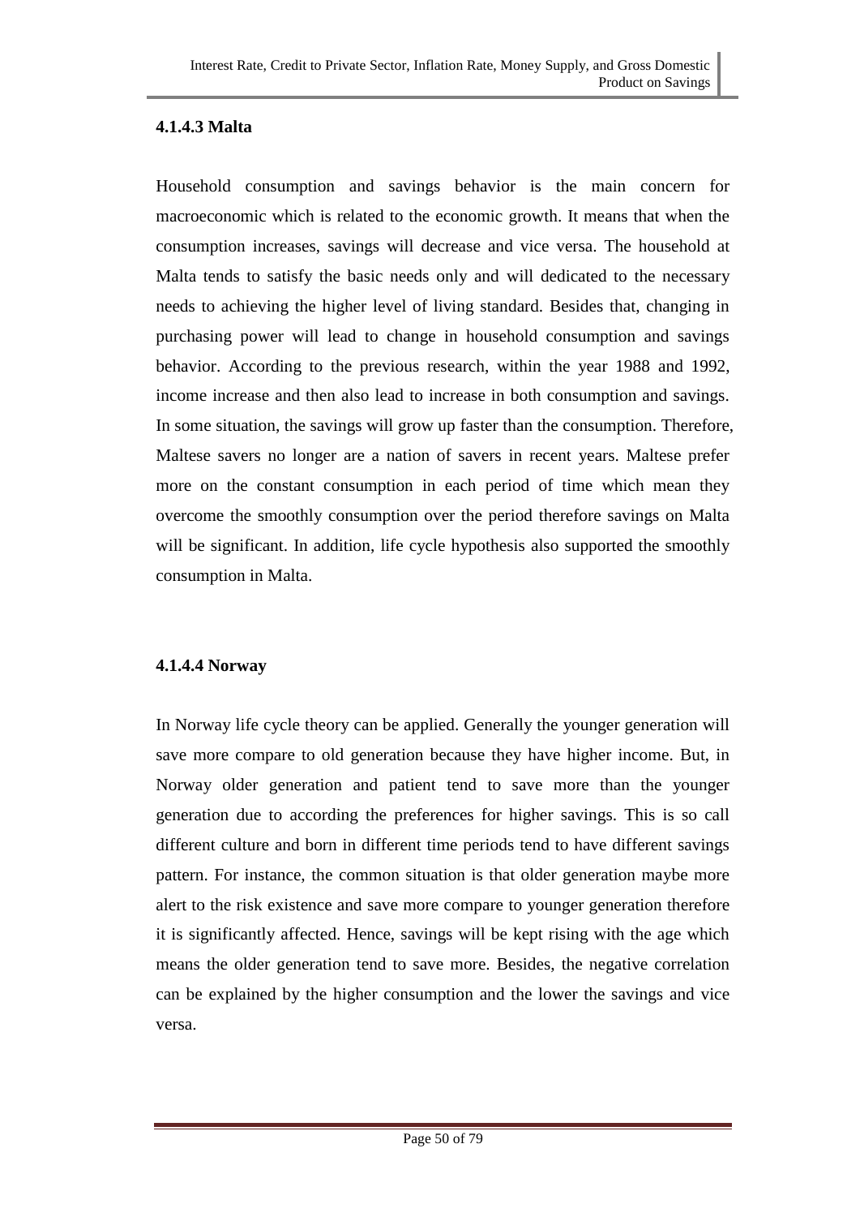#### 4.1.4.3 Malta

Household consumption and savings behavior is the main concern for macroeconomic which is related to the economic growth. It means that when the consumption increases, savings will decrease and vice versa. The household at Malta tends to satisfy the basic needs only and will dedicated to the necessary needs to achieving the higher level of living standard. Besides that, changing in purchasing power will lead to change in household consumption and savings behavior. According to the previous research, within the year 1988 and 1992, income increase and then also lead to increase in both consumption and savings. In some situation, the savings will grow up faster than the consumption. Therefore, Maltese savers no longer are a nation of savers in recent years. Maltese prefer more on the constant consumption in each period of time which mean they overcome the smoothly consumption over the period therefore savings on Malta will be significant. In addition, life cycle hypothesis also supported the smoothly consumption in Malta.

#### 4.1.4.4 Norway

In Norway life cycle theory can be applied. Generally the younger generation will save more compare to old generation because they have higher income. But, in Norway older generation and patient tend to save more than the younger generation due to according the preferences for higher savings. This is so call different culture and born in different time periods tend to have different savings pattern. For instance, the common situation is that older generation maybe more alert to the risk existence and save more compare to younger generation therefore it is significantly affected. Hence, savings will be kept rising with the age which means the older generation tend to save more. Besides, the negative correlation can be explained by the higher consumption and the lower the savings and vice versa.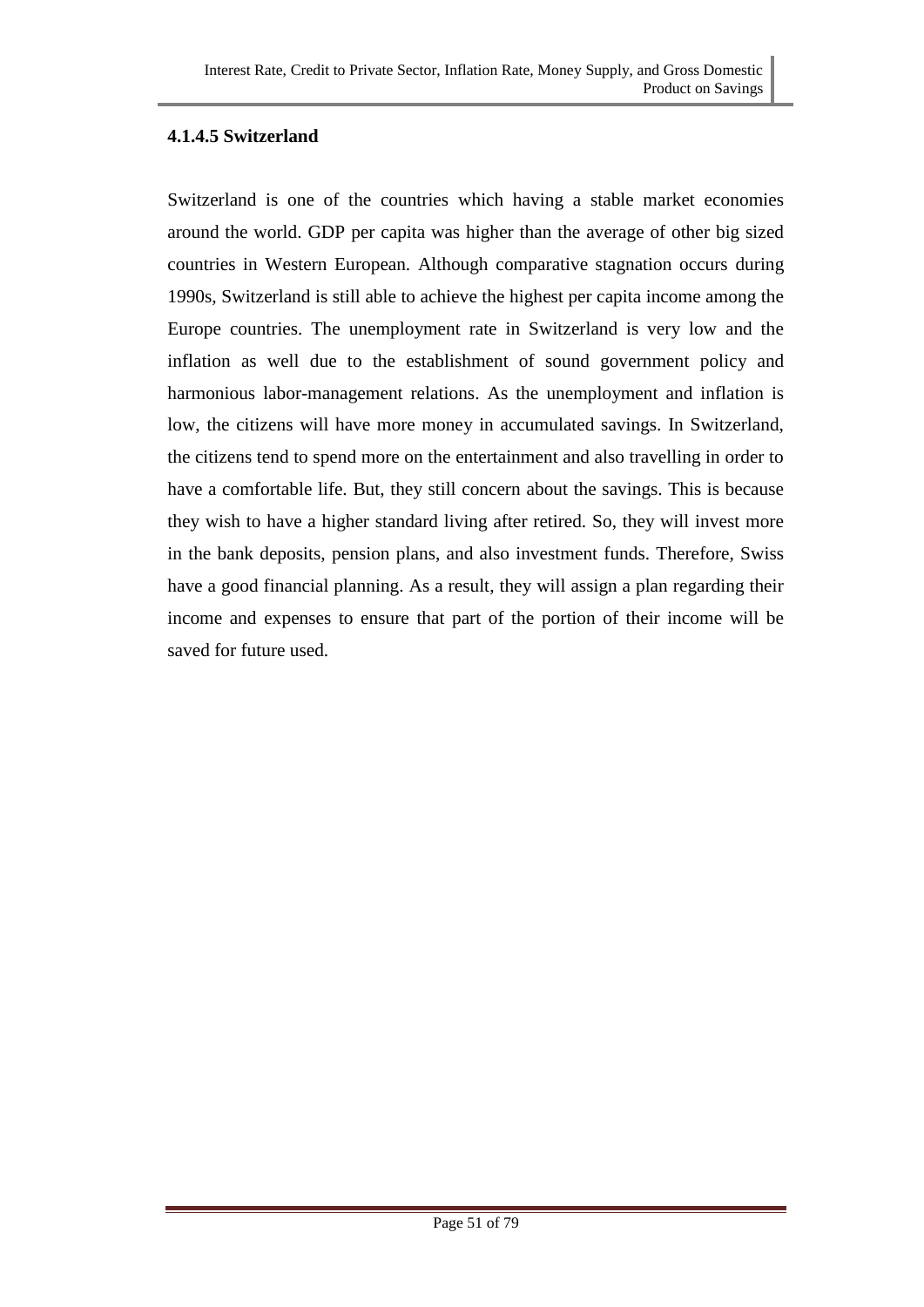#### 4.1.4.5 Switzerland

Switzerland is one of the countries which having a stable market economies around the world. GDP per capita was higher than the average of other big sized countries in Western European. Although comparative stagnation occurs during 1990s, Switzerland is still able to achieve the highest per capita income among the Europe countries. The unemployment rate in Switzerland is very low and the inflation as well due to the establishment of sound government policy and harmonious labor-management relations. As the unemployment and inflation is low, the citizens will have more money in accumulated savings. In Switzerland, the citizens tend to spend more on the entertainment and also travelling in order to have a comfortable life. But, they still concern about the savings. This is because they wish to have a higher standard living after retired. So, they will invest more in the bank deposits, pension plans, and also investment funds. Therefore, Swiss have a good financial planning. As a result, they will assign a plan regarding their income and expenses to ensure that part of the portion of their income will be saved for future used.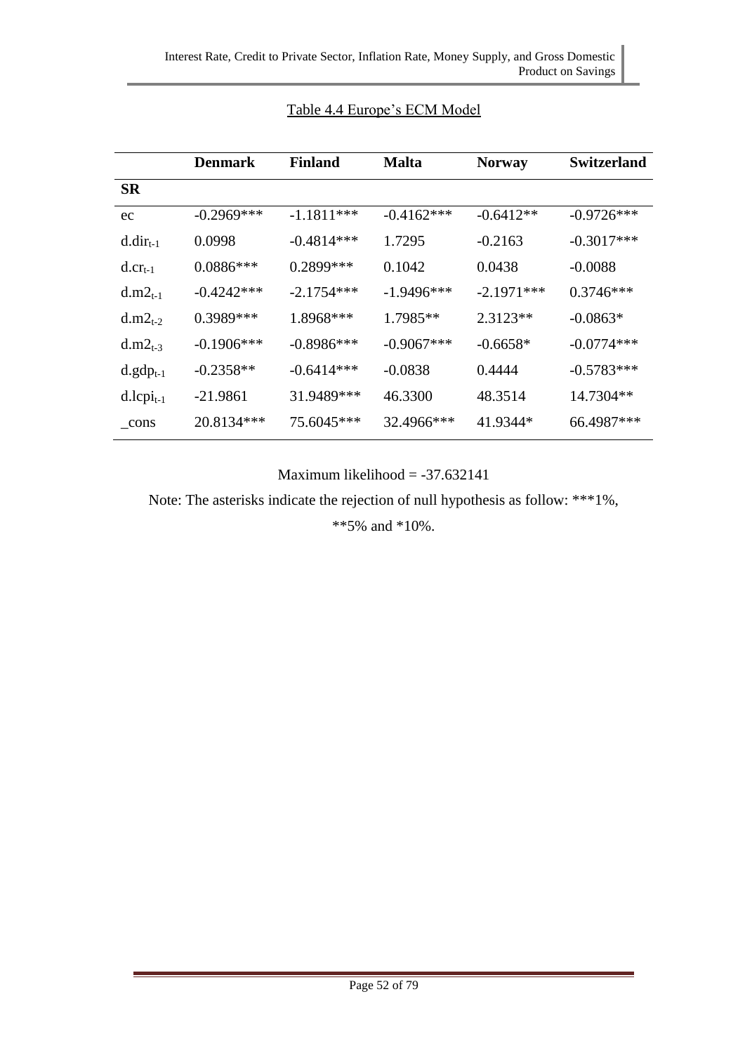Table 4.4 Europe's ECM Model

| | **Denmark** | **Finland** | **Malta** | **Norway** | **Switzerland** |
|---|---|---|---|---|---|
| **SR** | | | | | |
| ec | -0.2969*** | -1.1811*** | -0.4162*** | -0.6412** | -0.9726*** |
| $d.dir_{t-1}$ | 0.0998 | -0.4814*** | 1.7295 | -0.2163 | -0.3017*** |
| $d.cr_{t-1}$ | 0.0886*** | 0.2899*** | 0.1042 | 0.0438 | -0.0088 |
| $d.m2_{t-1}$ | -0.4242*** | -2.1754*** | -1.9496*** | -2.1971*** | 0.3746*** |
| $d.m2_{t-2}$ | 0.3989*** | 1.8968*** | 1.7985** | 2.3123** | -0.0863* |
| $d.m2_{t-3}$ | -0.1906*** | -0.8986*** | -0.9067*** | -0.6658* | -0.0774*** |
| $d.gdp_{t-1}$ | -0.2358** | -0.6414*** | -0.0838 | 0.4444 | -0.5783*** |
| $d.lcpi_{t-1}$ | -21.9861 | 31.9489*** | 46.3300 | 48.3514 | 14.7304** |
| _cons | 20.8134*** | 75.6045*** | 32.4966*** | 41.9344* | 66.4987*** |

Maximum likelihood = -37.632141

Note: The asterisks indicate the rejection of null hypothesis as follow: ***1%, **5% and *10%.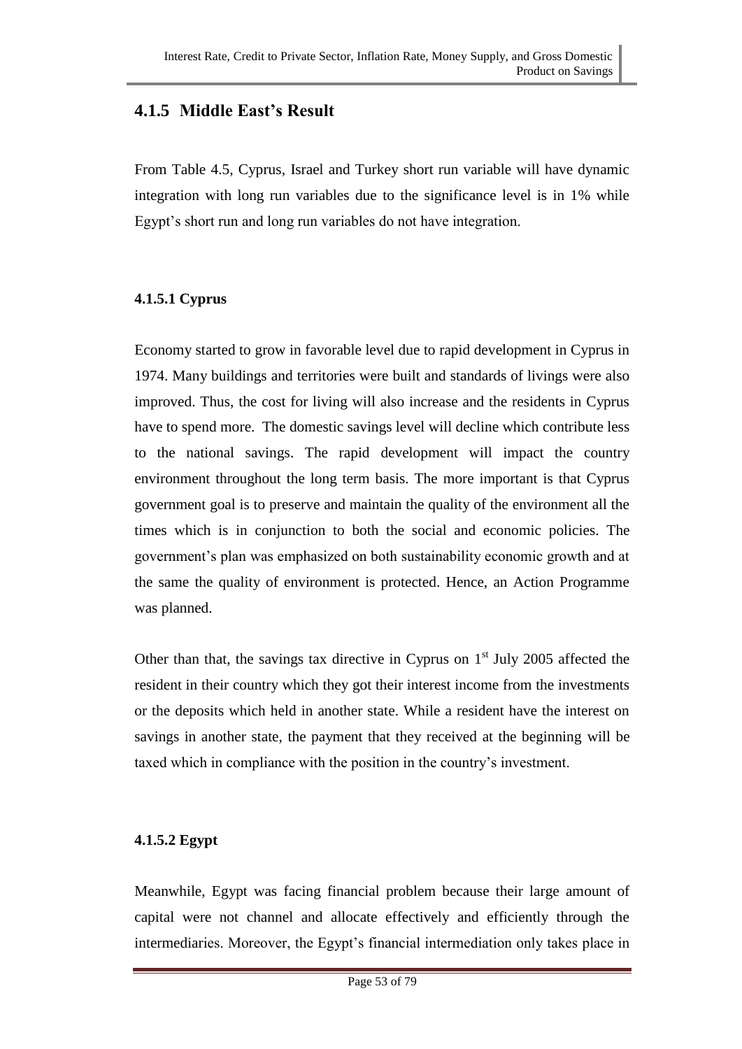## 4.1.5 Middle East's Result

From Table 4.5, Cyprus, Israel and Turkey short run variable will have dynamic integration with long run variables due to the significance level is in 1% while Egypt's short run and long run variables do not have integration.

### 4.1.5.1 Cyprus

Economy started to grow in favorable level due to rapid development in Cyprus in 1974. Many buildings and territories were built and standards of livings were also improved. Thus, the cost for living will also increase and the residents in Cyprus have to spend more. The domestic savings level will decline which contribute less to the national savings. The rapid development will impact the country environment throughout the long term basis. The more important is that Cyprus government goal is to preserve and maintain the quality of the environment all the times which is in conjunction to both the social and economic policies. The government's plan was emphasized on both sustainability economic growth and at the same the quality of environment is protected. Hence, an Action Programme was planned.

Other than that, the savings tax directive in Cyprus on 1st July 2005 affected the resident in their country which they got their interest income from the investments or the deposits which held in another state. While a resident have the interest on savings in another state, the payment that they received at the beginning will be taxed which in compliance with the position in the country's investment.

### 4.1.5.2 Egypt

Meanwhile, Egypt was facing financial problem because their large amount of capital were not channel and allocate effectively and efficiently through the intermediaries. Moreover, the Egypt's financial intermediation only takes place in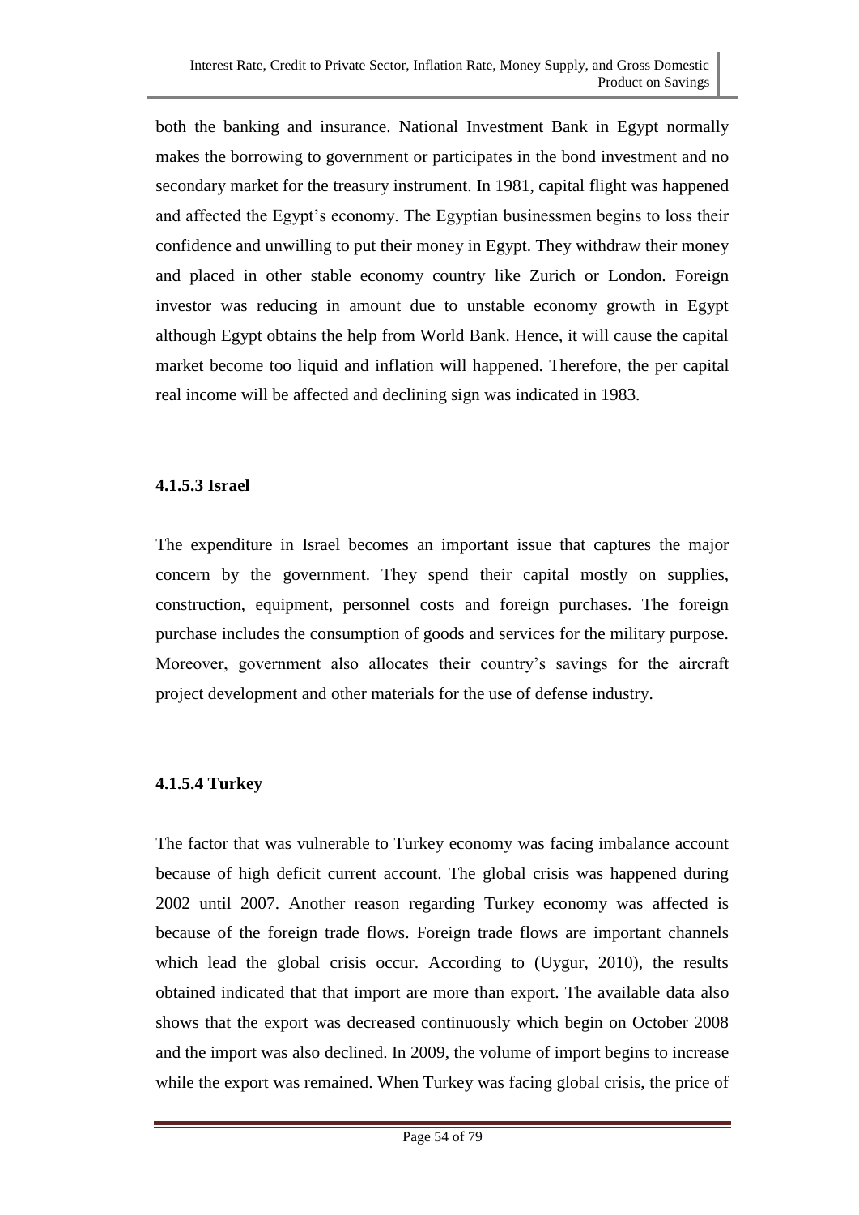both the banking and insurance. National Investment Bank in Egypt normally makes the borrowing to government or participates in the bond investment and no secondary market for the treasury instrument. In 1981, capital flight was happened and affected the Egypt's economy. The Egyptian businessmen begins to loss their confidence and unwilling to put their money in Egypt. They withdraw their money and placed in other stable economy country like Zurich or London. Foreign investor was reducing in amount due to unstable economy growth in Egypt although Egypt obtains the help from World Bank. Hence, it will cause the capital market become too liquid and inflation will happened. Therefore, the per capital real income will be affected and declining sign was indicated in 1983.

#### 4.1.5.3 Israel

The expenditure in Israel becomes an important issue that captures the major concern by the government. They spend their capital mostly on supplies, construction, equipment, personnel costs and foreign purchases. The foreign purchase includes the consumption of goods and services for the military purpose. Moreover, government also allocates their country's savings for the aircraft project development and other materials for the use of defense industry.

#### 4.1.5.4 Turkey

The factor that was vulnerable to Turkey economy was facing imbalance account because of high deficit current account. The global crisis was happened during 2002 until 2007. Another reason regarding Turkey economy was affected is because of the foreign trade flows. Foreign trade flows are important channels which lead the global crisis occur. According to (Uygur, 2010), the results obtained indicated that that import are more than export. The available data also shows that the export was decreased continuously which begin on October 2008 and the import was also declined. In 2009, the volume of import begins to increase while the export was remained. When Turkey was facing global crisis, the price of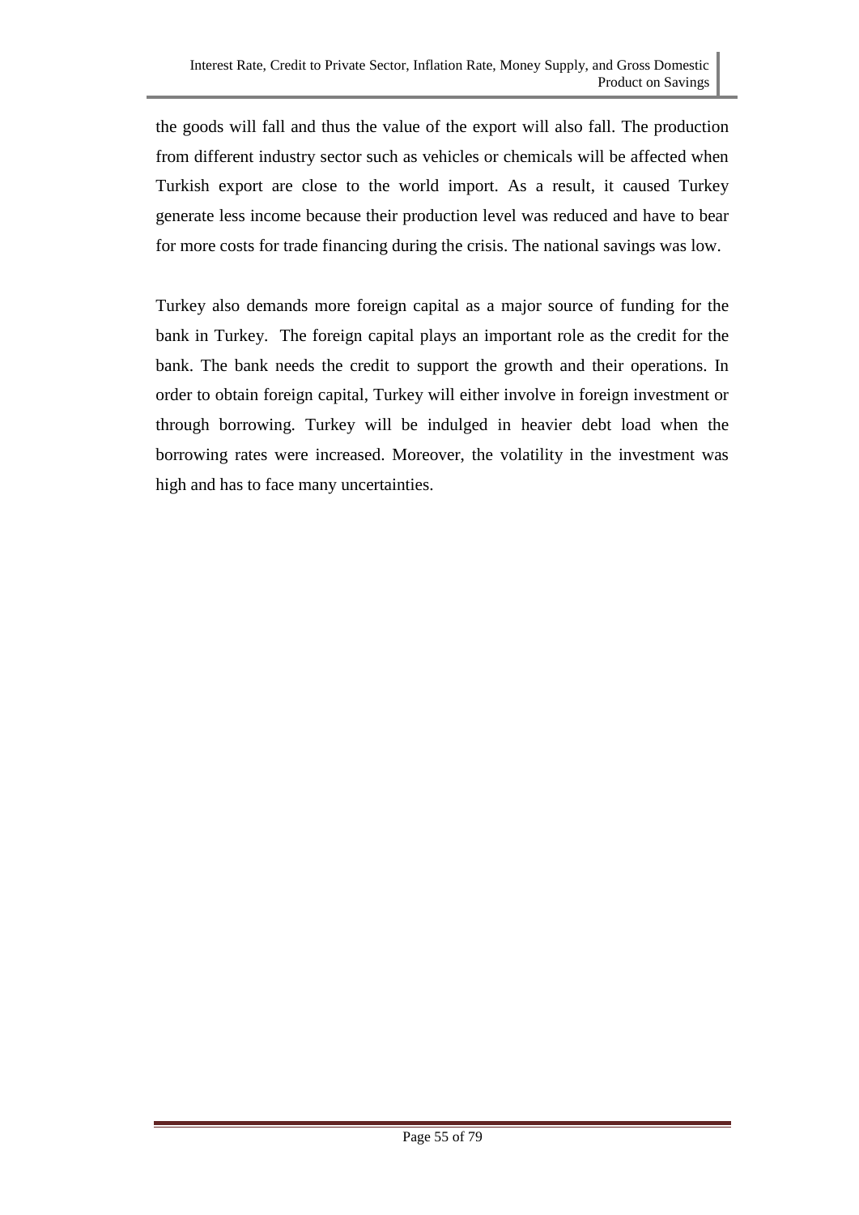the goods will fall and thus the value of the export will also fall. The production from different industry sector such as vehicles or chemicals will be affected when Turkish export are close to the world import. As a result, it caused Turkey generate less income because their production level was reduced and have to bear for more costs for trade financing during the crisis. The national savings was low.

Turkey also demands more foreign capital as a major source of funding for the bank in Turkey. The foreign capital plays an important role as the credit for the bank. The bank needs the credit to support the growth and their operations. In order to obtain foreign capital, Turkey will either involve in foreign investment or through borrowing. Turkey will be indulged in heavier debt load when the borrowing rates were increased. Moreover, the volatility in the investment was high and has to face many uncertainties.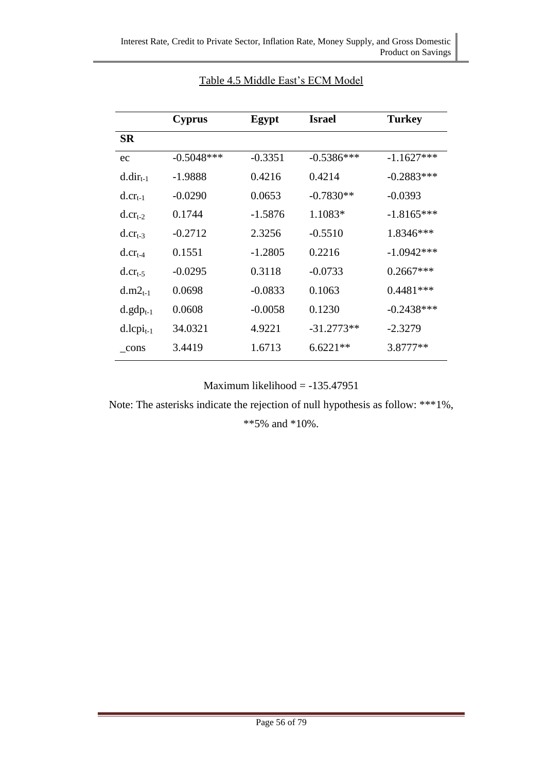Table 4.5 Middle East's ECM Model

| | **Cyprus** | **Egypt** | **Israel** | **Turkey** |
|---|---|---|---|---|
| **SR** | | | | |
| ec | -0.5048*** | -0.3351 | -0.5386*** | -1.1627*** |
| $d.dir_{t-1}$ | -1.9888 | 0.4216 | 0.4214 | -0.2883*** |
| $d.cr_{t-1}$ | -0.0290 | 0.0653 | -0.7830** | -0.0393 |
| $d.cr_{t-2}$ | 0.1744 | -1.5876 | 1.1083* | -1.8165*** |
| $d.cr_{t-3}$ | -0.2712 | 2.3256 | -0.5510 | 1.8346*** |
| $d.cr_{t-4}$ | 0.1551 | -1.2805 | 0.2216 | -1.0942*** |
| $d.cr_{t-5}$ | -0.0295 | 0.3118 | -0.0733 | 0.2667*** |
| $d.m2_{t-1}$ | 0.0698 | -0.0833 | 0.1063 | 0.4481*** |
| $d.gdp_{t-1}$ | 0.0608 | -0.0058 | 0.1230 | -0.2438*** |
| $d.lcpi_{t-1}$ | 34.0321 | 4.9221 | -31.2773** | -2.3279 |
| _cons | 3.4419 | 1.6713 | 6.6221** | 3.8777** |

Maximum likelihood = -135.47951

Note: The asterisks indicate the rejection of null hypothesis as follow: ***1%, **5% and *10%.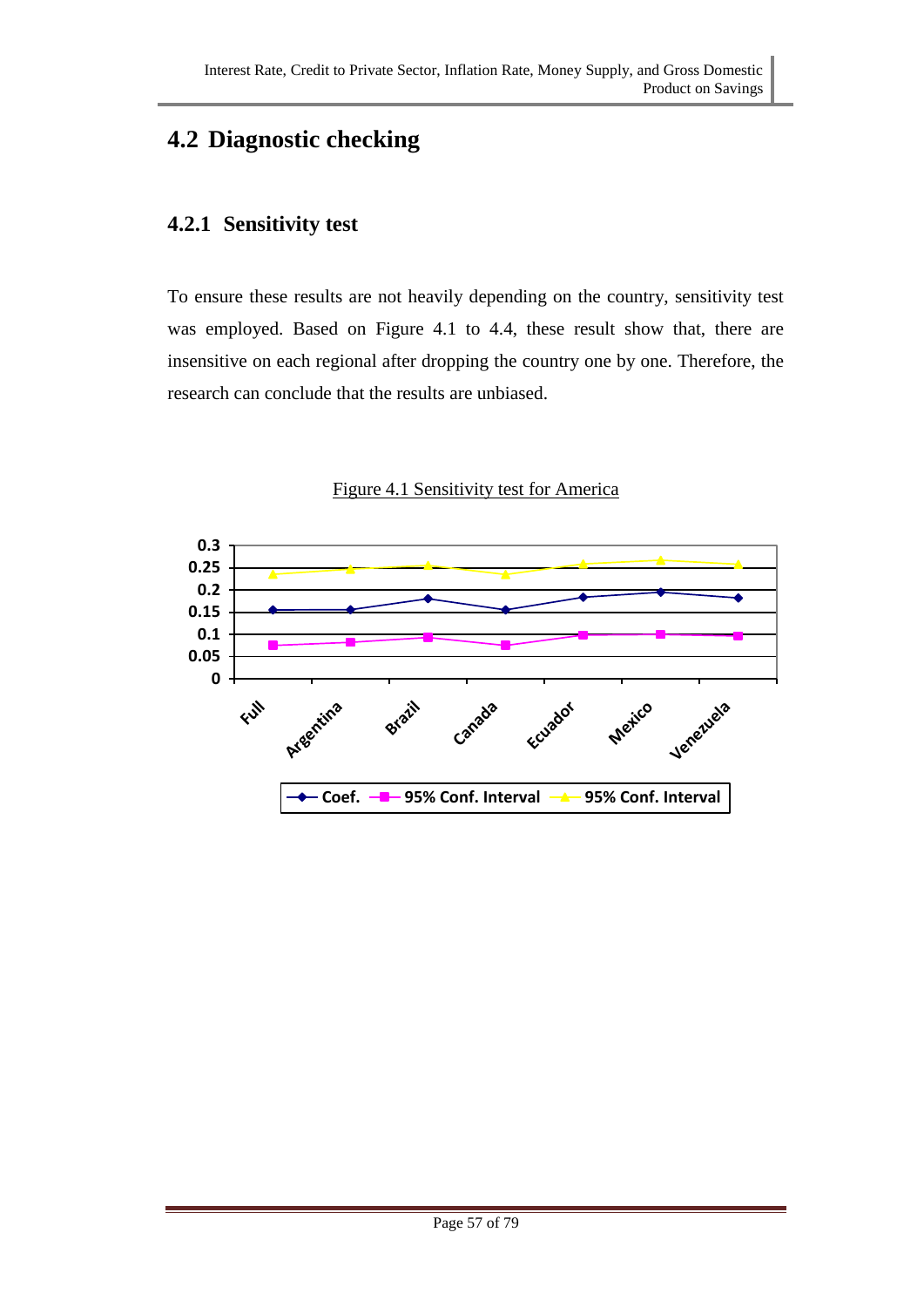## 4.2 Diagnostic checking

### 4.2.1 Sensitivity test

To ensure these results are not heavily depending on the country, sensitivity test was employed. Based on Figure 4.1 to 4.4, these result show that, there are insensitive on each regional after dropping the country one by one. Therefore, the research can conclude that the results are unbiased.

Figure 4.1 Sensitivity test for America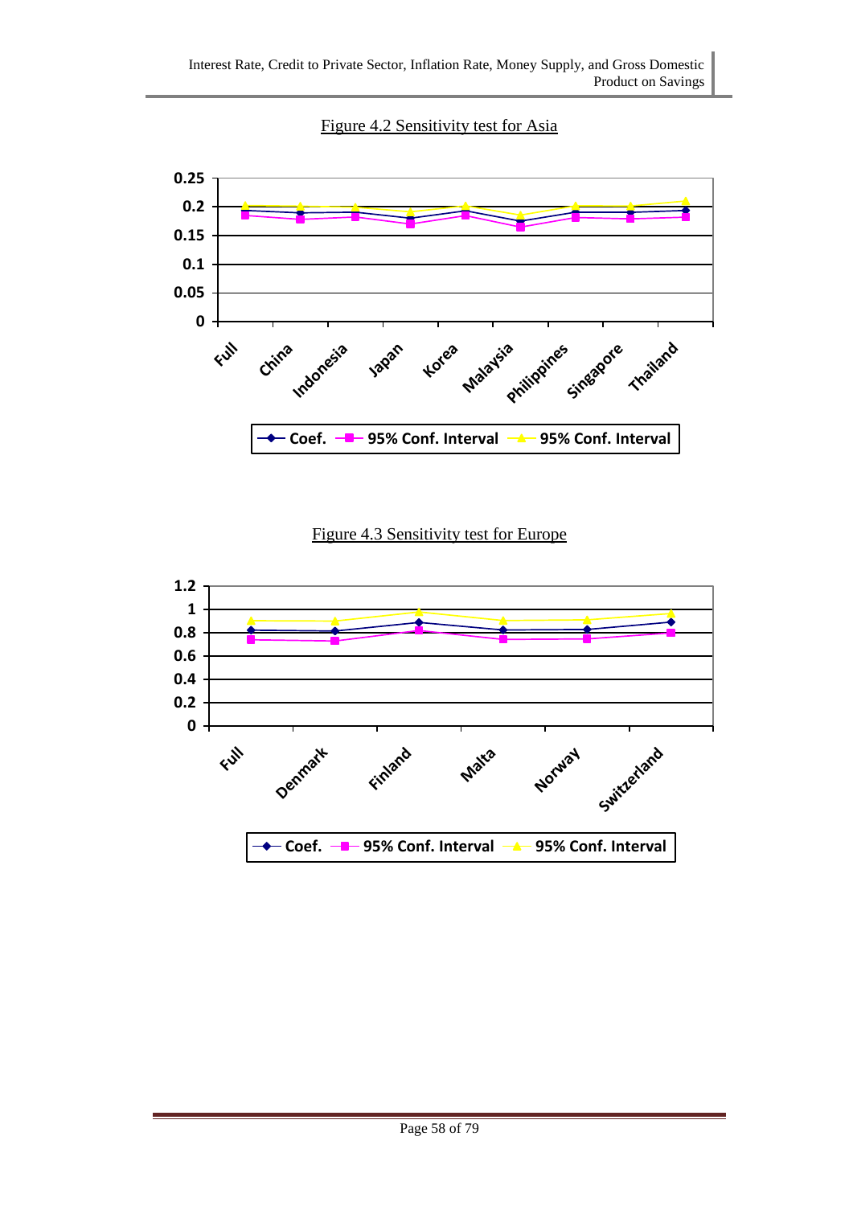Figure 4.2 Sensitivity test for Asia

Figure 4.3 Sensitivity test for Europe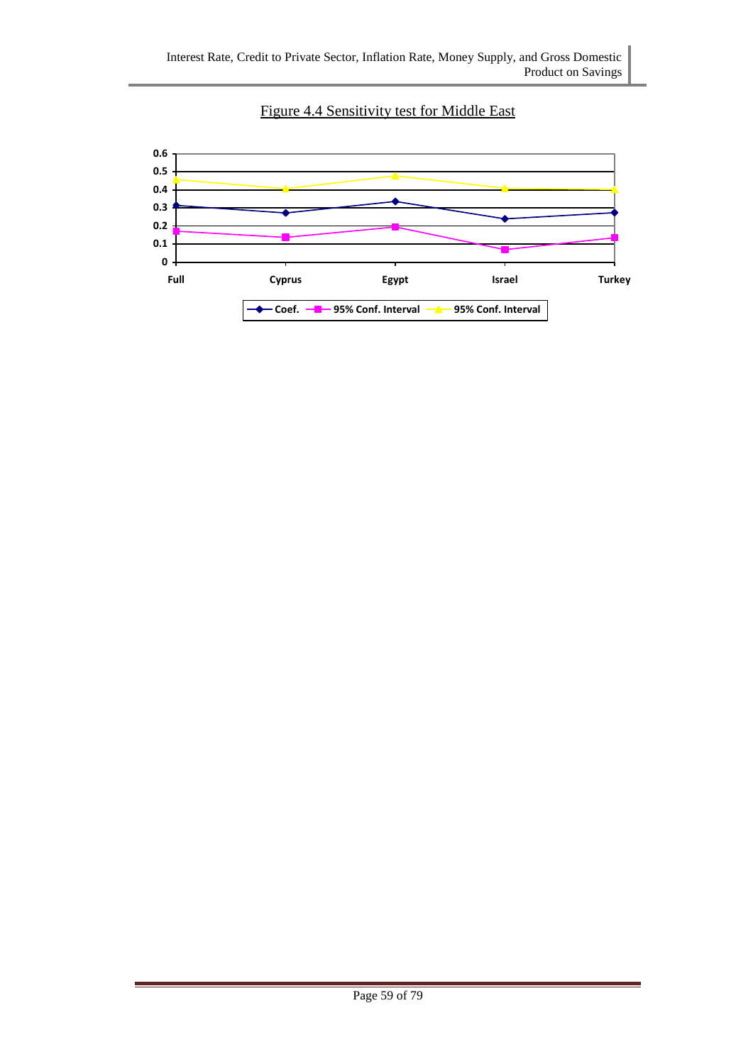Figure 4.4 Sensitivity test for Middle East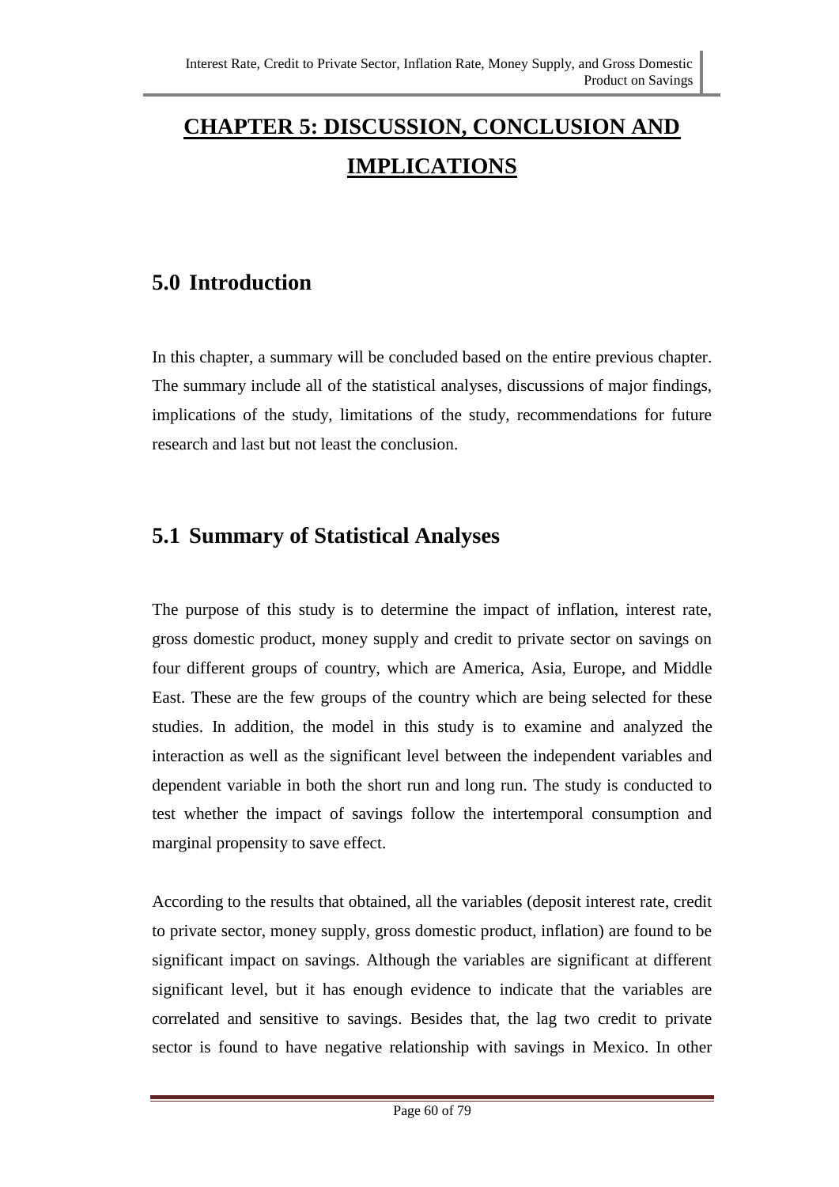# CHAPTER 5: DISCUSSION, CONCLUSION AND IMPLICATIONS

## 5.0 Introduction

In this chapter, a summary will be concluded based on the entire previous chapter. The summary include all of the statistical analyses, discussions of major findings, implications of the study, limitations of the study, recommendations for future research and last but not least the conclusion.

## 5.1 Summary of Statistical Analyses

The purpose of this study is to determine the impact of inflation, interest rate, gross domestic product, money supply and credit to private sector on savings on four different groups of country, which are America, Asia, Europe, and Middle East. These are the few groups of the country which are being selected for these studies. In addition, the model in this study is to examine and analyzed the interaction as well as the significant level between the independent variables and dependent variable in both the short run and long run. The study is conducted to test whether the impact of savings follow the intertemporal consumption and marginal propensity to save effect.

According to the results that obtained, all the variables (deposit interest rate, credit to private sector, money supply, gross domestic product, inflation) are found to be significant impact on savings. Although the variables are significant at different significant level, but it has enough evidence to indicate that the variables are correlated and sensitive to savings. Besides that, the lag two credit to private sector is found to have negative relationship with savings in Mexico. In other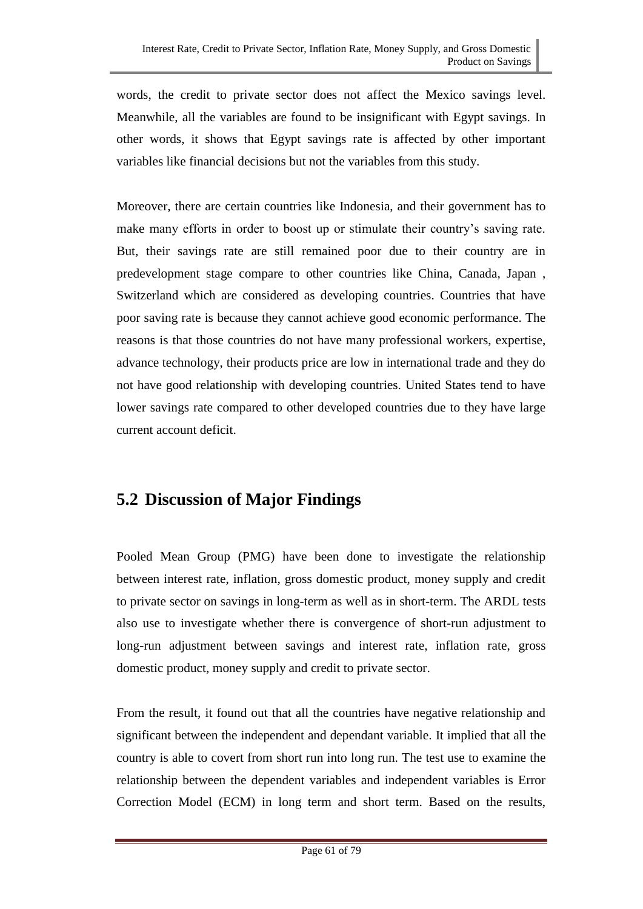words, the credit to private sector does not affect the Mexico savings level. Meanwhile, all the variables are found to be insignificant with Egypt savings. In other words, it shows that Egypt savings rate is affected by other important variables like financial decisions but not the variables from this study.

Moreover, there are certain countries like Indonesia, and their government has to make many efforts in order to boost up or stimulate their country's saving rate. But, their savings rate are still remained poor due to their country are in predevelopment stage compare to other countries like China, Canada, Japan , Switzerland which are considered as developing countries. Countries that have poor saving rate is because they cannot achieve good economic performance. The reasons is that those countries do not have many professional workers, expertise, advance technology, their products price are low in international trade and they do not have good relationship with developing countries. United States tend to have lower savings rate compared to other developed countries due to they have large current account deficit.

## 5.2 Discussion of Major Findings

Pooled Mean Group (PMG) have been done to investigate the relationship between interest rate, inflation, gross domestic product, money supply and credit to private sector on savings in long-term as well as in short-term. The ARDL tests also use to investigate whether there is convergence of short-run adjustment to long-run adjustment between savings and interest rate, inflation rate, gross domestic product, money supply and credit to private sector.

From the result, it found out that all the countries have negative relationship and significant between the independent and dependant variable. It implied that all the country is able to covert from short run into long run. The test use to examine the relationship between the dependent variables and independent variables is Error Correction Model (ECM) in long term and short term. Based on the results,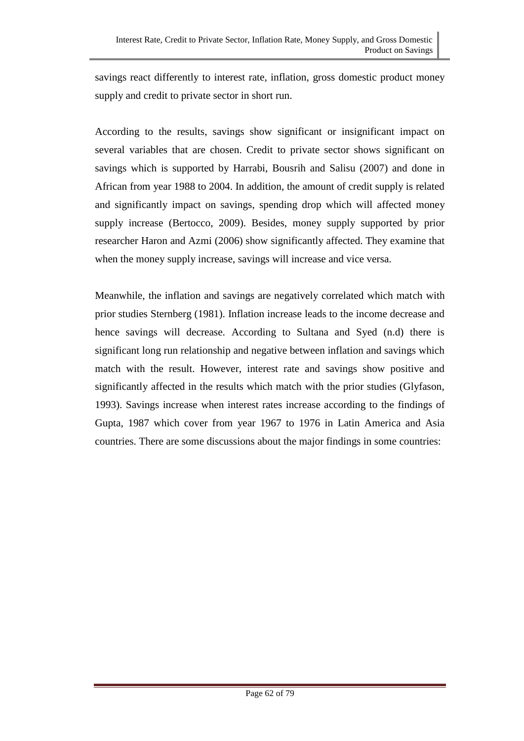savings react differently to interest rate, inflation, gross domestic product money supply and credit to private sector in short run.

According to the results, savings show significant or insignificant impact on several variables that are chosen. Credit to private sector shows significant on savings which is supported by Harrabi, Bousrih and Salisu (2007) and done in African from year 1988 to 2004. In addition, the amount of credit supply is related and significantly impact on savings, spending drop which will affected money supply increase (Bertocco, 2009). Besides, money supply supported by prior researcher Haron and Azmi (2006) show significantly affected. They examine that when the money supply increase, savings will increase and vice versa.

Meanwhile, the inflation and savings are negatively correlated which match with prior studies Sternberg (1981). Inflation increase leads to the income decrease and hence savings will decrease. According to Sultana and Syed (n.d) there is significant long run relationship and negative between inflation and savings which match with the result. However, interest rate and savings show positive and significantly affected in the results which match with the prior studies (Glyfason, 1993). Savings increase when interest rates increase according to the findings of Gupta, 1987 which cover from year 1967 to 1976 in Latin America and Asia countries. There are some discussions about the major findings in some countries: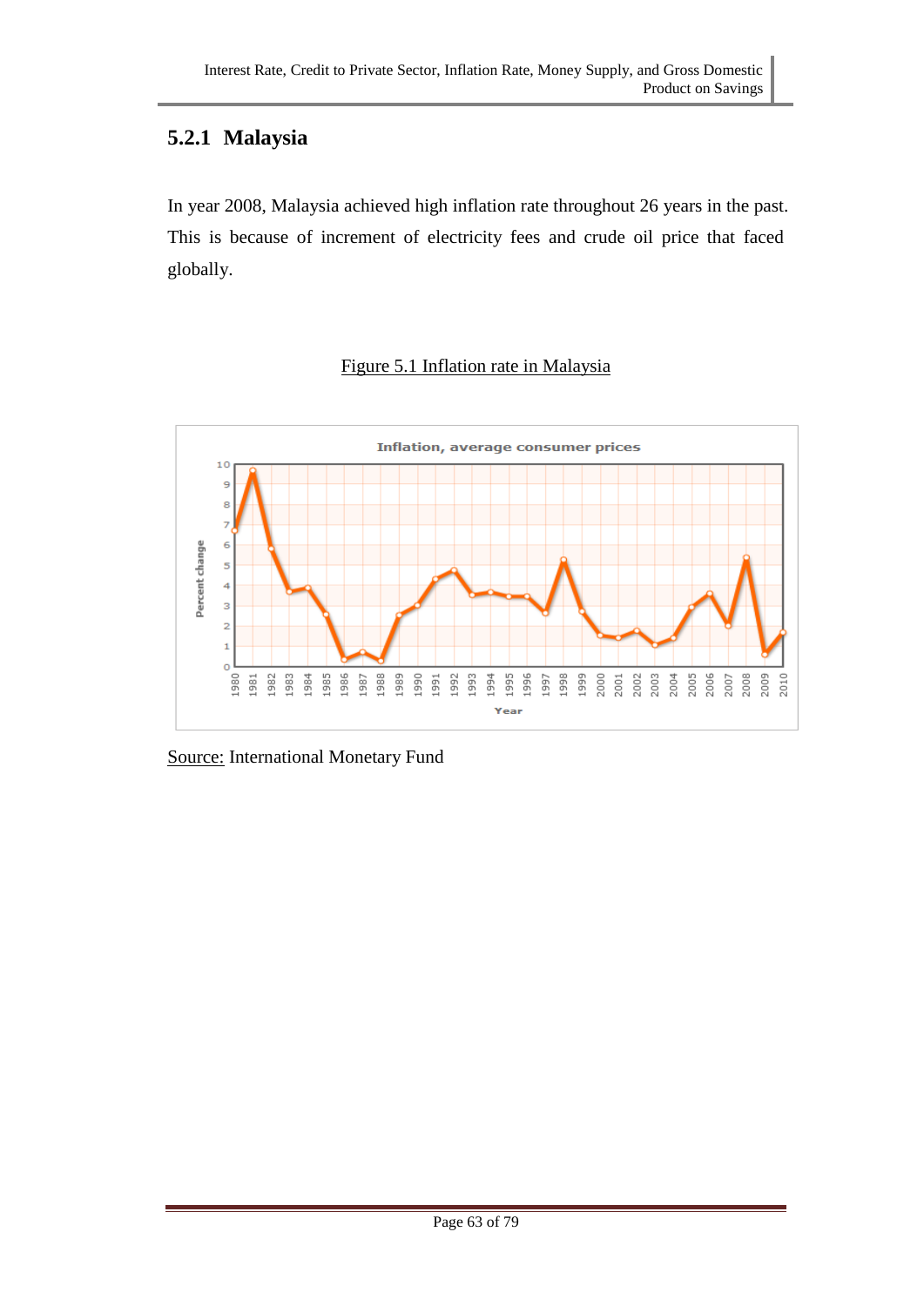### 5.2.1 Malaysia

In year 2008, Malaysia achieved high inflation rate throughout 26 years in the past. This is because of increment of electricity fees and crude oil price that faced globally.

Figure 5.1 Inflation rate in Malaysia

Source: International Monetary Fund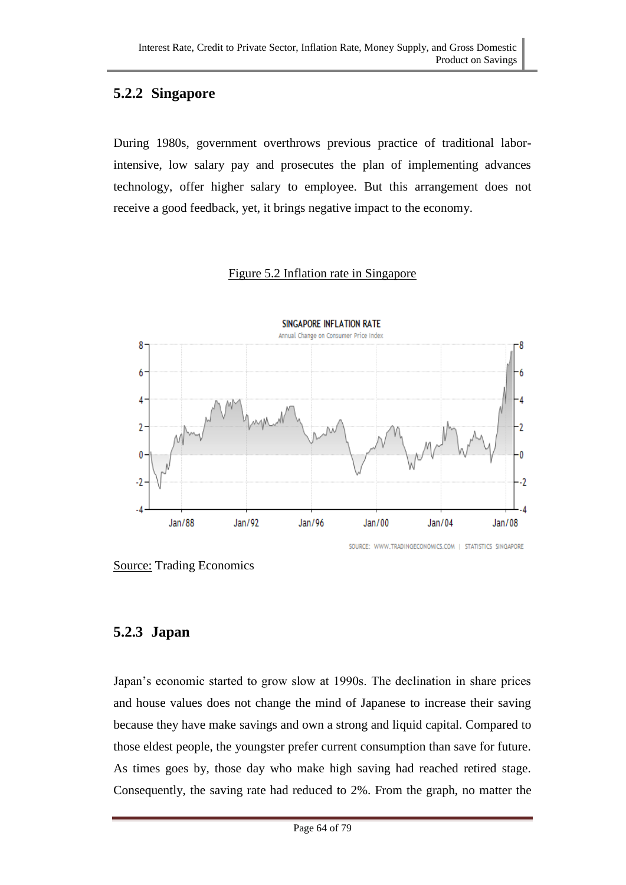### 5.2.2 Singapore

During 1980s, government overthrows previous practice of traditional labor-intensive, low salary pay and prosecutes the plan of implementing advances technology, offer higher salary to employee. But this arrangement does not receive a good feedback, yet, it brings negative impact to the economy.

Figure 5.2 Inflation rate in Singapore

Source: Trading Economics

### 5.2.3 Japan

Japan's economic started to grow slow at 1990s. The declination in share prices and house values does not change the mind of Japanese to increase their saving because they have make savings and own a strong and liquid capital. Compared to those eldest people, the youngster prefer current consumption than save for future. As times goes by, those day who make high saving had reached retired stage. Consequently, the saving rate had reduced to 2%. From the graph, no matter the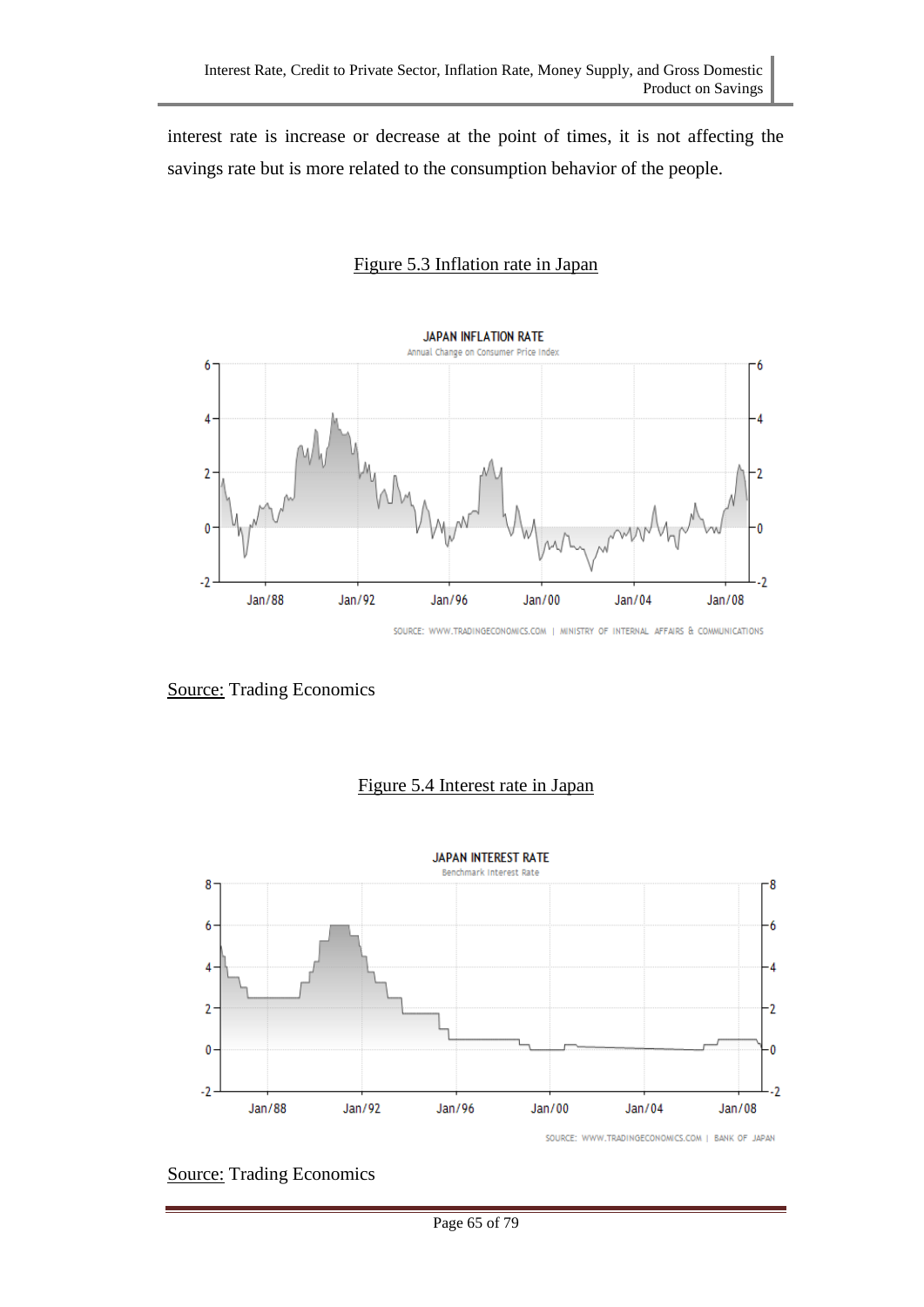interest rate is increase or decrease at the point of times, it is not affecting the savings rate but is more related to the consumption behavior of the people.

Figure 5.3 Inflation rate in Japan

Source: Trading Economics

Figure 5.4 Interest rate in Japan

Source: Trading Economics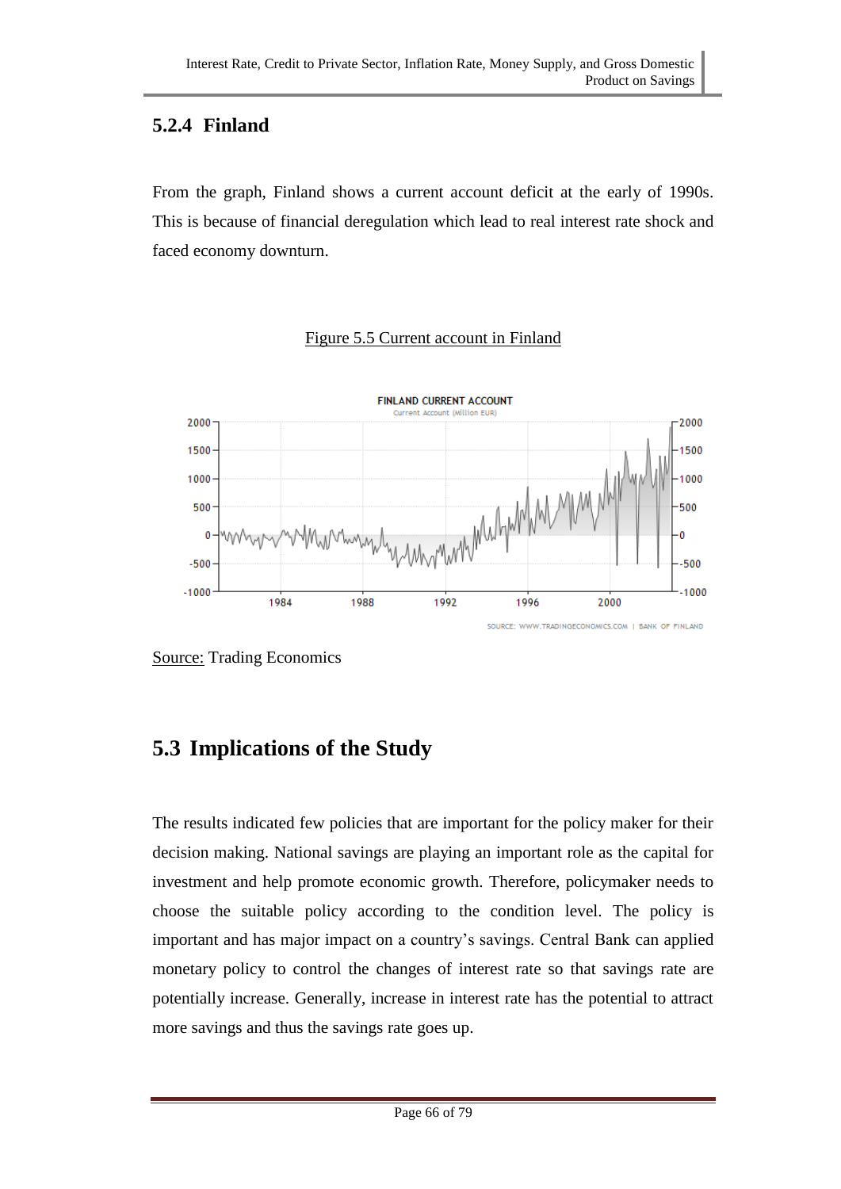### 5.2.4 Finland

From the graph, Finland shows a current account deficit at the early of 1990s. This is because of financial deregulation which lead to real interest rate shock and faced economy downturn.

Figure 5.5 Current account in Finland

Source: Trading Economics

## 5.3 Implications of the Study

The results indicated few policies that are important for the policy maker for their decision making. National savings are playing an important role as the capital for investment and help promote economic growth. Therefore, policymaker needs to choose the suitable policy according to the condition level. The policy is important and has major impact on a country's savings. Central Bank can applied monetary policy to control the changes of interest rate so that savings rate are potentially increase. Generally, increase in interest rate has the potential to attract more savings and thus the savings rate goes up.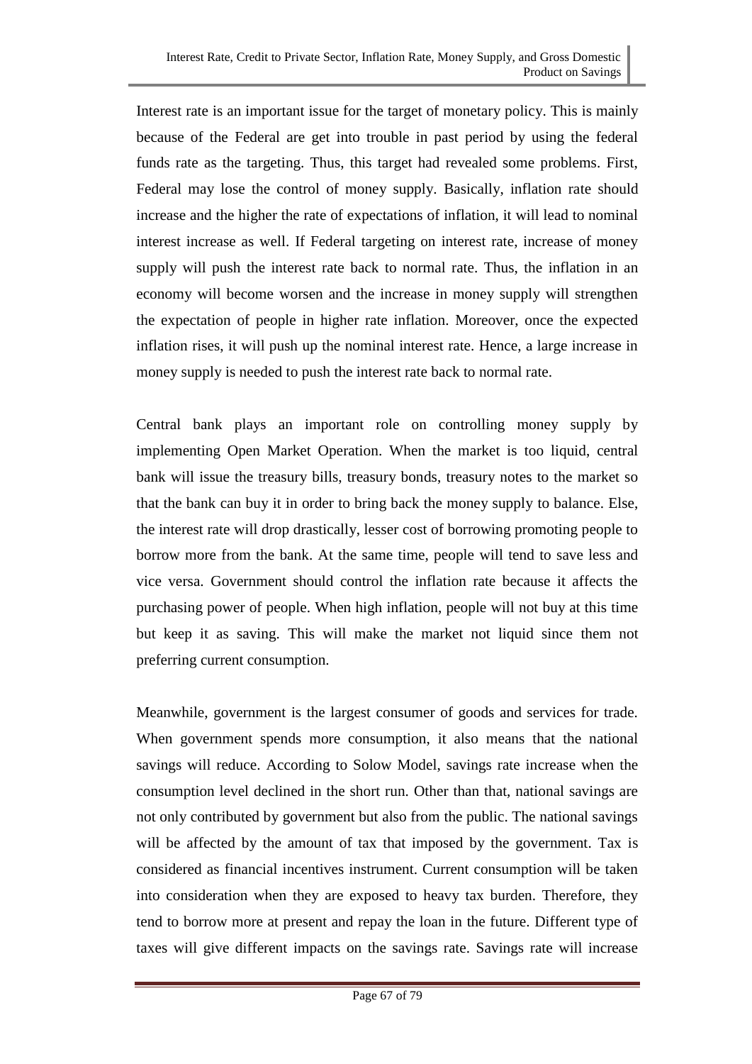Interest rate is an important issue for the target of monetary policy. This is mainly because of the Federal are get into trouble in past period by using the federal funds rate as the targeting. Thus, this target had revealed some problems. First, Federal may lose the control of money supply. Basically, inflation rate should increase and the higher the rate of expectations of inflation, it will lead to nominal interest increase as well. If Federal targeting on interest rate, increase of money supply will push the interest rate back to normal rate. Thus, the inflation in an economy will become worsen and the increase in money supply will strengthen the expectation of people in higher rate inflation. Moreover, once the expected inflation rises, it will push up the nominal interest rate. Hence, a large increase in money supply is needed to push the interest rate back to normal rate.

Central bank plays an important role on controlling money supply by implementing Open Market Operation. When the market is too liquid, central bank will issue the treasury bills, treasury bonds, treasury notes to the market so that the bank can buy it in order to bring back the money supply to balance. Else, the interest rate will drop drastically, lesser cost of borrowing promoting people to borrow more from the bank. At the same time, people will tend to save less and vice versa. Government should control the inflation rate because it affects the purchasing power of people. When high inflation, people will not buy at this time but keep it as saving. This will make the market not liquid since them not preferring current consumption.

Meanwhile, government is the largest consumer of goods and services for trade. When government spends more consumption, it also means that the national savings will reduce. According to Solow Model, savings rate increase when the consumption level declined in the short run. Other than that, national savings are not only contributed by government but also from the public. The national savings will be affected by the amount of tax that imposed by the government. Tax is considered as financial incentives instrument. Current consumption will be taken into consideration when they are exposed to heavy tax burden. Therefore, they tend to borrow more at present and repay the loan in the future. Different type of taxes will give different impacts on the savings rate. Savings rate will increase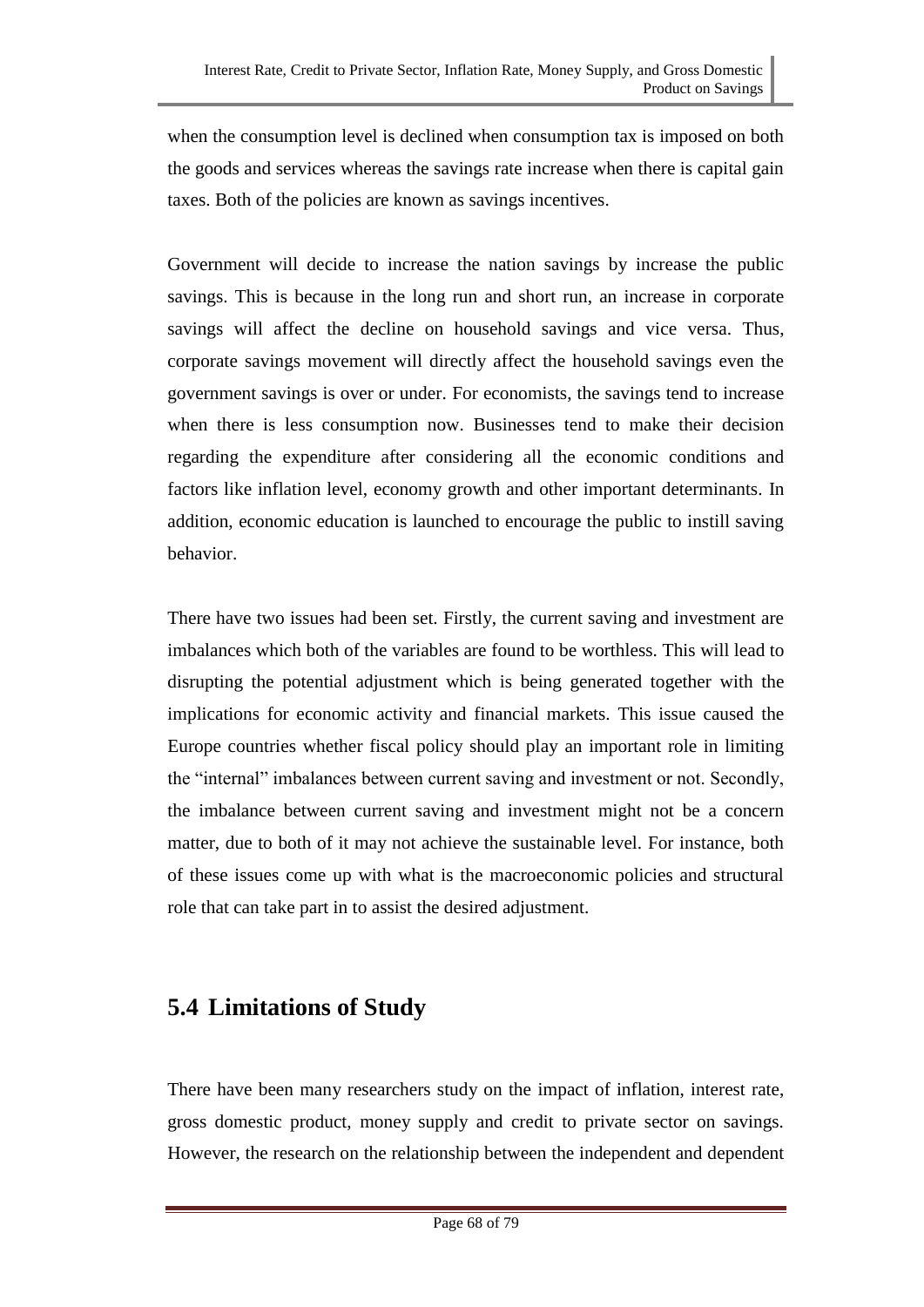when the consumption level is declined when consumption tax is imposed on both the goods and services whereas the savings rate increase when there is capital gain taxes. Both of the policies are known as savings incentives.

Government will decide to increase the nation savings by increase the public savings. This is because in the long run and short run, an increase in corporate savings will affect the decline on household savings and vice versa. Thus, corporate savings movement will directly affect the household savings even the government savings is over or under. For economists, the savings tend to increase when there is less consumption now. Businesses tend to make their decision regarding the expenditure after considering all the economic conditions and factors like inflation level, economy growth and other important determinants. In addition, economic education is launched to encourage the public to instill saving behavior.

There have two issues had been set. Firstly, the current saving and investment are imbalances which both of the variables are found to be worthless. This will lead to disrupting the potential adjustment which is being generated together with the implications for economic activity and financial markets. This issue caused the Europe countries whether fiscal policy should play an important role in limiting the "internal" imbalances between current saving and investment or not. Secondly, the imbalance between current saving and investment might not be a concern matter, due to both of it may not achieve the sustainable level. For instance, both of these issues come up with what is the macroeconomic policies and structural role that can take part in to assist the desired adjustment.

## 5.4 Limitations of Study

There have been many researchers study on the impact of inflation, interest rate, gross domestic product, money supply and credit to private sector on savings. However, the research on the relationship between the independent and dependent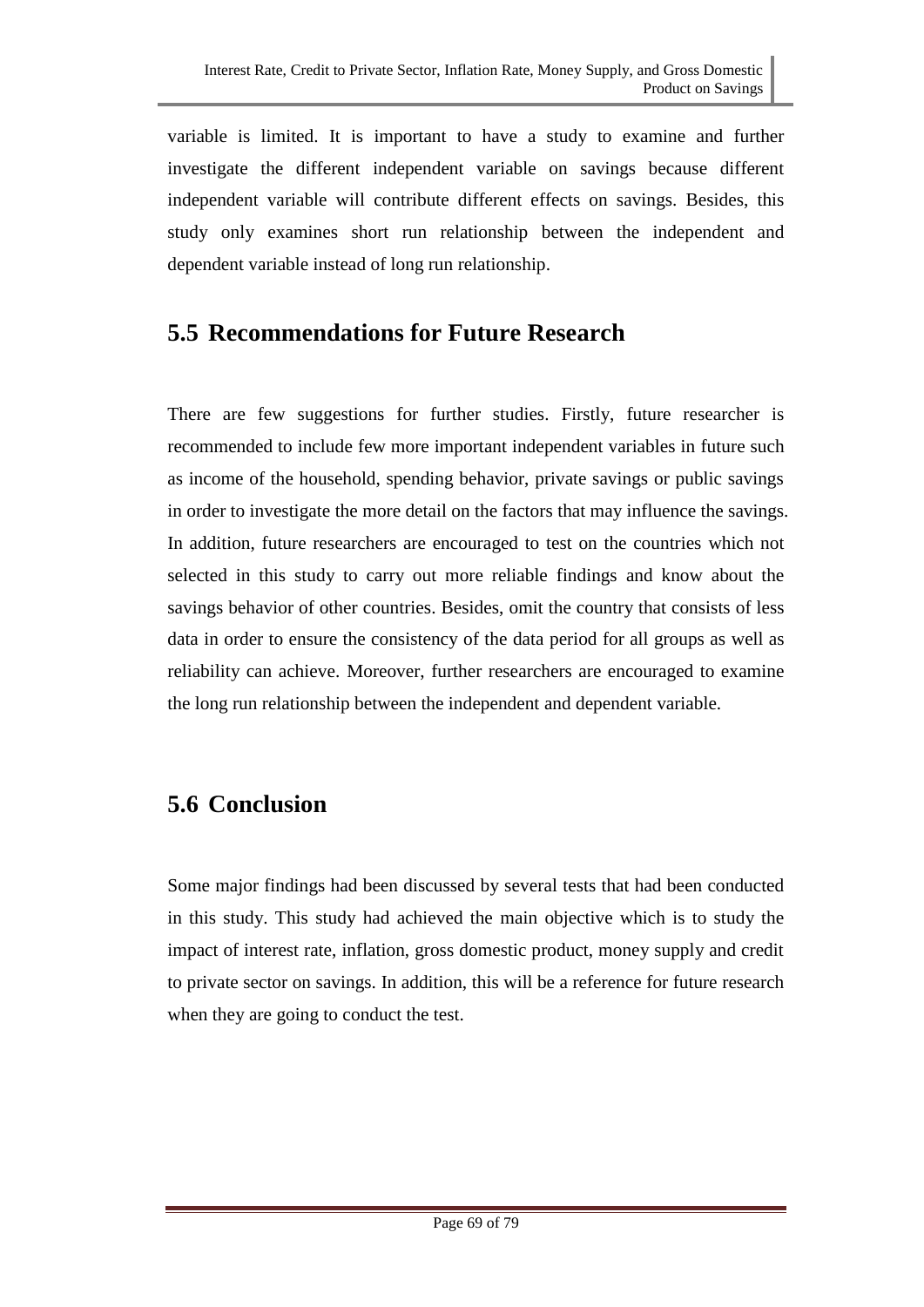variable is limited. It is important to have a study to examine and further investigate the different independent variable on savings because different independent variable will contribute different effects on savings. Besides, this study only examines short run relationship between the independent and dependent variable instead of long run relationship.

## 5.5 Recommendations for Future Research

There are few suggestions for further studies. Firstly, future researcher is recommended to include few more important independent variables in future such as income of the household, spending behavior, private savings or public savings in order to investigate the more detail on the factors that may influence the savings. In addition, future researchers are encouraged to test on the countries which not selected in this study to carry out more reliable findings and know about the savings behavior of other countries. Besides, omit the country that consists of less data in order to ensure the consistency of the data period for all groups as well as reliability can achieve. Moreover, further researchers are encouraged to examine the long run relationship between the independent and dependent variable.

## 5.6 Conclusion

Some major findings had been discussed by several tests that had been conducted in this study. This study had achieved the main objective which is to study the impact of interest rate, inflation, gross domestic product, money supply and credit to private sector on savings. In addition, this will be a reference for future research when they are going to conduct the test.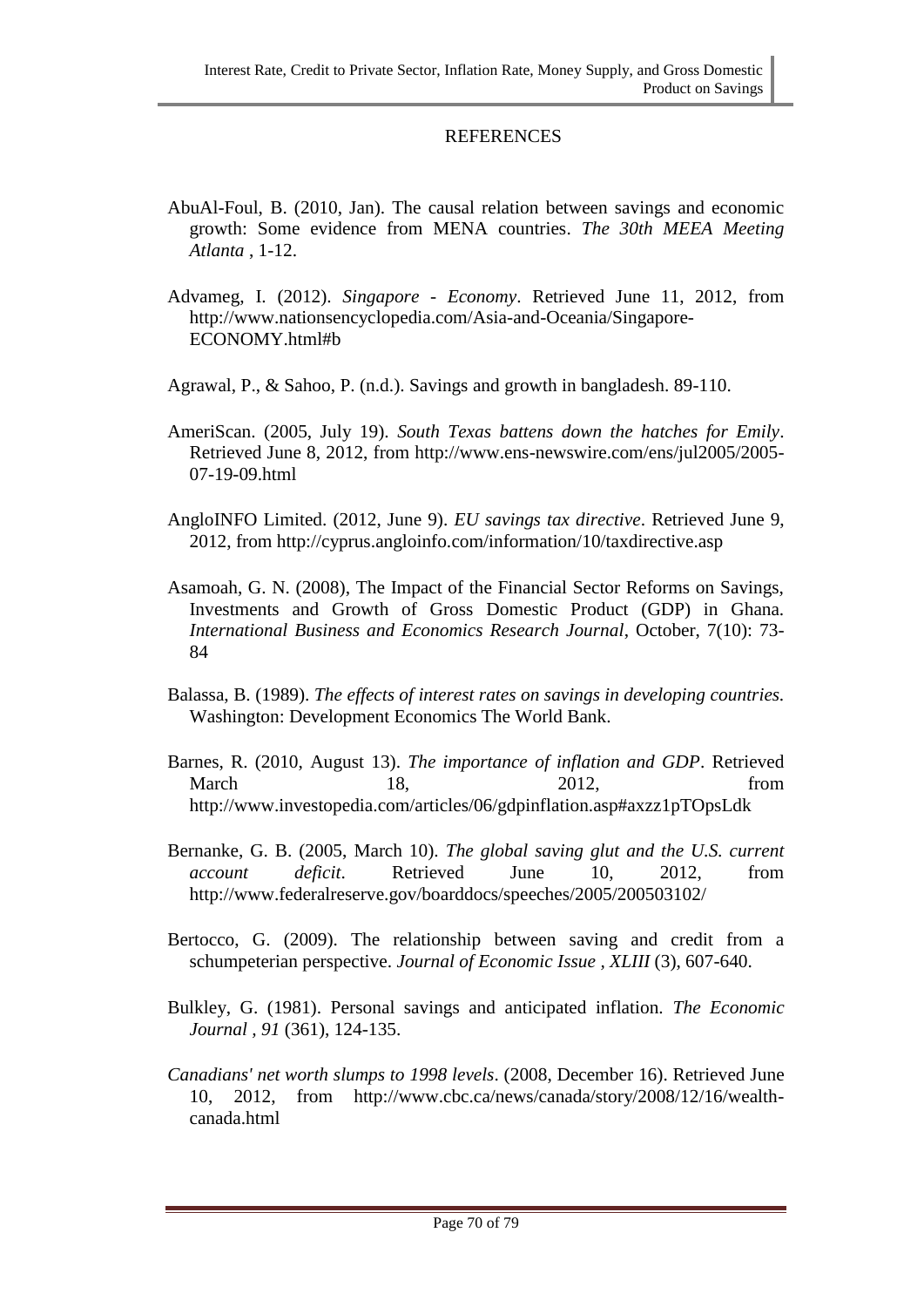# REFERENCES

AbuAl-Foul, B. (2010, Jan). The causal relation between savings and economic growth: Some evidence from MENA countries. *The 30th MEEA Meeting Atlanta* , 1-12.

Advameg, I. (2012). *Singapore - Economy*. Retrieved June 11, 2012, from http://www.nationsencyclopedia.com/Asia-and-Oceania/Singapore-ECONOMY.html#b

Agrawal, P., & Sahoo, P. (n.d.). Savings and growth in bangladesh. 89-110.

AmeriScan. (2005, July 19). *South Texas battens down the hatches for Emily*. Retrieved June 8, 2012, from http://www.ens-newswire.com/ens/jul2005/2005-07-19-09.html

AngloINFO Limited. (2012, June 9). *EU savings tax directive*. Retrieved June 9, 2012, from http://cyprus.angloinfo.com/information/10/taxdirective.asp

Asamoah, G. N. (2008), The Impact of the Financial Sector Reforms on Savings, Investments and Growth of Gross Domestic Product (GDP) in Ghana. *International Business and Economics Research Journal*, October, 7(10): 73-84

Balassa, B. (1989). *The effects of interest rates on savings in developing countries.* Washington: Development Economics The World Bank.

Barnes, R. (2010, August 13). *The importance of inflation and GDP*. Retrieved March 18, 2012, from http://www.investopedia.com/articles/06/gdpinflation.asp#axzz1pTOpsLdk

Bernanke, G. B. (2005, March 10). *The global saving glut and the U.S. current account deficit*. Retrieved June 10, 2012, from http://www.federalreserve.gov/boarddocs/speeches/2005/200503102/

Bertocco, G. (2009). The relationship between saving and credit from a schumpeterian perspective. *Journal of Economic Issue , XLIII* (3), 607-640.

Bulkley, G. (1981). Personal savings and anticipated inflation. *The Economic Journal , 91* (361), 124-135.

*Canadians' net worth slumps to 1998 levels*. (2008, December 16). Retrieved June 10, 2012, from http://www.cbc.ca/news/canada/story/2008/12/16/wealth-canada.html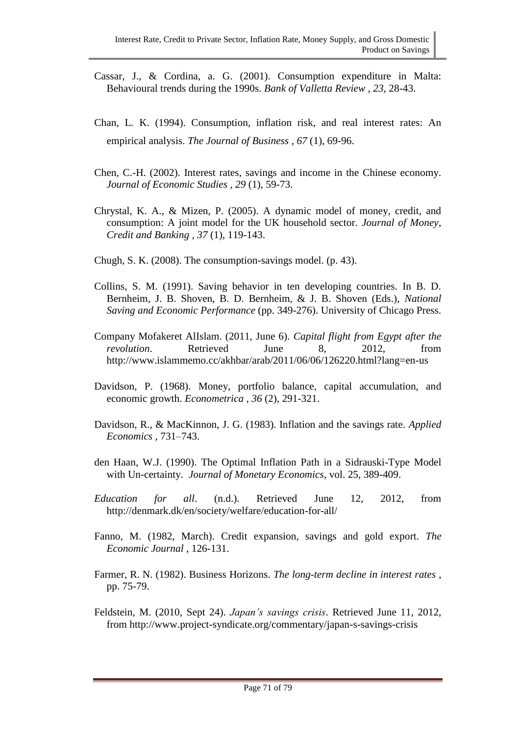Cassar, J., & Cordina, a. G. (2001). Consumption expenditure in Malta: Behavioural trends during the 1990s. *Bank of Valletta Review , 23*, 28-43.

Chan, L. K. (1994). Consumption, inflation risk, and real interest rates: An empirical analysis. *The Journal of Business , 67* (1), 69-96.

Chen, C.-H. (2002). Interest rates, savings and income in the Chinese economy. *Journal of Economic Studies , 29* (1), 59-73.

Chrystal, K. A., & Mizen, P. (2005). A dynamic model of money, credit, and consumption: A joint model for the UK household sector. *Journal of Money, Credit and Banking , 37* (1), 119-143.

Chugh, S. K. (2008). The consumption-savings model. (p. 43).

Collins, S. M. (1991). Saving behavior in ten developing countries. In B. D. Bernheim, J. B. Shoven, B. D. Bernheim, & J. B. Shoven (Eds.), *National Saving and Economic Performance* (pp. 349-276). University of Chicago Press.

Company Mofakeret AlIslam. (2011, June 6). *Capital flight from Egypt after the revolution*. Retrieved June 8, 2012, from http://www.islammemo.cc/akhbar/arab/2011/06/06/126220.html?lang=en-us

Davidson, P. (1968). Money, portfolio balance, capital accumulation, and economic growth. *Econometrica , 36* (2), 291-321.

Davidson, R., & MacKinnon, J. G. (1983). Inflation and the savings rate. *Applied Economics* , 731–743.

den Haan, W.J. (1990). The Optimal Inflation Path in a Sidrauski-Type Model with Un-certainty. *Journal of Monetary Economics*, vol. 25, 389-409.

*Education for all*. (n.d.). Retrieved June 12, 2012, from http://denmark.dk/en/society/welfare/education-for-all/

Fanno, M. (1982, March). Credit expansion, savings and gold export. *The Economic Journal* , 126-131.

Farmer, R. N. (1982). Business Horizons. *The long-term decline in interest rates* , pp. 75-79.

Feldstein, M. (2010, Sept 24). *Japan's savings crisis*. Retrieved June 11, 2012, from http://www.project-syndicate.org/commentary/japan-s-savings-crisis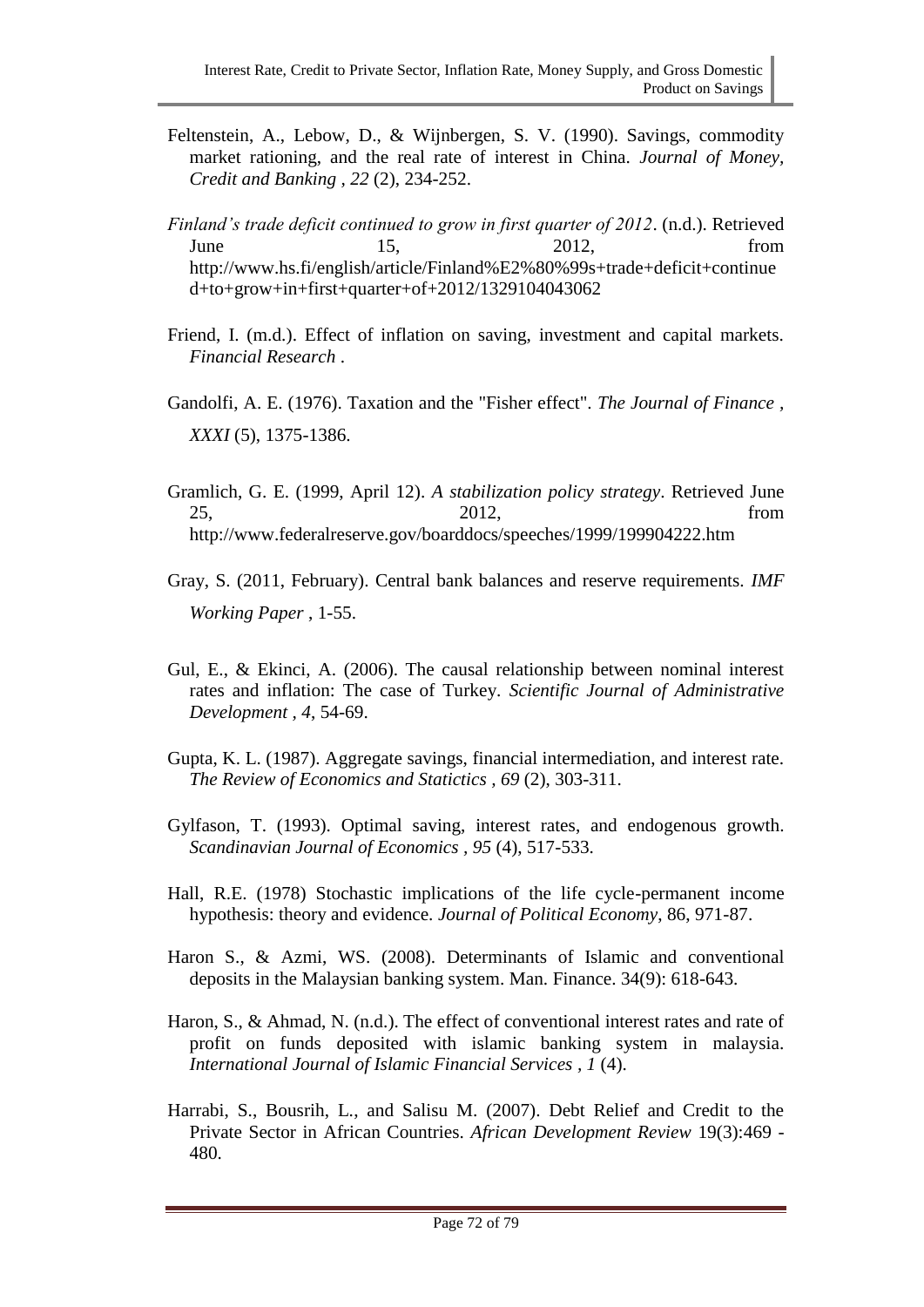Feltenstein, A., Lebow, D., & Wijnbergen, S. V. (1990). Savings, commodity market rationing, and the real rate of interest in China. *Journal of Money, Credit and Banking , 22* (2), 234-252.

*Finland's trade deficit continued to grow in first quarter of 2012*. (n.d.). Retrieved June 15, 2012, from http://www.hs.fi/english/article/Finland%E2%80%99s+trade+deficit+continued+to+grow+in+first+quarter+of+2012/1329104043062

Friend, I. (m.d.). Effect of inflation on saving, investment and capital markets. *Financial Research* .

Gandolfi, A. E. (1976). Taxation and the "Fisher effect". *The Journal of Finance , XXXI* (5), 1375-1386.

Gramlich, G. E. (1999, April 12). *A stabilization policy strategy*. Retrieved June 25, 2012, from http://www.federalreserve.gov/boarddocs/speeches/1999/199904222.htm

Gray, S. (2011, February). Central bank balances and reserve requirements. *IMF Working Paper* , 1-55.

Gul, E., & Ekinci, A. (2006). The causal relationship between nominal interest rates and inflation: The case of Turkey. *Scientific Journal of Administrative Development , 4*, 54-69.

Gupta, K. L. (1987). Aggregate savings, financial intermediation, and interest rate. *The Review of Economics and Statictics , 69* (2), 303-311.

Gylfason, T. (1993). Optimal saving, interest rates, and endogenous growth. *Scandinavian Journal of Economics , 95* (4), 517-533.

Hall, R.E. (1978) Stochastic implications of the life cycle-permanent income hypothesis: theory and evidence. *Journal of Political Economy*, 86, 971-87.

Haron S., & Azmi, WS. (2008). Determinants of Islamic and conventional deposits in the Malaysian banking system. Man. Finance. 34(9): 618-643.

Haron, S., & Ahmad, N. (n.d.). The effect of conventional interest rates and rate of profit on funds deposited with islamic banking system in malaysia. *International Journal of Islamic Financial Services , 1* (4).

Harrabi, S., Bousrih, L., and Salisu M. (2007). Debt Relief and Credit to the Private Sector in African Countries. *African Development Review* 19(3):469 - 480.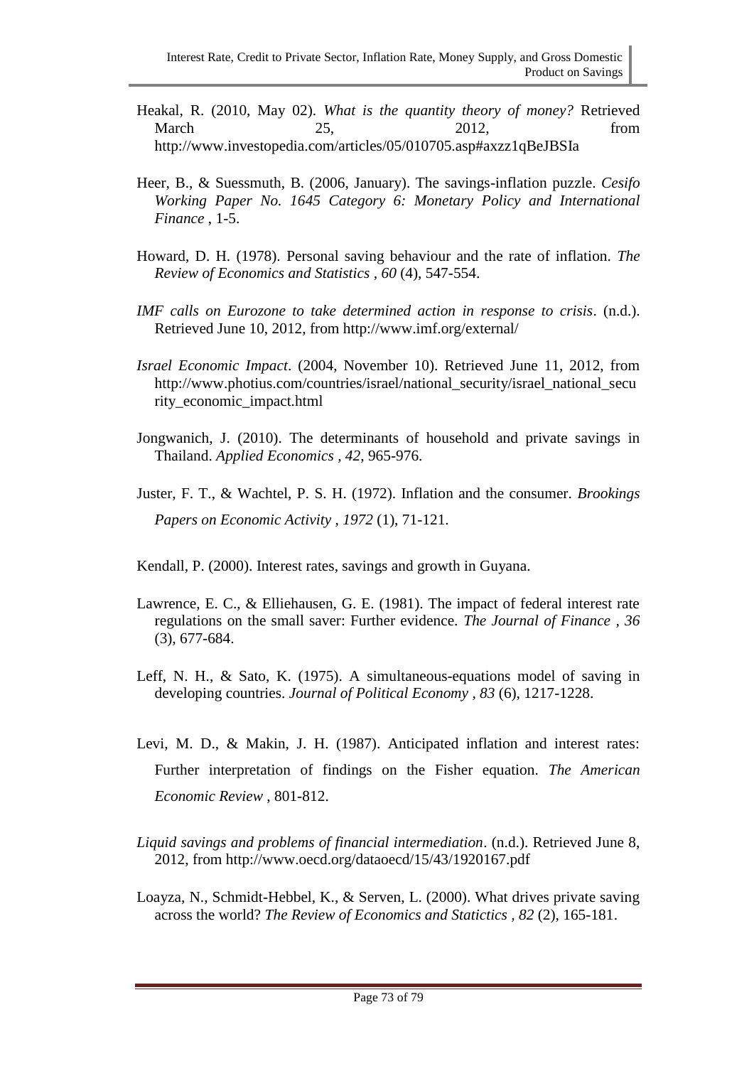Heakal, R. (2010, May 02). *What is the quantity theory of money?* Retrieved March 25, 2012, from http://www.investopedia.com/articles/05/010705.asp#axzz1qBeJBSIa

Heer, B., & Suessmuth, B. (2006, January). The savings-inflation puzzle. *Cesifo Working Paper No. 1645 Category 6: Monetary Policy and International Finance* , 1-5.

Howard, D. H. (1978). Personal saving behaviour and the rate of inflation. *The Review of Economics and Statistics , 60* (4), 547-554.

*IMF calls on Eurozone to take determined action in response to crisis*. (n.d.). Retrieved June 10, 2012, from http://www.imf.org/external/

*Israel Economic Impact*. (2004, November 10). Retrieved June 11, 2012, from http://www.photius.com/countries/israel/national_security/israel_national_security_economic_impact.html

Jongwanich, J. (2010). The determinants of household and private savings in Thailand. *Applied Economics , 42*, 965-976.

Juster, F. T., & Wachtel, P. S. H. (1972). Inflation and the consumer. *Brookings Papers on Economic Activity , 1972* (1), 71-121.

Kendall, P. (2000). Interest rates, savings and growth in Guyana.

Lawrence, E. C., & Elliehausen, G. E. (1981). The impact of federal interest rate regulations on the small saver: Further evidence. *The Journal of Finance , 36* (3), 677-684.

Leff, N. H., & Sato, K. (1975). A simultaneous-equations model of saving in developing countries. *Journal of Political Economy , 83* (6), 1217-1228.

Levi, M. D., & Makin, J. H. (1987). Anticipated inflation and interest rates: Further interpretation of findings on the Fisher equation. *The American Economic Review* , 801-812.

*Liquid savings and problems of financial intermediation*. (n.d.). Retrieved June 8, 2012, from http://www.oecd.org/dataoecd/15/43/1920167.pdf

Loayza, N., Schmidt-Hebbel, K., & Serven, L. (2000). What drives private saving across the world? *The Review of Economics and Statictics , 82* (2), 165-181.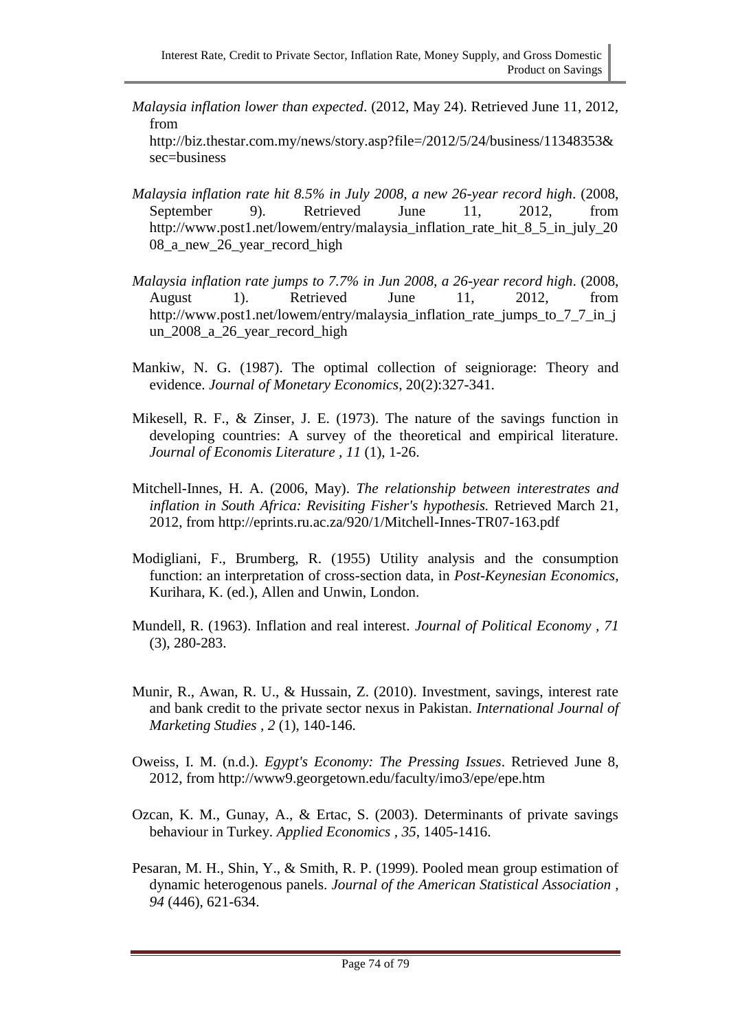*Malaysia inflation lower than expected*. (2012, May 24). Retrieved June 11, 2012, from http://biz.thestar.com.my/news/story.asp?file=/2012/5/24/business/11348353&sec=business

*Malaysia inflation rate hit 8.5% in July 2008, a new 26-year record high*. (2008, September 9). Retrieved June 11, 2012, from http://www.post1.net/lowem/entry/malaysia_inflation_rate_hit_8_5_in_july_2008_a_new_26_year_record_high

*Malaysia inflation rate jumps to 7.7% in Jun 2008, a 26-year record high*. (2008, August 1). Retrieved June 11, 2012, from http://www.post1.net/lowem/entry/malaysia_inflation_rate_jumps_to_7_7_in_jun_2008_a_26_year_record_high

Mankiw, N. G. (1987). The optimal collection of seigniorage: Theory and evidence. *Journal of Monetary Economics*, 20(2):327-341.

Mikesell, R. F., & Zinser, J. E. (1973). The nature of the savings function in developing countries: A survey of the theoretical and empirical literature. *Journal of Economis Literature , 11* (1), 1-26.

Mitchell-Innes, H. A. (2006, May). *The relationship between interestrates and inflation in South Africa: Revisiting Fisher's hypothesis.* Retrieved March 21, 2012, from http://eprints.ru.ac.za/920/1/Mitchell-Innes-TR07-163.pdf

Modigliani, F., Brumberg, R. (1955) Utility analysis and the consumption function: an interpretation of cross-section data, in *Post-Keynesian Economics*, Kurihara, K. (ed.), Allen and Unwin, London.

Mundell, R. (1963). Inflation and real interest. *Journal of Political Economy , 71* (3), 280-283.

Munir, R., Awan, R. U., & Hussain, Z. (2010). Investment, savings, interest rate and bank credit to the private sector nexus in Pakistan. *International Journal of Marketing Studies , 2* (1), 140-146.

Oweiss, I. M. (n.d.). *Egypt's Economy: The Pressing Issues*. Retrieved June 8, 2012, from http://www9.georgetown.edu/faculty/imo3/epe/epe.htm

Ozcan, K. M., Gunay, A., & Ertac, S. (2003). Determinants of private savings behaviour in Turkey. *Applied Economics , 35*, 1405-1416.

Pesaran, M. H., Shin, Y., & Smith, R. P. (1999). Pooled mean group estimation of dynamic heterogenous panels. *Journal of the American Statistical Association , 94* (446), 621-634.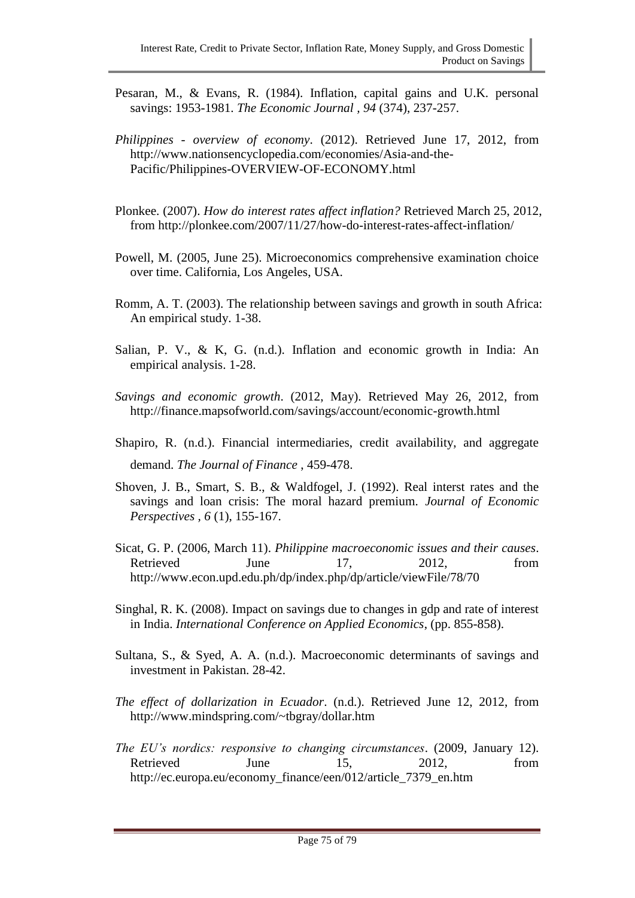Pesaran, M., & Evans, R. (1984). Inflation, capital gains and U.K. personal savings: 1953-1981. *The Economic Journal , 94* (374), 237-257.

*Philippines - overview of economy*. (2012). Retrieved June 17, 2012, from http://www.nationsencyclopedia.com/economies/Asia-and-the-Pacific/Philippines-OVERVIEW-OF-ECONOMY.html

Plonkee. (2007). *How do interest rates affect inflation?* Retrieved March 25, 2012, from http://plonkee.com/2007/11/27/how-do-interest-rates-affect-inflation/

Powell, M. (2005, June 25). Microeconomics comprehensive examination choice over time. California, Los Angeles, USA.

Romm, A. T. (2003). The relationship between savings and growth in south Africa: An empirical study. 1-38.

Salian, P. V., & K, G. (n.d.). Inflation and economic growth in India: An empirical analysis. 1-28.

*Savings and economic growth*. (2012, May). Retrieved May 26, 2012, from http://finance.mapsofworld.com/savings/account/economic-growth.html

Shapiro, R. (n.d.). Financial intermediaries, credit availability, and aggregate demand. *The Journal of Finance* , 459-478.

Shoven, J. B., Smart, S. B., & Waldfogel, J. (1992). Real interst rates and the savings and loan crisis: The moral hazard premium. *Journal of Economic Perspectives , 6* (1), 155-167.

Sicat, G. P. (2006, March 11). *Philippine macroeconomic issues and their causes*. Retrieved June 17, 2012, from http://www.econ.upd.edu.ph/dp/index.php/dp/article/viewFile/78/70

Singhal, R. K. (2008). Impact on savings due to changes in gdp and rate of interest in India. *International Conference on Applied Economics*, (pp. 855-858).

Sultana, S., & Syed, A. A. (n.d.). Macroeconomic determinants of savings and investment in Pakistan. 28-42.

*The effect of dollarization in Ecuador*. (n.d.). Retrieved June 12, 2012, from http://www.mindspring.com/~tbgray/dollar.htm

*The EU's nordics: responsive to changing circumstances*. (2009, January 12). Retrieved June 15, 2012, from http://ec.europa.eu/economy_finance/een/012/article_7379_en.htm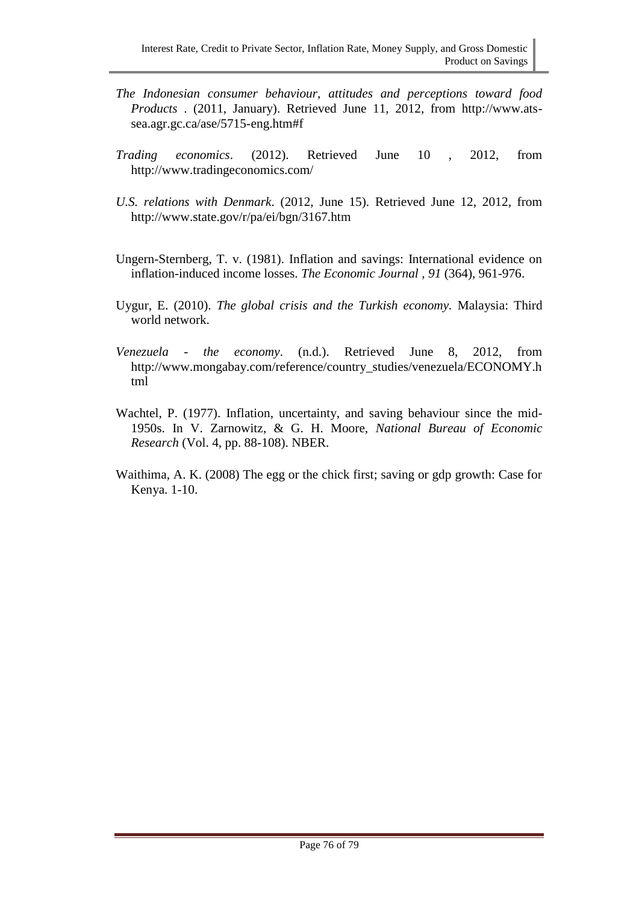*The Indonesian consumer behaviour, attitudes and perceptions toward food Products* . (2011, January). Retrieved June 11, 2012, from http://www.ats-sea.agr.gc.ca/ase/5715-eng.htm#f

*Trading economics*. (2012). Retrieved June 10 , 2012, from http://www.tradingeconomics.com/

*U.S. relations with Denmark*. (2012, June 15). Retrieved June 12, 2012, from http://www.state.gov/r/pa/ei/bgn/3167.htm

Ungern-Sternberg, T. v. (1981). Inflation and savings: International evidence on inflation-induced income losses. *The Economic Journal , 91* (364), 961-976.

Uygur, E. (2010). *The global crisis and the Turkish economy*. Malaysia: Third world network.

*Venezuela - the economy*. (n.d.). Retrieved June 8, 2012, from http://www.mongabay.com/reference/country_studies/venezuela/ECONOMY.html

Wachtel, P. (1977). Inflation, uncertainty, and saving behaviour since the mid-1950s. In V. Zarnowitz, & G. H. Moore, *National Bureau of Economic Research* (Vol. 4, pp. 88-108). NBER.

Waithima, A. K. (2008) The egg or the chick first; saving or gdp growth: Case for Kenya. 1-10.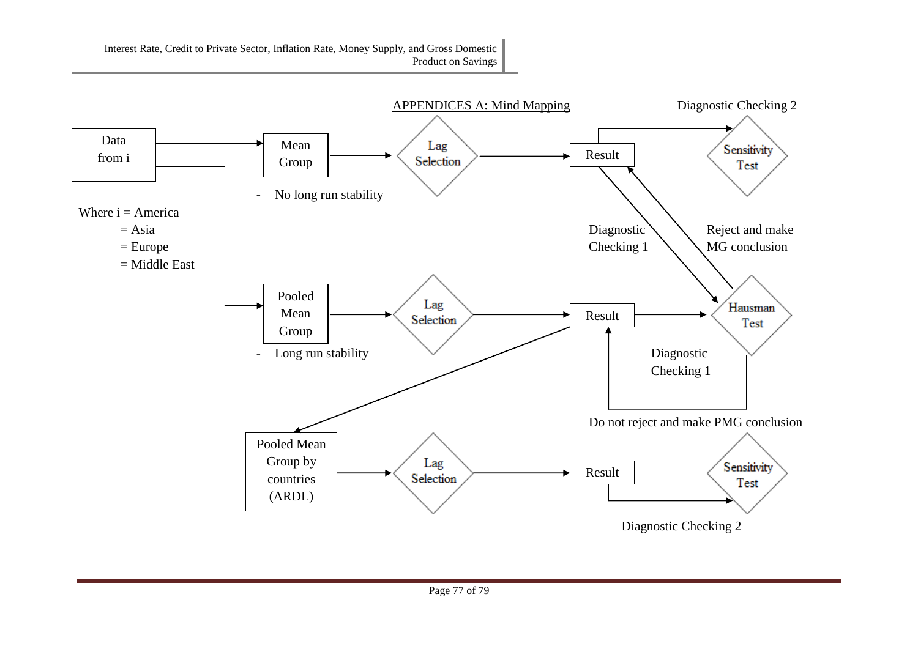## APPENDICES A: Mind Mapping

Data from i

Where i = America
= Asia
= Europe
= Middle East

Mean Group → Lag Selection → Result

- No long run stability

Pooled Mean Group → Lag Selection → Result → Hausman Test

- Long run stability

Diagnostic Checking 2

Sensitivity Test

Diagnostic Checking 1

Reject and make MG conclusion

Hausman Test

Diagnostic Checking 1

Do not reject and make PMG conclusion

Pooled Mean Group by countries (ARDL) → Lag Selection → Result → Sensitivity Test

Diagnostic Checking 2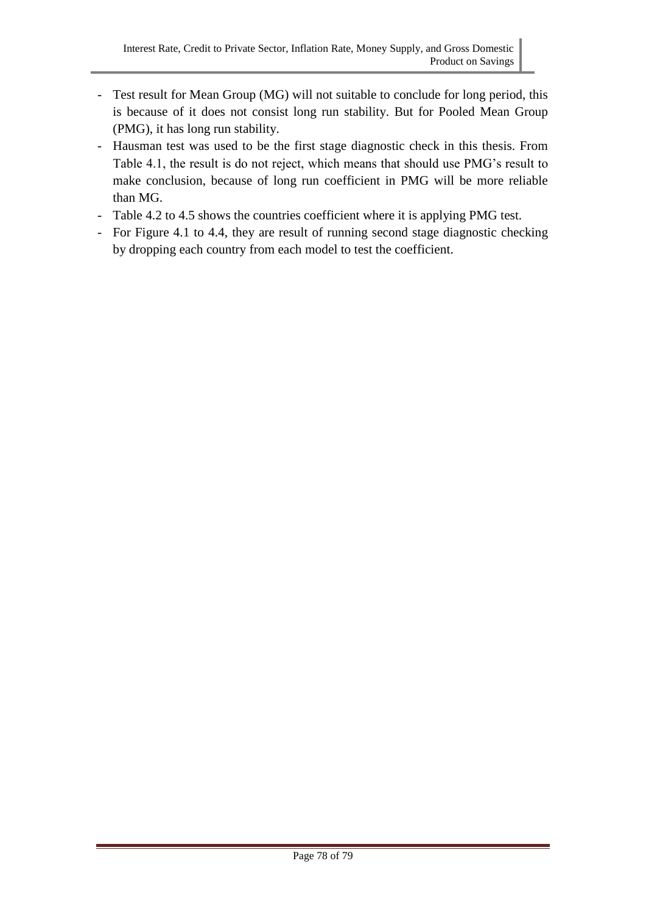- Test result for Mean Group (MG) will not suitable to conclude for long period, this is because of it does not consist long run stability. But for Pooled Mean Group (PMG), it has long run stability.
- Hausman test was used to be the first stage diagnostic check in this thesis. From Table 4.1, the result is do not reject, which means that should use PMG's result to make conclusion, because of long run coefficient in PMG will be more reliable than MG.
- Table 4.2 to 4.5 shows the countries coefficient where it is applying PMG test.
- For Figure 4.1 to 4.4, they are result of running second stage diagnostic checking by dropping each country from each model to test the coefficient.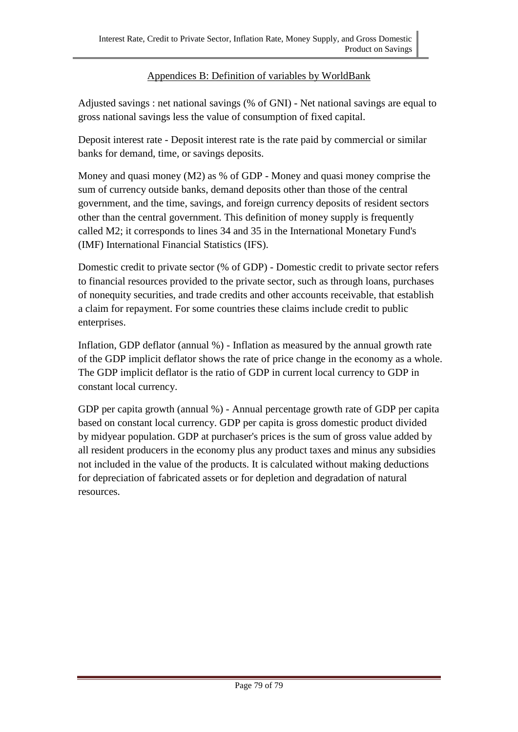## Appendices B: Definition of variables by WorldBank

Adjusted savings : net national savings (% of GNI) - Net national savings are equal to gross national savings less the value of consumption of fixed capital.

Deposit interest rate - Deposit interest rate is the rate paid by commercial or similar banks for demand, time, or savings deposits.

Money and quasi money (M2) as % of GDP - Money and quasi money comprise the sum of currency outside banks, demand deposits other than those of the central government, and the time, savings, and foreign currency deposits of resident sectors other than the central government. This definition of money supply is frequently called M2; it corresponds to lines 34 and 35 in the International Monetary Fund's (IMF) International Financial Statistics (IFS).

Domestic credit to private sector (% of GDP) - Domestic credit to private sector refers to financial resources provided to the private sector, such as through loans, purchases of nonequity securities, and trade credits and other accounts receivable, that establish a claim for repayment. For some countries these claims include credit to public enterprises.

Inflation, GDP deflator (annual %) - Inflation as measured by the annual growth rate of the GDP implicit deflator shows the rate of price change in the economy as a whole. The GDP implicit deflator is the ratio of GDP in current local currency to GDP in constant local currency.

GDP per capita growth (annual %) - Annual percentage growth rate of GDP per capita based on constant local currency. GDP per capita is gross domestic product divided by midyear population. GDP at purchaser's prices is the sum of gross value added by all resident producers in the economy plus any product taxes and minus any subsidies not included in the value of the products. It is calculated without making deductions for depreciation of fabricated assets or for depletion and degradation of natural resources.